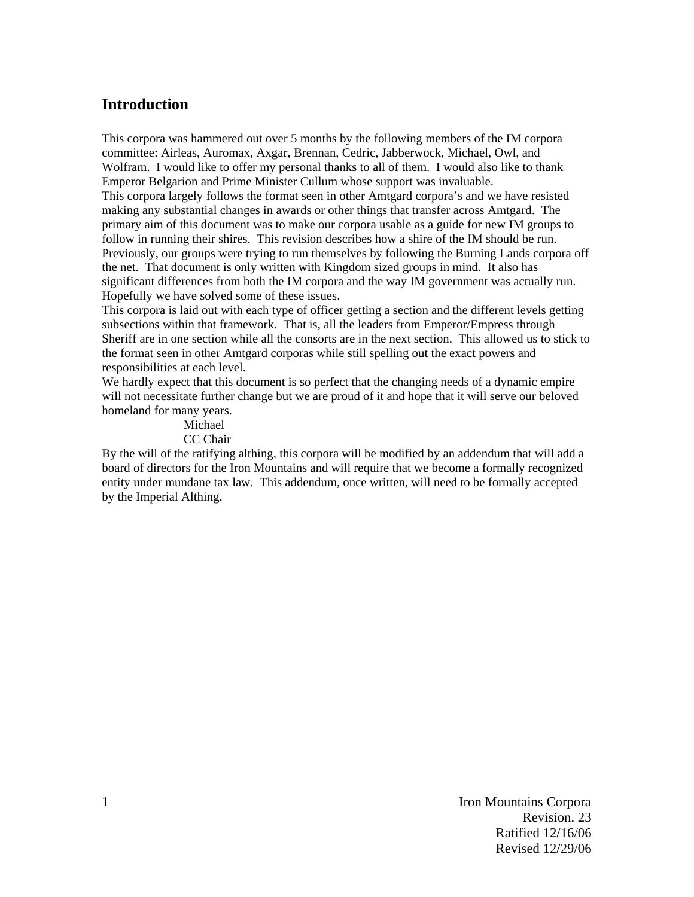## Introduction

This corpora was hammered out over 5 months by the following members of the IM corpora committee: Airleas, Auromax, Axgar, Brennan, Cedric, Jabberwock, Michael, Owl, and Wolfram. I would like to offer my personal thanks to all of them. I would also like to thank Emperor Belgarion and Prime Minister Cullum whose support was invaluable.

This corpora largely follows the format seen in other Amtgard corpora's and we have resisted making any substantial changes in awards or other things that transfer across Amtgard. The primary aim of this document was to make our corpora usable as a guide for new IM groups to follow in running their shires. This revision describes how a shire of the IM should be run. Previously, our groups were trying to run themselves by following the Burning Lands corpora off the net. That document is only written with Kingdom sized groups in mind. It also has significant differences from both the IM corpora and the way IM government was actually run. Hopefully we have solved some of these issues.

This corpora is laid out with each type of officer getting a section and the different levels getting subsections within that framework. That is, all the leaders from Emperor/Empress through Sheriff are in one section while all the consorts are in the next section. This allowed us to stick to the format seen in other Amtgard corporas while still spelling out the exact powers and responsibilities at each level.

We hardly expect that this document is so perfect that the changing needs of a dynamic empire will not necessitate further change but we are proud of it and hope that it will serve our beloved homeland for many years.

Michael
CC Chair

By the will of the ratifying althing, this corpora will be modified by an addendum that will add a board of directors for the Iron Mountains and will require that we become a formally recognized entity under mundane tax law. This addendum, once written, will need to be formally accepted by the Imperial Althing.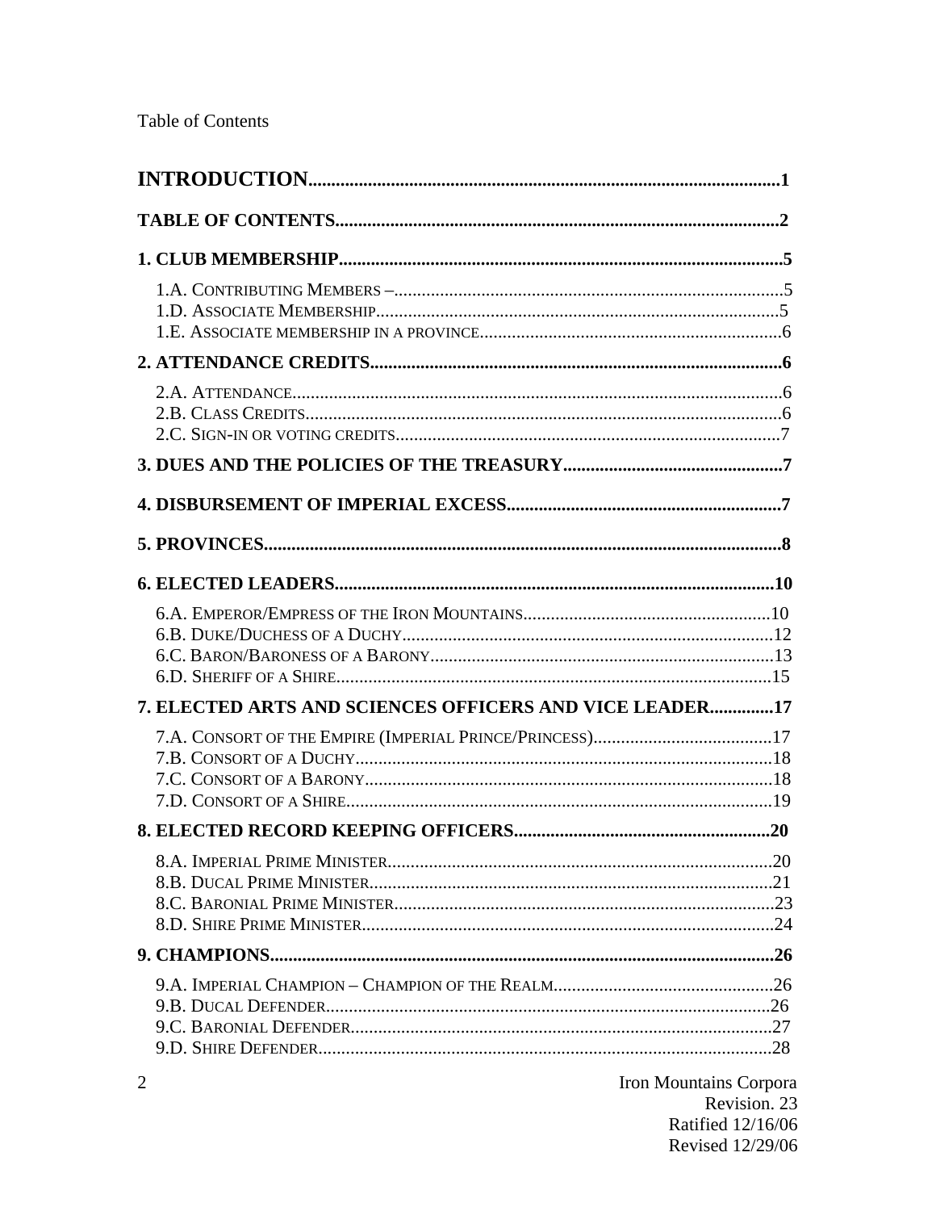Table of Contents

**INTRODUCTION** ........ 1

**TABLE OF CONTENTS** ........ 2

**1. CLUB MEMBERSHIP** ........ 5

- 1.A. Contributing Members – ........ 5
- 1.D. Associate Membership ........ 5
- 1.E. Associate membership in a province ........ 6

**2. ATTENDANCE CREDITS** ........ 6

- 2.A. Attendance ........ 6
- 2.B. Class Credits ........ 6
- 2.C. Sign-in or voting credits ........ 7

**3. DUES AND THE POLICIES OF THE TREASURY** ........ 7

**4. DISBURSEMENT OF IMPERIAL EXCESS** ........ 7

**5. PROVINCES** ........ 8

**6. ELECTED LEADERS** ........ 10

- 6.A. Emperor/Empress of the Iron Mountains ........ 10
- 6.B. Duke/Duchess of a Duchy ........ 12
- 6.C. Baron/Baroness of a Barony ........ 13
- 6.D. Sheriff of a Shire ........ 15

**7. ELECTED ARTS AND SCIENCES OFFICERS AND VICE LEADER** ........ 17

- 7.A. Consort of the Empire (Imperial Prince/Princess) ........ 17
- 7.B. Consort of a Duchy ........ 18
- 7.C. Consort of a Barony ........ 18
- 7.D. Consort of a Shire ........ 19

**8. ELECTED RECORD KEEPING OFFICERS** ........ 20

- 8.A. Imperial Prime Minister ........ 20
- 8.B. Ducal Prime Minister ........ 21
- 8.C. Baronial Prime Minister ........ 23
- 8.D. Shire Prime Minister ........ 24

**9. CHAMPIONS** ........ 26

- 9.A. Imperial Champion – Champion of the Realm ........ 26
- 9.B. Ducal Defender ........ 26
- 9.C. Baronial Defender ........ 27
- 9.D. Shire Defender ........ 28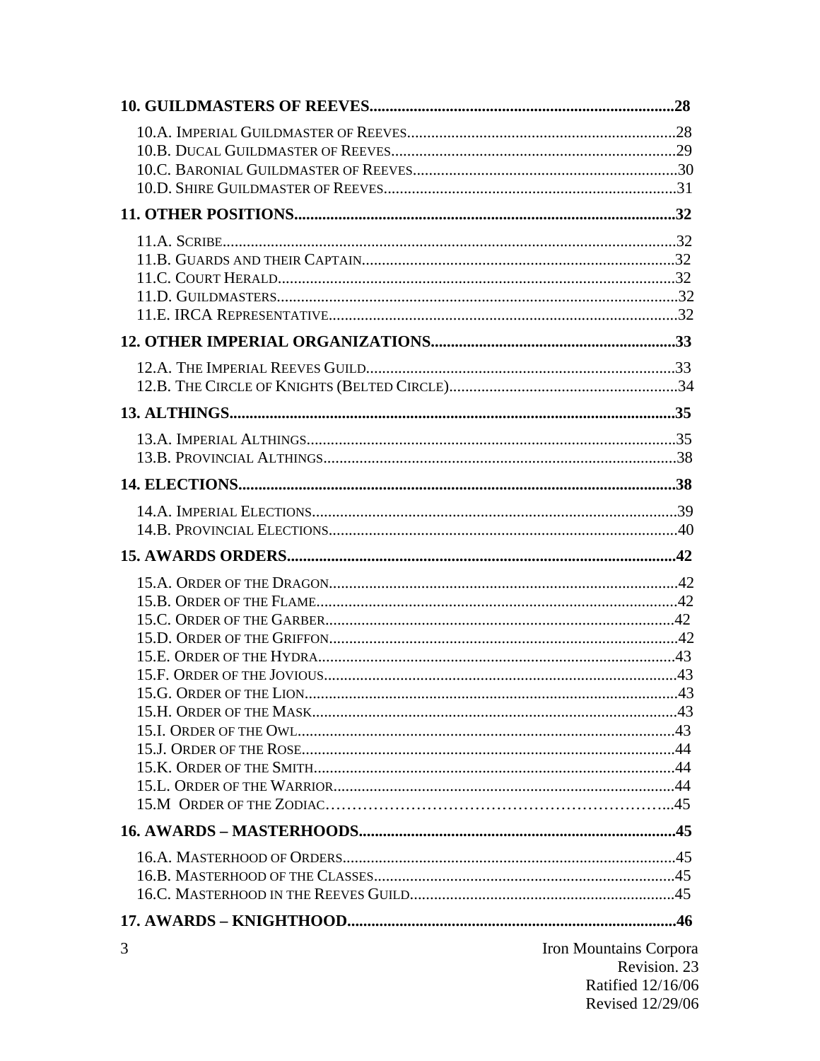**10. GUILDMASTERS OF REEVES............................................................................28**

10.A. Imperial Guildmaster of Reeves...................................................................28
10.B. Ducal Guildmaster of Reeves.......................................................................29
10.C. Baronial Guildmaster of Reeves..................................................................30
10.D. Shire Guildmaster of Reeves.........................................................................31

**11. OTHER POSITIONS...............................................................................................32**

11.A. Scribe...................................................................................................................32
11.B. Guards and their Captain..............................................................................32
11.C. Court Herald....................................................................................................32
11.D. Guildmasters.....................................................................................................32
11.E. IRCA Representative.......................................................................................32

**12. OTHER IMPERIAL ORGANIZATIONS.............................................................33**

12.A. The Imperial Reeves Guild.............................................................................33
12.B. The Circle of Knights (Belted Circle)..........................................................34

**13. ALTHINGS...............................................................................................................35**

13.A. Imperial Althings.............................................................................................35
13.B. Provincial Althings.........................................................................................38

**14. ELECTIONS.............................................................................................................38**

14.A. Imperial Elections............................................................................................39
14.B. Provincial Elections.......................................................................................40

**15. AWARDS ORDERS.................................................................................................42**

15.A. Order of the Dragon.......................................................................................42
15.B. Order of the Flame..........................................................................................42
15.C. Order of the Garber.......................................................................................42
15.D. Order of the Griffon.......................................................................................42
15.E. Order of the Hydra.........................................................................................43
15.F. Order of the Jovious.......................................................................................43
15.G. Order of the Lion.............................................................................................43
15.H. Order of the Mask...........................................................................................43
15.I. Order of the Owl...............................................................................................43
15.J. Order of the Rose..............................................................................................44
15.K. Order of the Smith...........................................................................................44
15.L. Order of the Warrior.......................................................................................44
15.M Order of the Zodiac……………………………………………………...45

**16. AWARDS – MASTERHOODS..............................................................................45**

16.A. Masterhood of Orders....................................................................................45
16.B. Masterhood of the Classes............................................................................45
16.C. Masterhood in the Reeves Guild..................................................................45

**17. AWARDS – KNIGHTHOOD.................................................................................46**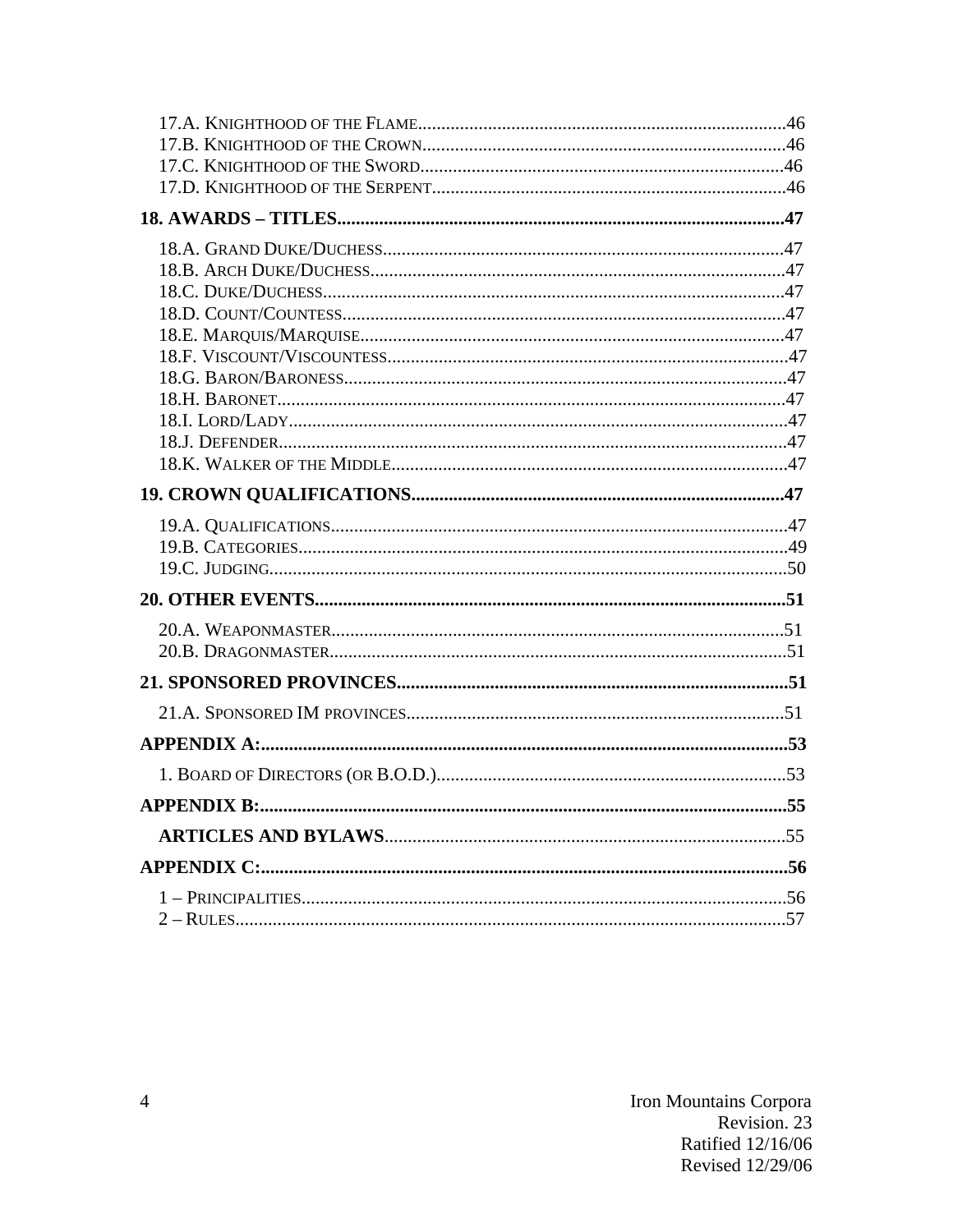17.A. Knighthood of the Flame..............................................................................46
17.B. Knighthood of the Crown.............................................................................46
17.C. Knighthood of the Sword.............................................................................46
17.D. Knighthood of the Serpent...........................................................................46

**18. AWARDS – TITLES...............................................................................................47**

18.A. Grand Duke/Duchess.....................................................................................47
18.B. Arch Duke/Duchess........................................................................................47
18.C. Duke/Duchess..................................................................................................47
18.D. Count/Countess...............................................................................................47
18.E. Marquis/Marquise..........................................................................................47
18.F. Viscount/Viscountess.....................................................................................47
18.G. Baron/Baroness..............................................................................................47
18.H. Baronet............................................................................................................47
18.I. Lord/Lady..........................................................................................................47
18.J. Defender............................................................................................................47
18.K. Walker of the Middle....................................................................................47

**19. CROWN QUALIFICATIONS...............................................................................47**

19.A. Qualifications.................................................................................................47
19.B. Categories........................................................................................................49
19.C. Judging.............................................................................................................50

**20. OTHER EVENTS....................................................................................................51**

20.A. Weaponmaster................................................................................................51
20.B. Dragonmaster.................................................................................................51

**21. SPONSORED PROVINCES...................................................................................51**

21.A. Sponsored IM provinces................................................................................51

**APPENDIX A:................................................................................................................53**

1. Board of Directors (or B.O.D.)..........................................................................53

**APPENDIX B:................................................................................................................55**

**ARTICLES AND BYLAWS**.....................................................................................55

**APPENDIX C:................................................................................................................56**

1 – Principalities.......................................................................................................56
2 – Rules.....................................................................................................................57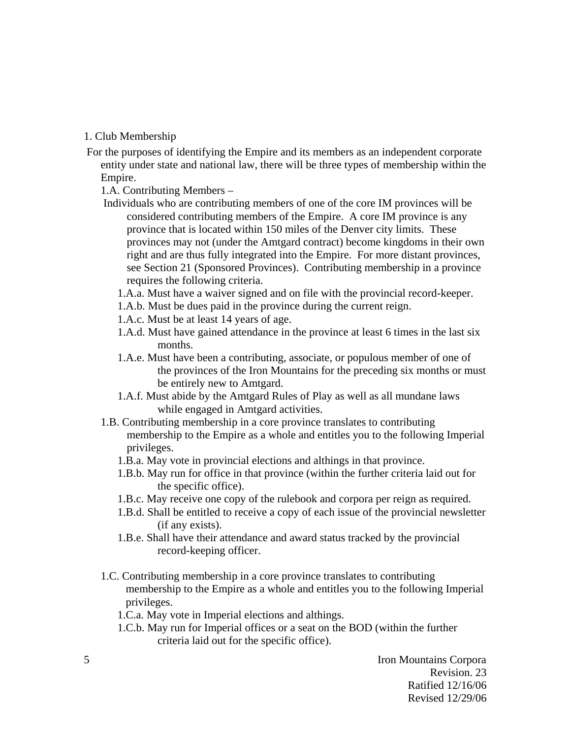## 1. Club Membership

For the purposes of identifying the Empire and its members as an independent corporate entity under state and national law, there will be three types of membership within the Empire.

### 1.A. Contributing Members –

Individuals who are contributing members of one of the core IM provinces will be considered contributing members of the Empire. A core IM province is any province that is located within 150 miles of the Denver city limits. These provinces may not (under the Amtgard contract) become kingdoms in their own right and are thus fully integrated into the Empire. For more distant provinces, see Section 21 (Sponsored Provinces). Contributing membership in a province requires the following criteria.

- 1.A.a. Must have a waiver signed and on file with the provincial record-keeper.
- 1.A.b. Must be dues paid in the province during the current reign.
- 1.A.c. Must be at least 14 years of age.
- 1.A.d. Must have gained attendance in the province at least 6 times in the last six months.
- 1.A.e. Must have been a contributing, associate, or populous member of one of the provinces of the Iron Mountains for the preceding six months or must be entirely new to Amtgard.
- 1.A.f. Must abide by the Amtgard Rules of Play as well as all mundane laws while engaged in Amtgard activities.

### 1.B. Contributing membership in a core province translates to contributing membership to the Empire as a whole and entitles you to the following Imperial privileges.

- 1.B.a. May vote in provincial elections and althings in that province.
- 1.B.b. May run for office in that province (within the further criteria laid out for the specific office).
- 1.B.c. May receive one copy of the rulebook and corpora per reign as required.
- 1.B.d. Shall be entitled to receive a copy of each issue of the provincial newsletter (if any exists).
- 1.B.e. Shall have their attendance and award status tracked by the provincial record-keeping officer.

### 1.C. Contributing membership in a core province translates to contributing membership to the Empire as a whole and entitles you to the following Imperial privileges.

- 1.C.a. May vote in Imperial elections and althings.
- 1.C.b. May run for Imperial offices or a seat on the BOD (within the further criteria laid out for the specific office).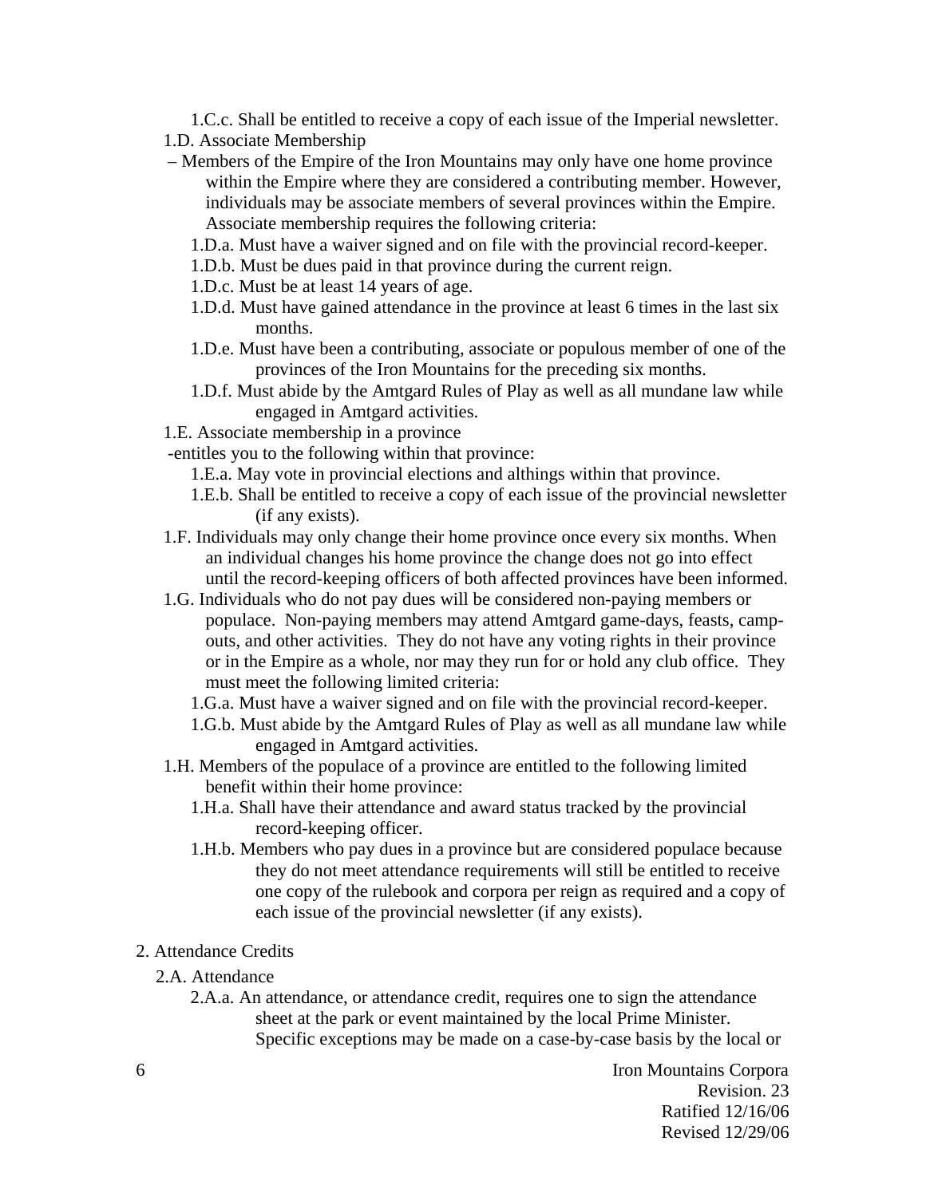1.C.c. Shall be entitled to receive a copy of each issue of the Imperial newsletter.

1.D. Associate Membership

– Members of the Empire of the Iron Mountains may only have one home province within the Empire where they are considered a contributing member. However, individuals may be associate members of several provinces within the Empire. Associate membership requires the following criteria:

- 1.D.a. Must have a waiver signed and on file with the provincial record-keeper.
- 1.D.b. Must be dues paid in that province during the current reign.
- 1.D.c. Must be at least 14 years of age.
- 1.D.d. Must have gained attendance in the province at least 6 times in the last six months.
- 1.D.e. Must have been a contributing, associate or populous member of one of the provinces of the Iron Mountains for the preceding six months.
- 1.D.f. Must abide by the Amtgard Rules of Play as well as all mundane law while engaged in Amtgard activities.

1.E. Associate membership in a province

-entitles you to the following within that province:

- 1.E.a. May vote in provincial elections and althings within that province.
- 1.E.b. Shall be entitled to receive a copy of each issue of the provincial newsletter (if any exists).

1.F. Individuals may only change their home province once every six months. When an individual changes his home province the change does not go into effect until the record-keeping officers of both affected provinces have been informed.

1.G. Individuals who do not pay dues will be considered non-paying members or populace. Non-paying members may attend Amtgard game-days, feasts, camp-outs, and other activities. They do not have any voting rights in their province or in the Empire as a whole, nor may they run for or hold any club office. They must meet the following limited criteria:

- 1.G.a. Must have a waiver signed and on file with the provincial record-keeper.
- 1.G.b. Must abide by the Amtgard Rules of Play as well as all mundane law while engaged in Amtgard activities.

1.H. Members of the populace of a province are entitled to the following limited benefit within their home province:

- 1.H.a. Shall have their attendance and award status tracked by the provincial record-keeping officer.
- 1.H.b. Members who pay dues in a province but are considered populace because they do not meet attendance requirements will still be entitled to receive one copy of the rulebook and corpora per reign as required and a copy of each issue of the provincial newsletter (if any exists).

## 2. Attendance Credits

### 2.A. Attendance

2.A.a. An attendance, or attendance credit, requires one to sign the attendance sheet at the park or event maintained by the local Prime Minister. Specific exceptions may be made on a case-by-case basis by the local or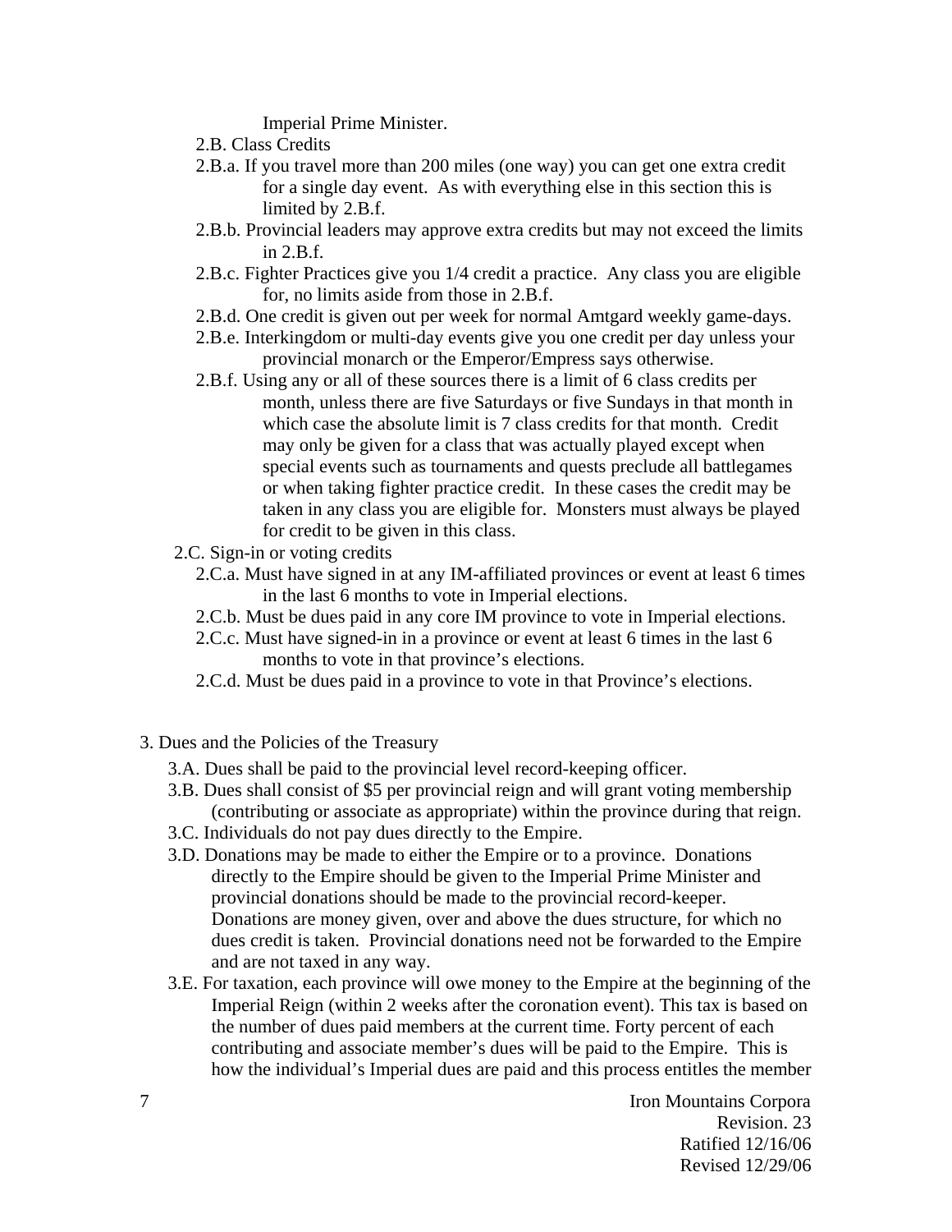Imperial Prime Minister.

2.B. Class Credits

2.B.a. If you travel more than 200 miles (one way) you can get one extra credit for a single day event. As with everything else in this section this is limited by 2.B.f.

2.B.b. Provincial leaders may approve extra credits but may not exceed the limits in 2.B.f.

2.B.c. Fighter Practices give you 1/4 credit a practice. Any class you are eligible for, no limits aside from those in 2.B.f.

2.B.d. One credit is given out per week for normal Amtgard weekly game-days.

2.B.e. Interkingdom or multi-day events give you one credit per day unless your provincial monarch or the Emperor/Empress says otherwise.

2.B.f. Using any or all of these sources there is a limit of 6 class credits per month, unless there are five Saturdays or five Sundays in that month in which case the absolute limit is 7 class credits for that month. Credit may only be given for a class that was actually played except when special events such as tournaments and quests preclude all battlegames or when taking fighter practice credit. In these cases the credit may be taken in any class you are eligible for. Monsters must always be played for credit to be given in this class.

2.C. Sign-in or voting credits

2.C.a. Must have signed in at any IM-affiliated provinces or event at least 6 times in the last 6 months to vote in Imperial elections.

2.C.b. Must be dues paid in any core IM province to vote in Imperial elections.

2.C.c. Must have signed-in in a province or event at least 6 times in the last 6 months to vote in that province's elections.

2.C.d. Must be dues paid in a province to vote in that Province's elections.

3. Dues and the Policies of the Treasury

3.A. Dues shall be paid to the provincial level record-keeping officer.

3.B. Dues shall consist of $5 per provincial reign and will grant voting membership (contributing or associate as appropriate) within the province during that reign.

3.C. Individuals do not pay dues directly to the Empire.

3.D. Donations may be made to either the Empire or to a province. Donations directly to the Empire should be given to the Imperial Prime Minister and provincial donations should be made to the provincial record-keeper. Donations are money given, over and above the dues structure, for which no dues credit is taken. Provincial donations need not be forwarded to the Empire and are not taxed in any way.

3.E. For taxation, each province will owe money to the Empire at the beginning of the Imperial Reign (within 2 weeks after the coronation event). This tax is based on the number of dues paid members at the current time. Forty percent of each contributing and associate member's dues will be paid to the Empire. This is how the individual's Imperial dues are paid and this process entitles the member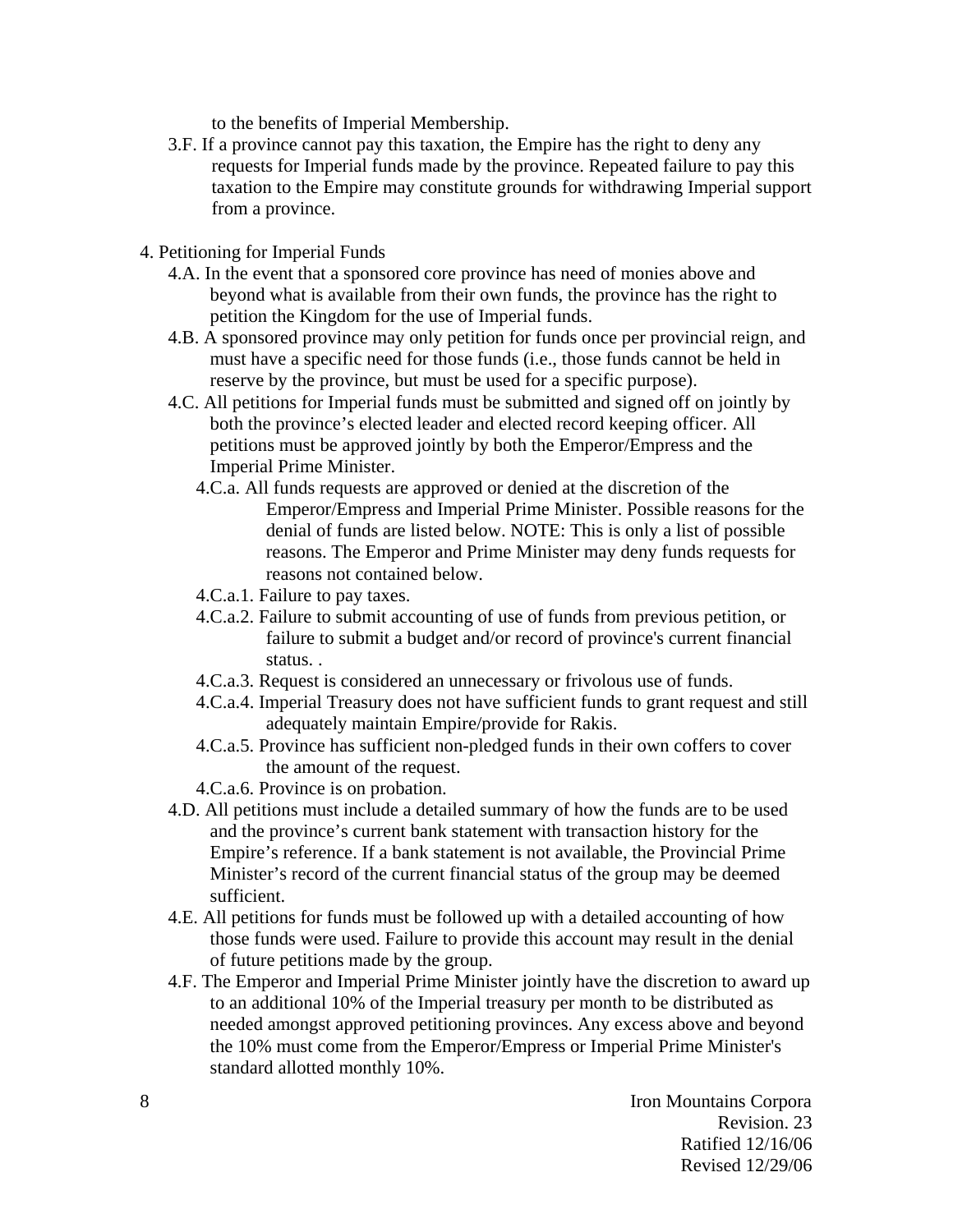to the benefits of Imperial Membership.

3.F. If a province cannot pay this taxation, the Empire has the right to deny any requests for Imperial funds made by the province. Repeated failure to pay this taxation to the Empire may constitute grounds for withdrawing Imperial support from a province.

4. Petitioning for Imperial Funds

 4.A. In the event that a sponsored core province has need of monies above and beyond what is available from their own funds, the province has the right to petition the Kingdom for the use of Imperial funds.

 4.B. A sponsored province may only petition for funds once per provincial reign, and must have a specific need for those funds (i.e., those funds cannot be held in reserve by the province, but must be used for a specific purpose).

 4.C. All petitions for Imperial funds must be submitted and signed off on jointly by both the province's elected leader and elected record keeping officer. All petitions must be approved jointly by both the Emperor/Empress and the Imperial Prime Minister.

  4.C.a. All funds requests are approved or denied at the discretion of the Emperor/Empress and Imperial Prime Minister. Possible reasons for the denial of funds are listed below. NOTE: This is only a list of possible reasons. The Emperor and Prime Minister may deny funds requests for reasons not contained below.

  4.C.a.1. Failure to pay taxes.

  4.C.a.2. Failure to submit accounting of use of funds from previous petition, or failure to submit a budget and/or record of province's current financial status. .

  4.C.a.3. Request is considered an unnecessary or frivolous use of funds.

  4.C.a.4. Imperial Treasury does not have sufficient funds to grant request and still adequately maintain Empire/provide for Rakis.

  4.C.a.5. Province has sufficient non-pledged funds in their own coffers to cover the amount of the request.

  4.C.a.6. Province is on probation.

 4.D. All petitions must include a detailed summary of how the funds are to be used and the province's current bank statement with transaction history for the Empire's reference. If a bank statement is not available, the Provincial Prime Minister's record of the current financial status of the group may be deemed sufficient.

 4.E. All petitions for funds must be followed up with a detailed accounting of how those funds were used. Failure to provide this account may result in the denial of future petitions made by the group.

 4.F. The Emperor and Imperial Prime Minister jointly have the discretion to award up to an additional 10% of the Imperial treasury per month to be distributed as needed amongst approved petitioning provinces. Any excess above and beyond the 10% must come from the Emperor/Empress or Imperial Prime Minister's standard allotted monthly 10%.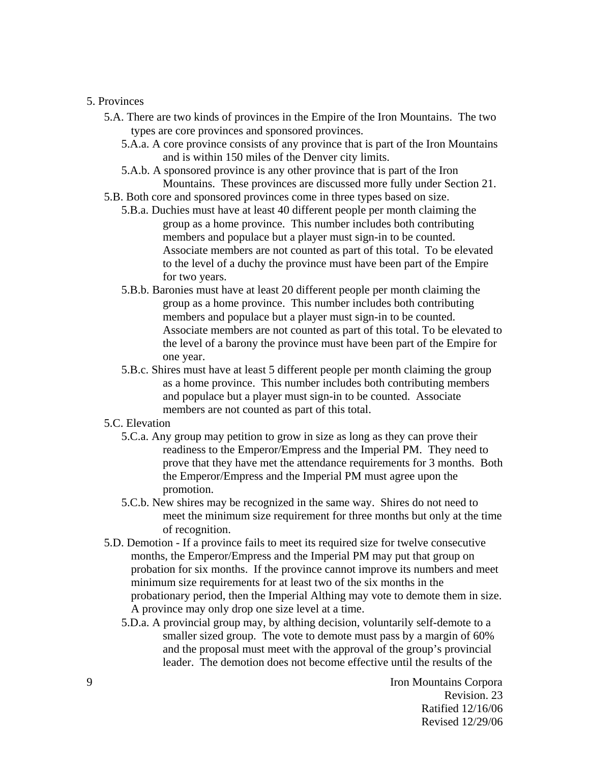5. Provinces

- 5.A. There are two kinds of provinces in the Empire of the Iron Mountains. The two types are core provinces and sponsored provinces.
  - 5.A.a. A core province consists of any province that is part of the Iron Mountains and is within 150 miles of the Denver city limits.
  - 5.A.b. A sponsored province is any other province that is part of the Iron Mountains. These provinces are discussed more fully under Section 21.
- 5.B. Both core and sponsored provinces come in three types based on size.
  - 5.B.a. Duchies must have at least 40 different people per month claiming the group as a home province. This number includes both contributing members and populace but a player must sign-in to be counted. Associate members are not counted as part of this total. To be elevated to the level of a duchy the province must have been part of the Empire for two years.
  - 5.B.b. Baronies must have at least 20 different people per month claiming the group as a home province. This number includes both contributing members and populace but a player must sign-in to be counted. Associate members are not counted as part of this total. To be elevated to the level of a barony the province must have been part of the Empire for one year.
  - 5.B.c. Shires must have at least 5 different people per month claiming the group as a home province. This number includes both contributing members and populace but a player must sign-in to be counted. Associate members are not counted as part of this total.
- 5.C. Elevation
  - 5.C.a. Any group may petition to grow in size as long as they can prove their readiness to the Emperor/Empress and the Imperial PM. They need to prove that they have met the attendance requirements for 3 months. Both the Emperor/Empress and the Imperial PM must agree upon the promotion.
  - 5.C.b. New shires may be recognized in the same way. Shires do not need to meet the minimum size requirement for three months but only at the time of recognition.
- 5.D. Demotion - If a province fails to meet its required size for twelve consecutive months, the Emperor/Empress and the Imperial PM may put that group on probation for six months. If the province cannot improve its numbers and meet minimum size requirements for at least two of the six months in the probationary period, then the Imperial Althing may vote to demote them in size. A province may only drop one size level at a time.
  - 5.D.a. A provincial group may, by althing decision, voluntarily self-demote to a smaller sized group. The vote to demote must pass by a margin of 60% and the proposal must meet with the approval of the group's provincial leader. The demotion does not become effective until the results of the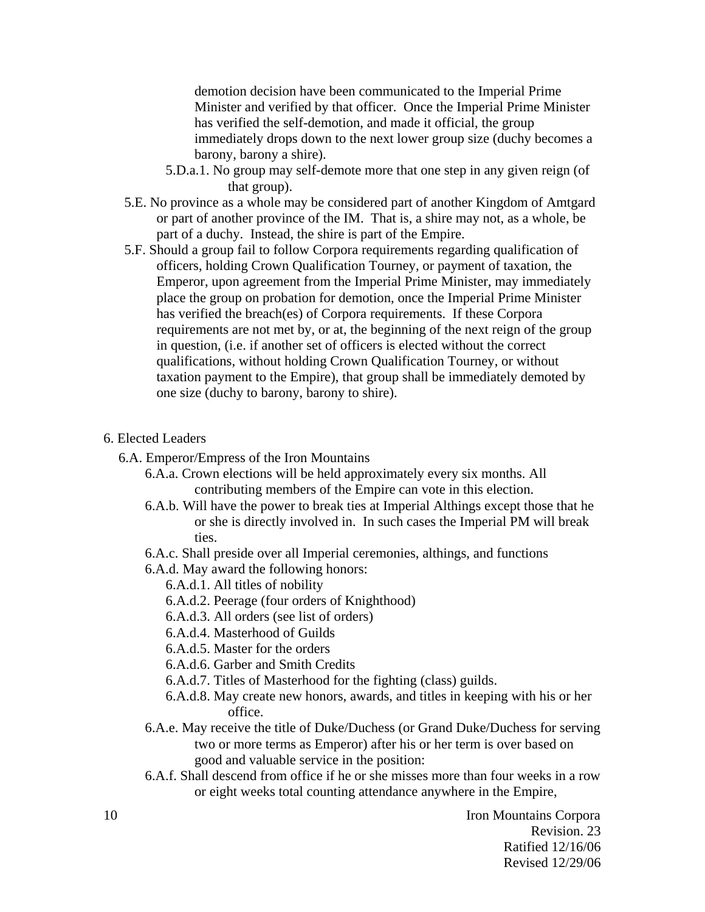demotion decision have been communicated to the Imperial Prime Minister and verified by that officer. Once the Imperial Prime Minister has verified the self-demotion, and made it official, the group immediately drops down to the next lower group size (duchy becomes a barony, barony a shire).

- 5.D.a.1. No group may self-demote more that one step in any given reign (of that group).

5.E. No province as a whole may be considered part of another Kingdom of Amtgard or part of another province of the IM. That is, a shire may not, as a whole, be part of a duchy. Instead, the shire is part of the Empire.

5.F. Should a group fail to follow Corpora requirements regarding qualification of officers, holding Crown Qualification Tourney, or payment of taxation, the Emperor, upon agreement from the Imperial Prime Minister, may immediately place the group on probation for demotion, once the Imperial Prime Minister has verified the breach(es) of Corpora requirements. If these Corpora requirements are not met by, or at, the beginning of the next reign of the group in question, (i.e. if another set of officers is elected without the correct qualifications, without holding Crown Qualification Tourney, or without taxation payment to the Empire), that group shall be immediately demoted by one size (duchy to barony, barony to shire).

## 6. Elected Leaders

### 6.A. Emperor/Empress of the Iron Mountains

- 6.A.a. Crown elections will be held approximately every six months. All contributing members of the Empire can vote in this election.
- 6.A.b. Will have the power to break ties at Imperial Althings except those that he or she is directly involved in. In such cases the Imperial PM will break ties.
- 6.A.c. Shall preside over all Imperial ceremonies, althings, and functions
- 6.A.d. May award the following honors:
  - 6.A.d.1. All titles of nobility
  - 6.A.d.2. Peerage (four orders of Knighthood)
  - 6.A.d.3. All orders (see list of orders)
  - 6.A.d.4. Masterhood of Guilds
  - 6.A.d.5. Master for the orders
  - 6.A.d.6. Garber and Smith Credits
  - 6.A.d.7. Titles of Masterhood for the fighting (class) guilds.
  - 6.A.d.8. May create new honors, awards, and titles in keeping with his or her office.
- 6.A.e. May receive the title of Duke/Duchess (or Grand Duke/Duchess for serving two or more terms as Emperor) after his or her term is over based on good and valuable service in the position:
- 6.A.f. Shall descend from office if he or she misses more than four weeks in a row or eight weeks total counting attendance anywhere in the Empire,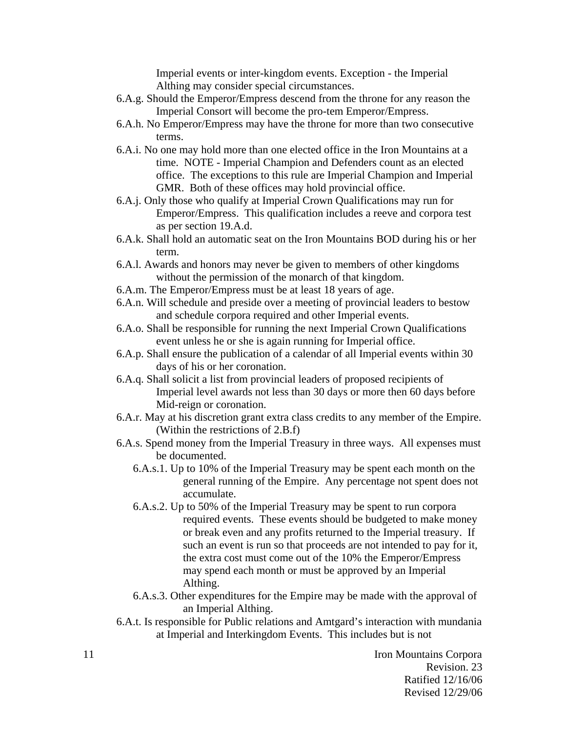Imperial events or inter-kingdom events. Exception - the Imperial Althing may consider special circumstances.

6.A.g. Should the Emperor/Empress descend from the throne for any reason the Imperial Consort will become the pro-tem Emperor/Empress.

6.A.h. No Emperor/Empress may have the throne for more than two consecutive terms.

6.A.i. No one may hold more than one elected office in the Iron Mountains at a time. NOTE - Imperial Champion and Defenders count as an elected office. The exceptions to this rule are Imperial Champion and Imperial GMR. Both of these offices may hold provincial office.

6.A.j. Only those who qualify at Imperial Crown Qualifications may run for Emperor/Empress. This qualification includes a reeve and corpora test as per section 19.A.d.

6.A.k. Shall hold an automatic seat on the Iron Mountains BOD during his or her term.

6.A.l. Awards and honors may never be given to members of other kingdoms without the permission of the monarch of that kingdom.

6.A.m. The Emperor/Empress must be at least 18 years of age.

6.A.n. Will schedule and preside over a meeting of provincial leaders to bestow and schedule corpora required and other Imperial events.

6.A.o. Shall be responsible for running the next Imperial Crown Qualifications event unless he or she is again running for Imperial office.

6.A.p. Shall ensure the publication of a calendar of all Imperial events within 30 days of his or her coronation.

6.A.q. Shall solicit a list from provincial leaders of proposed recipients of Imperial level awards not less than 30 days or more then 60 days before Mid-reign or coronation.

6.A.r. May at his discretion grant extra class credits to any member of the Empire. (Within the restrictions of 2.B.f)

6.A.s. Spend money from the Imperial Treasury in three ways. All expenses must be documented.

- 6.A.s.1. Up to 10% of the Imperial Treasury may be spent each month on the general running of the Empire. Any percentage not spent does not accumulate.
- 6.A.s.2. Up to 50% of the Imperial Treasury may be spent to run corpora required events. These events should be budgeted to make money or break even and any profits returned to the Imperial treasury. If such an event is run so that proceeds are not intended to pay for it, the extra cost must come out of the 10% the Emperor/Empress may spend each month or must be approved by an Imperial Althing.
- 6.A.s.3. Other expenditures for the Empire may be made with the approval of an Imperial Althing.

6.A.t. Is responsible for Public relations and Amtgard's interaction with mundania at Imperial and Interkingdom Events. This includes but is not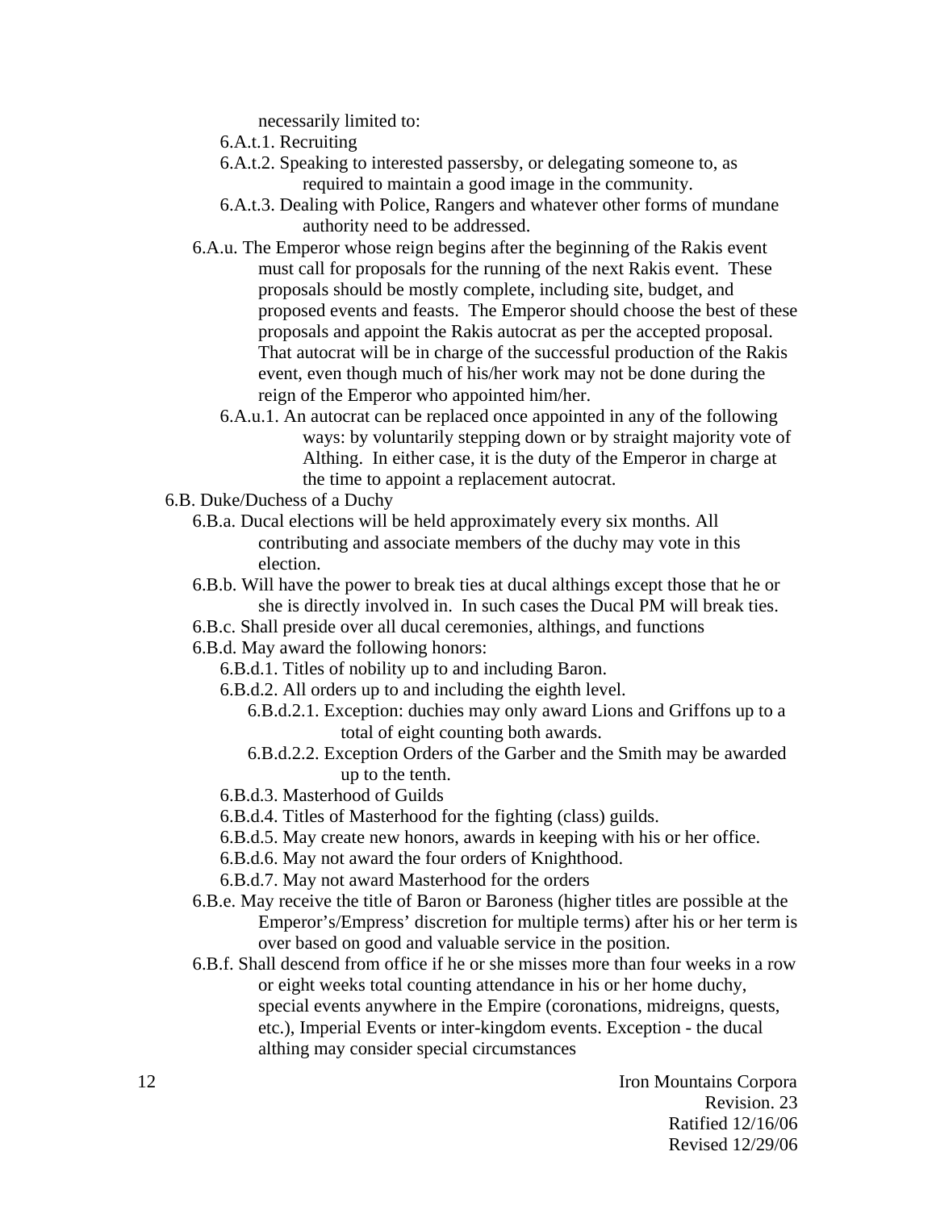necessarily limited to:

- 6.A.t.1. Recruiting
- 6.A.t.2. Speaking to interested passersby, or delegating someone to, as required to maintain a good image in the community.
- 6.A.t.3. Dealing with Police, Rangers and whatever other forms of mundane authority need to be addressed.

6.A.u. The Emperor whose reign begins after the beginning of the Rakis event must call for proposals for the running of the next Rakis event. These proposals should be mostly complete, including site, budget, and proposed events and feasts. The Emperor should choose the best of these proposals and appoint the Rakis autocrat as per the accepted proposal. That autocrat will be in charge of the successful production of the Rakis event, even though much of his/her work may not be done during the reign of the Emperor who appointed him/her.

- 6.A.u.1. An autocrat can be replaced once appointed in any of the following ways: by voluntarily stepping down or by straight majority vote of Althing. In either case, it is the duty of the Emperor in charge at the time to appoint a replacement autocrat.

6.B. Duke/Duchess of a Duchy

6.B.a. Ducal elections will be held approximately every six months. All contributing and associate members of the duchy may vote in this election.

6.B.b. Will have the power to break ties at ducal althings except those that he or she is directly involved in. In such cases the Ducal PM will break ties.

6.B.c. Shall preside over all ducal ceremonies, althings, and functions

6.B.d. May award the following honors:

- 6.B.d.1. Titles of nobility up to and including Baron.
- 6.B.d.2. All orders up to and including the eighth level.
  - 6.B.d.2.1. Exception: duchies may only award Lions and Griffons up to a total of eight counting both awards.
  - 6.B.d.2.2. Exception Orders of the Garber and the Smith may be awarded up to the tenth.
- 6.B.d.3. Masterhood of Guilds
- 6.B.d.4. Titles of Masterhood for the fighting (class) guilds.
- 6.B.d.5. May create new honors, awards in keeping with his or her office.
- 6.B.d.6. May not award the four orders of Knighthood.
- 6.B.d.7. May not award Masterhood for the orders

6.B.e. May receive the title of Baron or Baroness (higher titles are possible at the Emperor's/Empress' discretion for multiple terms) after his or her term is over based on good and valuable service in the position.

6.B.f. Shall descend from office if he or she misses more than four weeks in a row or eight weeks total counting attendance in his or her home duchy, special events anywhere in the Empire (coronations, midreigns, quests, etc.), Imperial Events or inter-kingdom events. Exception - the ducal althing may consider special circumstances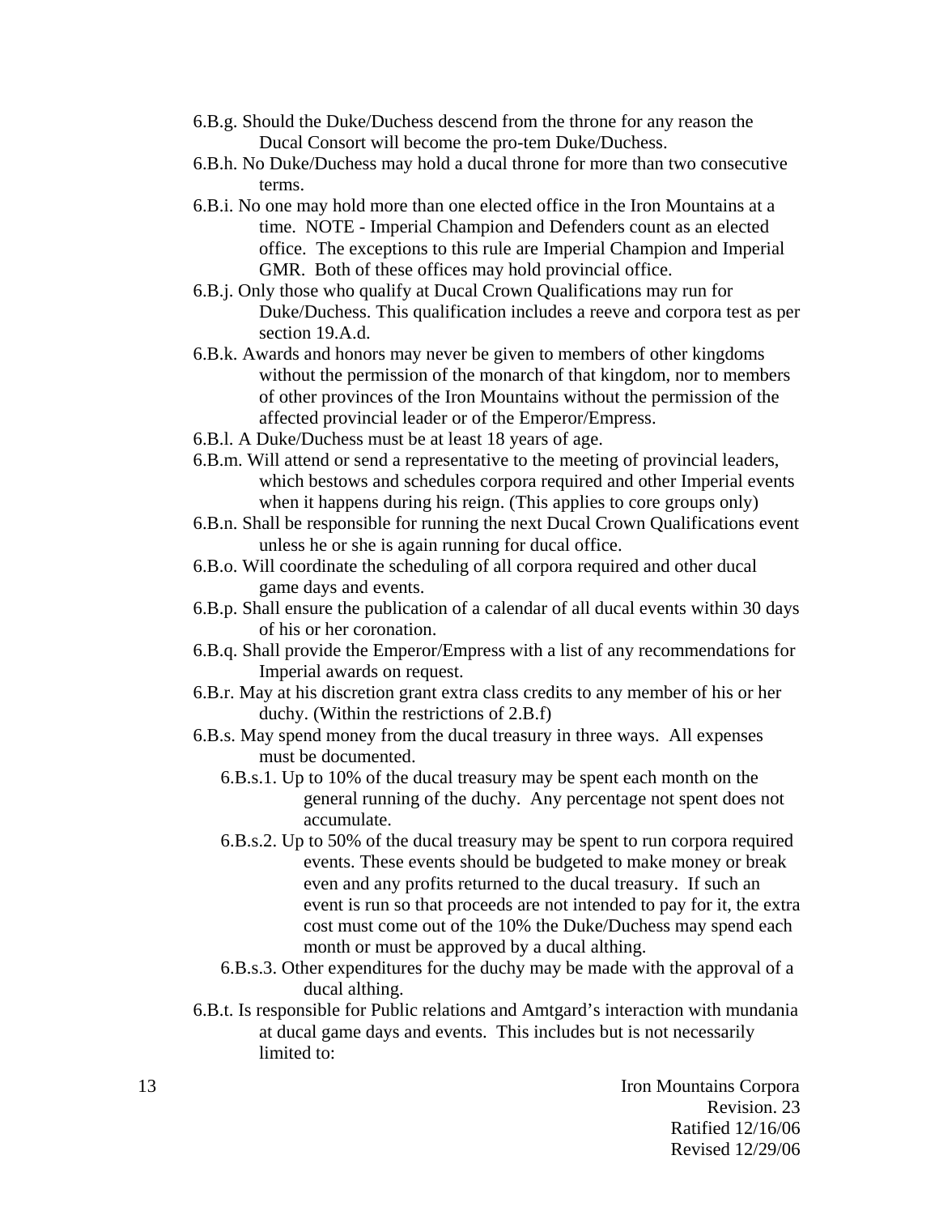- 6.B.g. Should the Duke/Duchess descend from the throne for any reason the Ducal Consort will become the pro-tem Duke/Duchess.
- 6.B.h. No Duke/Duchess may hold a ducal throne for more than two consecutive terms.
- 6.B.i. No one may hold more than one elected office in the Iron Mountains at a time. NOTE - Imperial Champion and Defenders count as an elected office. The exceptions to this rule are Imperial Champion and Imperial GMR. Both of these offices may hold provincial office.
- 6.B.j. Only those who qualify at Ducal Crown Qualifications may run for Duke/Duchess. This qualification includes a reeve and corpora test as per section 19.A.d.
- 6.B.k. Awards and honors may never be given to members of other kingdoms without the permission of the monarch of that kingdom, nor to members of other provinces of the Iron Mountains without the permission of the affected provincial leader or of the Emperor/Empress.
- 6.B.l. A Duke/Duchess must be at least 18 years of age.
- 6.B.m. Will attend or send a representative to the meeting of provincial leaders, which bestows and schedules corpora required and other Imperial events when it happens during his reign. (This applies to core groups only)
- 6.B.n. Shall be responsible for running the next Ducal Crown Qualifications event unless he or she is again running for ducal office.
- 6.B.o. Will coordinate the scheduling of all corpora required and other ducal game days and events.
- 6.B.p. Shall ensure the publication of a calendar of all ducal events within 30 days of his or her coronation.
- 6.B.q. Shall provide the Emperor/Empress with a list of any recommendations for Imperial awards on request.
- 6.B.r. May at his discretion grant extra class credits to any member of his or her duchy. (Within the restrictions of 2.B.f)
- 6.B.s. May spend money from the ducal treasury in three ways. All expenses must be documented.
  - 6.B.s.1. Up to 10% of the ducal treasury may be spent each month on the general running of the duchy. Any percentage not spent does not accumulate.
  - 6.B.s.2. Up to 50% of the ducal treasury may be spent to run corpora required events. These events should be budgeted to make money or break even and any profits returned to the ducal treasury. If such an event is run so that proceeds are not intended to pay for it, the extra cost must come out of the 10% the Duke/Duchess may spend each month or must be approved by a ducal althing.
  - 6.B.s.3. Other expenditures for the duchy may be made with the approval of a ducal althing.
- 6.B.t. Is responsible for Public relations and Amtgard's interaction with mundania at ducal game days and events. This includes but is not necessarily limited to: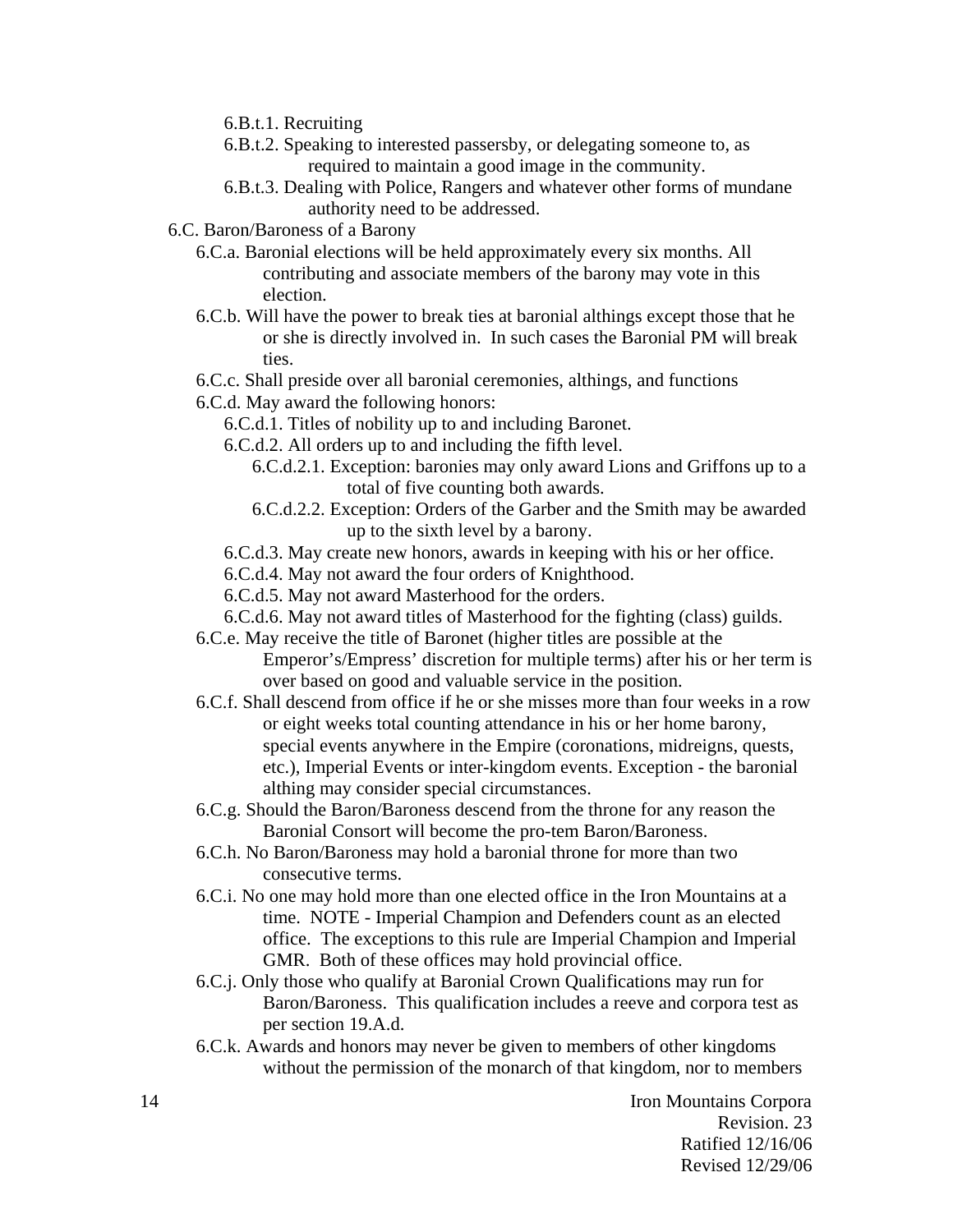- 6.B.t.1. Recruiting
- 6.B.t.2. Speaking to interested passersby, or delegating someone to, as required to maintain a good image in the community.
- 6.B.t.3. Dealing with Police, Rangers and whatever other forms of mundane authority need to be addressed.

6.C. Baron/Baroness of a Barony

- 6.C.a. Baronial elections will be held approximately every six months. All contributing and associate members of the barony may vote in this election.
- 6.C.b. Will have the power to break ties at baronial althings except those that he or she is directly involved in. In such cases the Baronial PM will break ties.
- 6.C.c. Shall preside over all baronial ceremonies, althings, and functions
- 6.C.d. May award the following honors:
  - 6.C.d.1. Titles of nobility up to and including Baronet.
  - 6.C.d.2. All orders up to and including the fifth level.
    - 6.C.d.2.1. Exception: baronies may only award Lions and Griffons up to a total of five counting both awards.
    - 6.C.d.2.2. Exception: Orders of the Garber and the Smith may be awarded up to the sixth level by a barony.
  - 6.C.d.3. May create new honors, awards in keeping with his or her office.
  - 6.C.d.4. May not award the four orders of Knighthood.
  - 6.C.d.5. May not award Masterhood for the orders.
  - 6.C.d.6. May not award titles of Masterhood for the fighting (class) guilds.
- 6.C.e. May receive the title of Baronet (higher titles are possible at the Emperor's/Empress' discretion for multiple terms) after his or her term is over based on good and valuable service in the position.
- 6.C.f. Shall descend from office if he or she misses more than four weeks in a row or eight weeks total counting attendance in his or her home barony, special events anywhere in the Empire (coronations, midreigns, quests, etc.), Imperial Events or inter-kingdom events. Exception - the baronial althing may consider special circumstances.
- 6.C.g. Should the Baron/Baroness descend from the throne for any reason the Baronial Consort will become the pro-tem Baron/Baroness.
- 6.C.h. No Baron/Baroness may hold a baronial throne for more than two consecutive terms.
- 6.C.i. No one may hold more than one elected office in the Iron Mountains at a time. NOTE - Imperial Champion and Defenders count as an elected office. The exceptions to this rule are Imperial Champion and Imperial GMR. Both of these offices may hold provincial office.
- 6.C.j. Only those who qualify at Baronial Crown Qualifications may run for Baron/Baroness. This qualification includes a reeve and corpora test as per section 19.A.d.
- 6.C.k. Awards and honors may never be given to members of other kingdoms without the permission of the monarch of that kingdom, nor to members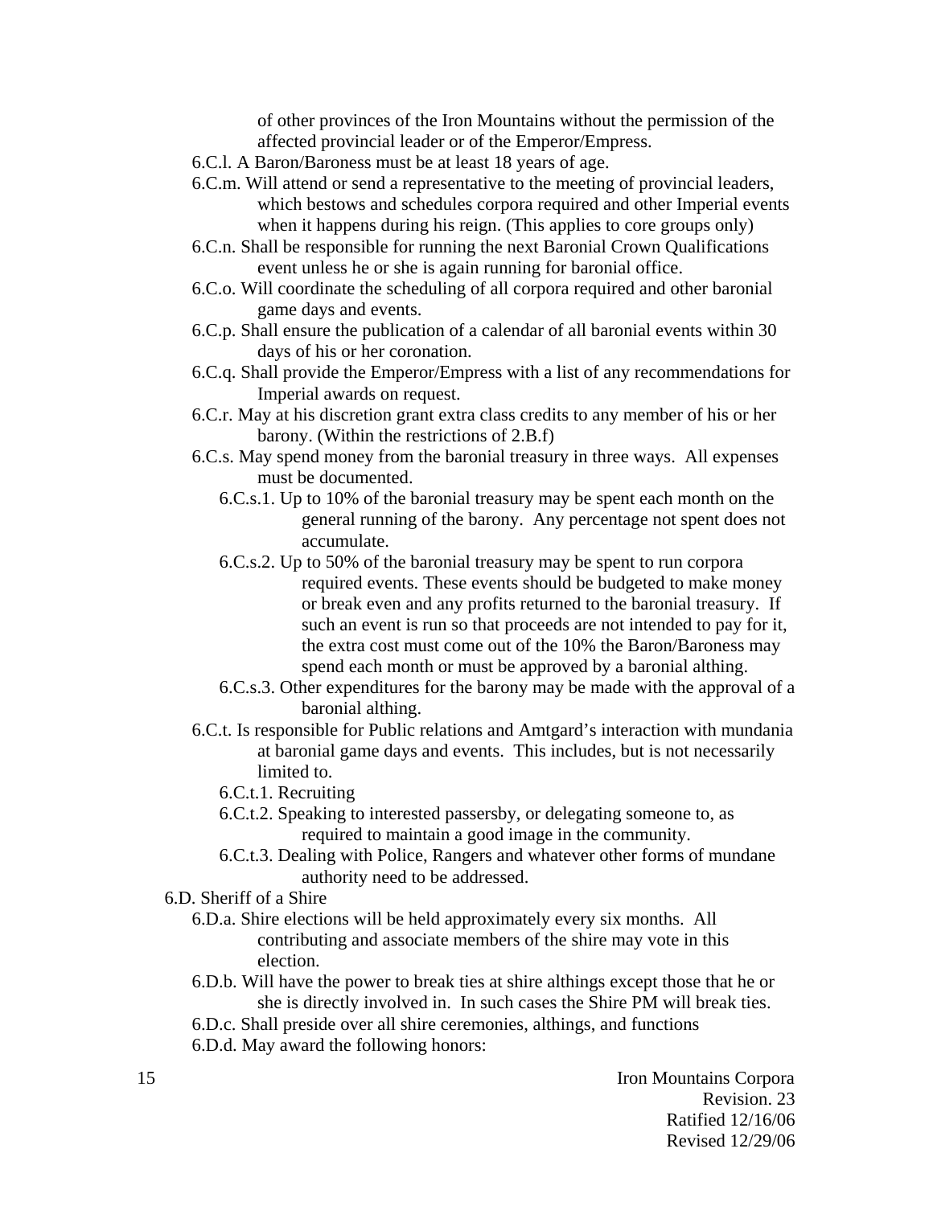of other provinces of the Iron Mountains without the permission of the affected provincial leader or of the Emperor/Empress.

- 6.C.l. A Baron/Baroness must be at least 18 years of age.
- 6.C.m. Will attend or send a representative to the meeting of provincial leaders, which bestows and schedules corpora required and other Imperial events when it happens during his reign. (This applies to core groups only)
- 6.C.n. Shall be responsible for running the next Baronial Crown Qualifications event unless he or she is again running for baronial office.
- 6.C.o. Will coordinate the scheduling of all corpora required and other baronial game days and events.
- 6.C.p. Shall ensure the publication of a calendar of all baronial events within 30 days of his or her coronation.
- 6.C.q. Shall provide the Emperor/Empress with a list of any recommendations for Imperial awards on request.
- 6.C.r. May at his discretion grant extra class credits to any member of his or her barony. (Within the restrictions of 2.B.f)
- 6.C.s. May spend money from the baronial treasury in three ways. All expenses must be documented.
  - 6.C.s.1. Up to 10% of the baronial treasury may be spent each month on the general running of the barony. Any percentage not spent does not accumulate.
  - 6.C.s.2. Up to 50% of the baronial treasury may be spent to run corpora required events. These events should be budgeted to make money or break even and any profits returned to the baronial treasury. If such an event is run so that proceeds are not intended to pay for it, the extra cost must come out of the 10% the Baron/Baroness may spend each month or must be approved by a baronial althing.
  - 6.C.s.3. Other expenditures for the barony may be made with the approval of a baronial althing.
- 6.C.t. Is responsible for Public relations and Amtgard's interaction with mundania at baronial game days and events. This includes, but is not necessarily limited to.
  - 6.C.t.1. Recruiting
  - 6.C.t.2. Speaking to interested passersby, or delegating someone to, as required to maintain a good image in the community.
  - 6.C.t.3. Dealing with Police, Rangers and whatever other forms of mundane authority need to be addressed.

6.D. Sheriff of a Shire

- 6.D.a. Shire elections will be held approximately every six months. All contributing and associate members of the shire may vote in this election.
- 6.D.b. Will have the power to break ties at shire althings except those that he or she is directly involved in. In such cases the Shire PM will break ties.
- 6.D.c. Shall preside over all shire ceremonies, althings, and functions
- 6.D.d. May award the following honors: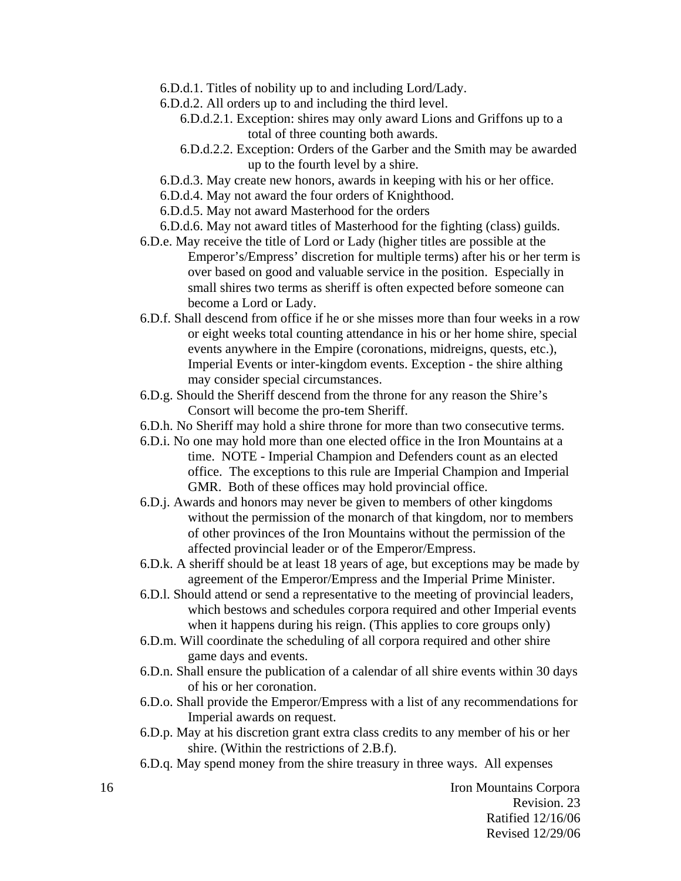- 6.D.d.1. Titles of nobility up to and including Lord/Lady.
- 6.D.d.2. All orders up to and including the third level.
  - 6.D.d.2.1. Exception: shires may only award Lions and Griffons up to a total of three counting both awards.
  - 6.D.d.2.2. Exception: Orders of the Garber and the Smith may be awarded up to the fourth level by a shire.
- 6.D.d.3. May create new honors, awards in keeping with his or her office.
- 6.D.d.4. May not award the four orders of Knighthood.
- 6.D.d.5. May not award Masterhood for the orders
- 6.D.d.6. May not award titles of Masterhood for the fighting (class) guilds.

6.D.e. May receive the title of Lord or Lady (higher titles are possible at the Emperor's/Empress' discretion for multiple terms) after his or her term is over based on good and valuable service in the position. Especially in small shires two terms as sheriff is often expected before someone can become a Lord or Lady.

6.D.f. Shall descend from office if he or she misses more than four weeks in a row or eight weeks total counting attendance in his or her home shire, special events anywhere in the Empire (coronations, midreigns, quests, etc.), Imperial Events or inter-kingdom events. Exception - the shire althing may consider special circumstances.

6.D.g. Should the Sheriff descend from the throne for any reason the Shire's Consort will become the pro-tem Sheriff.

6.D.h. No Sheriff may hold a shire throne for more than two consecutive terms.

6.D.i. No one may hold more than one elected office in the Iron Mountains at a time. NOTE - Imperial Champion and Defenders count as an elected office. The exceptions to this rule are Imperial Champion and Imperial GMR. Both of these offices may hold provincial office.

6.D.j. Awards and honors may never be given to members of other kingdoms without the permission of the monarch of that kingdom, nor to members of other provinces of the Iron Mountains without the permission of the affected provincial leader or of the Emperor/Empress.

6.D.k. A sheriff should be at least 18 years of age, but exceptions may be made by agreement of the Emperor/Empress and the Imperial Prime Minister.

6.D.l. Should attend or send a representative to the meeting of provincial leaders, which bestows and schedules corpora required and other Imperial events when it happens during his reign. (This applies to core groups only)

6.D.m. Will coordinate the scheduling of all corpora required and other shire game days and events.

6.D.n. Shall ensure the publication of a calendar of all shire events within 30 days of his or her coronation.

6.D.o. Shall provide the Emperor/Empress with a list of any recommendations for Imperial awards on request.

6.D.p. May at his discretion grant extra class credits to any member of his or her shire. (Within the restrictions of 2.B.f).

6.D.q. May spend money from the shire treasury in three ways. All expenses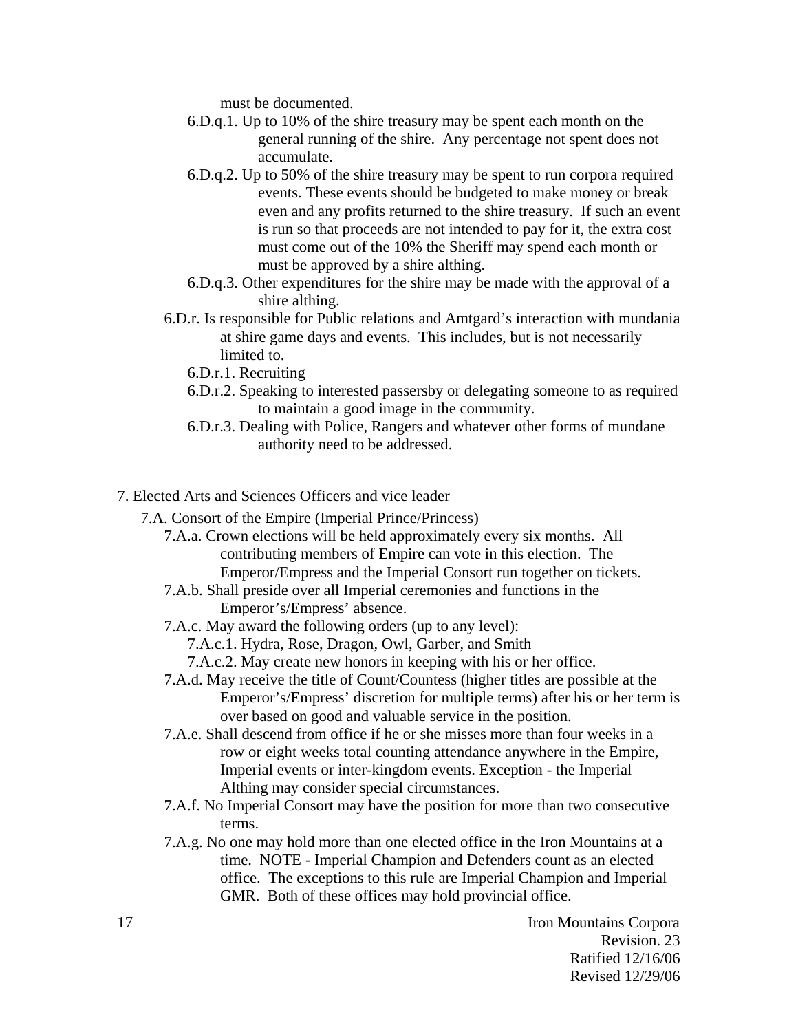must be documented.

- 6.D.q.1. Up to 10% of the shire treasury may be spent each month on the general running of the shire. Any percentage not spent does not accumulate.
- 6.D.q.2. Up to 50% of the shire treasury may be spent to run corpora required events. These events should be budgeted to make money or break even and any profits returned to the shire treasury. If such an event is run so that proceeds are not intended to pay for it, the extra cost must come out of the 10% the Sheriff may spend each month or must be approved by a shire althing.
- 6.D.q.3. Other expenditures for the shire may be made with the approval of a shire althing.

6.D.r. Is responsible for Public relations and Amtgard's interaction with mundania at shire game days and events. This includes, but is not necessarily limited to.

- 6.D.r.1. Recruiting
- 6.D.r.2. Speaking to interested passersby or delegating someone to as required to maintain a good image in the community.
- 6.D.r.3. Dealing with Police, Rangers and whatever other forms of mundane authority need to be addressed.

## 7. Elected Arts and Sciences Officers and vice leader

### 7.A. Consort of the Empire (Imperial Prince/Princess)

7.A.a. Crown elections will be held approximately every six months. All contributing members of Empire can vote in this election. The Emperor/Empress and the Imperial Consort run together on tickets.

7.A.b. Shall preside over all Imperial ceremonies and functions in the Emperor's/Empress' absence.

7.A.c. May award the following orders (up to any level):

- 7.A.c.1. Hydra, Rose, Dragon, Owl, Garber, and Smith
- 7.A.c.2. May create new honors in keeping with his or her office.

7.A.d. May receive the title of Count/Countess (higher titles are possible at the Emperor's/Empress' discretion for multiple terms) after his or her term is over based on good and valuable service in the position.

7.A.e. Shall descend from office if he or she misses more than four weeks in a row or eight weeks total counting attendance anywhere in the Empire, Imperial events or inter-kingdom events. Exception - the Imperial Althing may consider special circumstances.

7.A.f. No Imperial Consort may have the position for more than two consecutive terms.

7.A.g. No one may hold more than one elected office in the Iron Mountains at a time. NOTE - Imperial Champion and Defenders count as an elected office. The exceptions to this rule are Imperial Champion and Imperial GMR. Both of these offices may hold provincial office.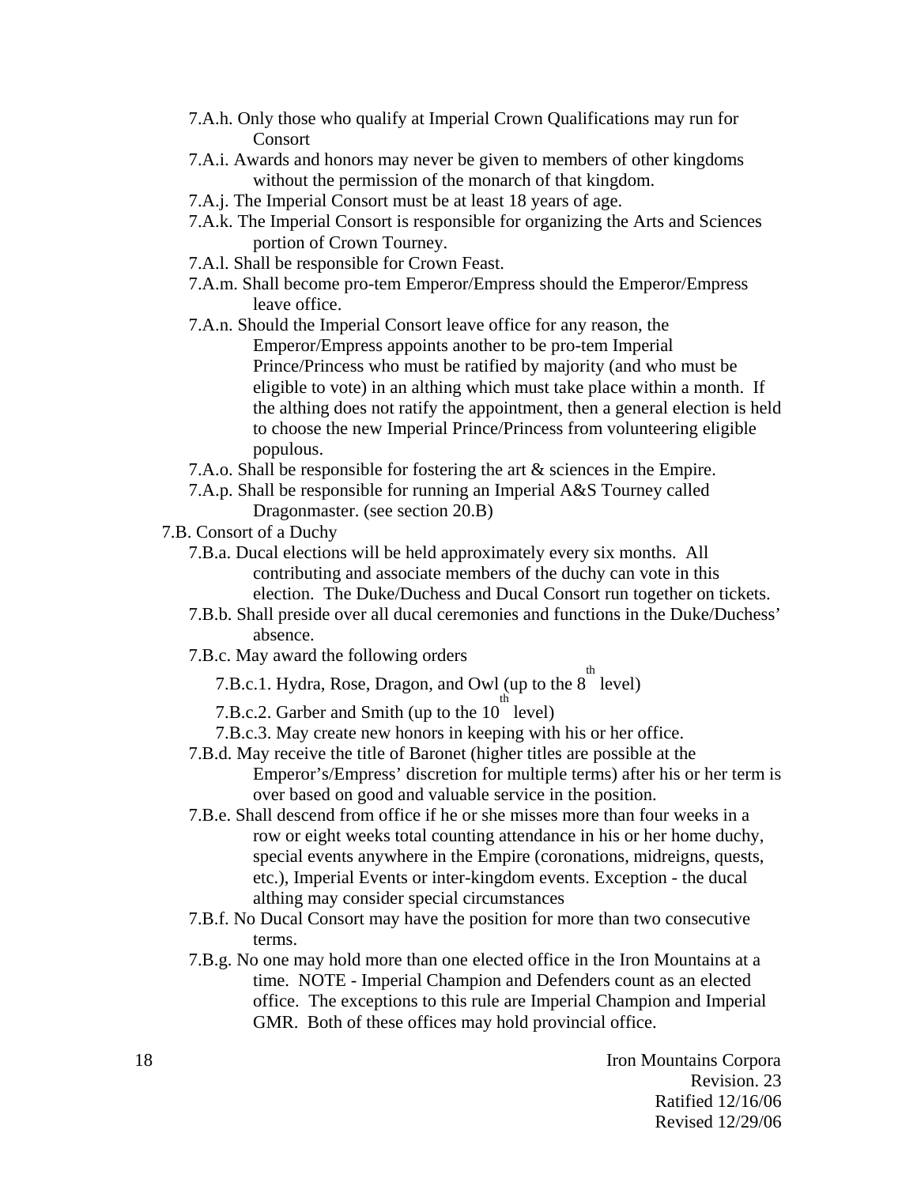- 7.A.h. Only those who qualify at Imperial Crown Qualifications may run for Consort
- 7.A.i. Awards and honors may never be given to members of other kingdoms without the permission of the monarch of that kingdom.
- 7.A.j. The Imperial Consort must be at least 18 years of age.
- 7.A.k. The Imperial Consort is responsible for organizing the Arts and Sciences portion of Crown Tourney.
- 7.A.l. Shall be responsible for Crown Feast.
- 7.A.m. Shall become pro-tem Emperor/Empress should the Emperor/Empress leave office.
- 7.A.n. Should the Imperial Consort leave office for any reason, the Emperor/Empress appoints another to be pro-tem Imperial Prince/Princess who must be ratified by majority (and who must be eligible to vote) in an althing which must take place within a month. If the althing does not ratify the appointment, then a general election is held to choose the new Imperial Prince/Princess from volunteering eligible populous.
- 7.A.o. Shall be responsible for fostering the art & sciences in the Empire.
- 7.A.p. Shall be responsible for running an Imperial A&S Tourney called Dragonmaster. (see section 20.B)

7.B. Consort of a Duchy

- 7.B.a. Ducal elections will be held approximately every six months. All contributing and associate members of the duchy can vote in this election. The Duke/Duchess and Ducal Consort run together on tickets.
- 7.B.b. Shall preside over all ducal ceremonies and functions in the Duke/Duchess' absence.
- 7.B.c. May award the following orders
  - 7.B.c.1. Hydra, Rose, Dragon, and Owl (up to the 8th level)
  - 7.B.c.2. Garber and Smith (up to the 10th level)
  - 7.B.c.3. May create new honors in keeping with his or her office.
- 7.B.d. May receive the title of Baronet (higher titles are possible at the Emperor's/Empress' discretion for multiple terms) after his or her term is over based on good and valuable service in the position.
- 7.B.e. Shall descend from office if he or she misses more than four weeks in a row or eight weeks total counting attendance in his or her home duchy, special events anywhere in the Empire (coronations, midreigns, quests, etc.), Imperial Events or inter-kingdom events. Exception - the ducal althing may consider special circumstances
- 7.B.f. No Ducal Consort may have the position for more than two consecutive terms.
- 7.B.g. No one may hold more than one elected office in the Iron Mountains at a time. NOTE - Imperial Champion and Defenders count as an elected office. The exceptions to this rule are Imperial Champion and Imperial GMR. Both of these offices may hold provincial office.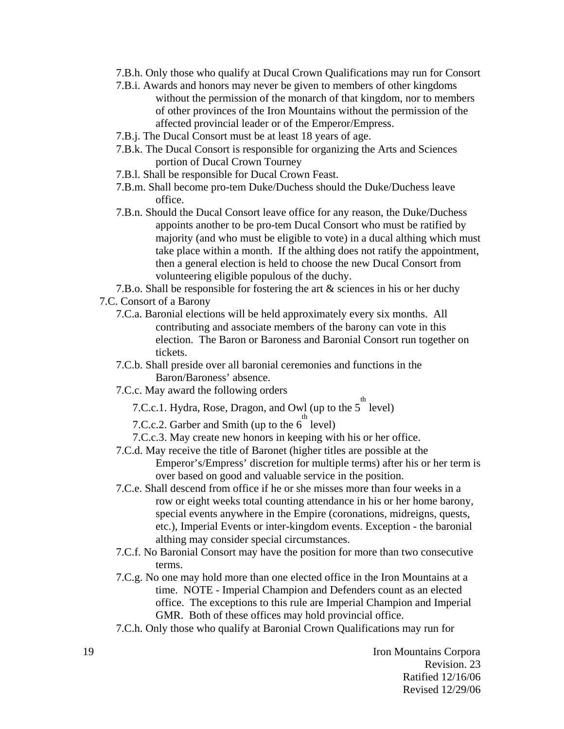7.B.h. Only those who qualify at Ducal Crown Qualifications may run for Consort

7.B.i. Awards and honors may never be given to members of other kingdoms without the permission of the monarch of that kingdom, nor to members of other provinces of the Iron Mountains without the permission of the affected provincial leader or of the Emperor/Empress.

7.B.j. The Ducal Consort must be at least 18 years of age.

7.B.k. The Ducal Consort is responsible for organizing the Arts and Sciences portion of Ducal Crown Tourney

7.B.l. Shall be responsible for Ducal Crown Feast.

7.B.m. Shall become pro-tem Duke/Duchess should the Duke/Duchess leave office.

7.B.n. Should the Ducal Consort leave office for any reason, the Duke/Duchess appoints another to be pro-tem Ducal Consort who must be ratified by majority (and who must be eligible to vote) in a ducal althing which must take place within a month. If the althing does not ratify the appointment, then a general election is held to choose the new Ducal Consort from volunteering eligible populous of the duchy.

7.B.o. Shall be responsible for fostering the art & sciences in his or her duchy

7.C. Consort of a Barony

7.C.a. Baronial elections will be held approximately every six months. All contributing and associate members of the barony can vote in this election. The Baron or Baroness and Baronial Consort run together on tickets.

7.C.b. Shall preside over all baronial ceremonies and functions in the Baron/Baroness' absence.

7.C.c. May award the following orders

7.C.c.1. Hydra, Rose, Dragon, and Owl (up to the 5th level)

7.C.c.2. Garber and Smith (up to the 6th level)

7.C.c.3. May create new honors in keeping with his or her office.

7.C.d. May receive the title of Baronet (higher titles are possible at the Emperor's/Empress' discretion for multiple terms) after his or her term is over based on good and valuable service in the position.

7.C.e. Shall descend from office if he or she misses more than four weeks in a row or eight weeks total counting attendance in his or her home barony, special events anywhere in the Empire (coronations, midreigns, quests, etc.), Imperial Events or inter-kingdom events. Exception - the baronial althing may consider special circumstances.

7.C.f. No Baronial Consort may have the position for more than two consecutive terms.

7.C.g. No one may hold more than one elected office in the Iron Mountains at a time. NOTE - Imperial Champion and Defenders count as an elected office. The exceptions to this rule are Imperial Champion and Imperial GMR. Both of these offices may hold provincial office.

7.C.h. Only those who qualify at Baronial Crown Qualifications may run for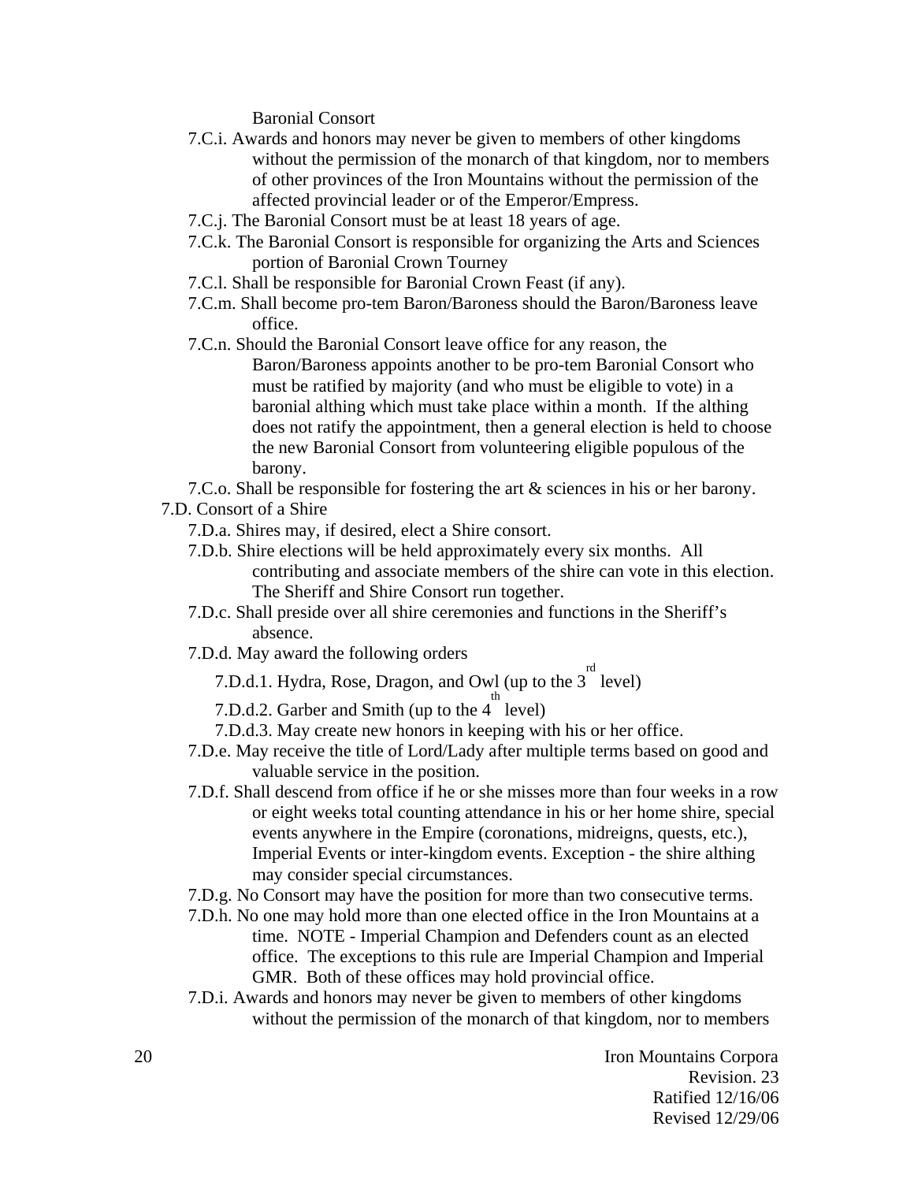Baronial Consort

- 7.C.i. Awards and honors may never be given to members of other kingdoms without the permission of the monarch of that kingdom, nor to members of other provinces of the Iron Mountains without the permission of the affected provincial leader or of the Emperor/Empress.
- 7.C.j. The Baronial Consort must be at least 18 years of age.
- 7.C.k. The Baronial Consort is responsible for organizing the Arts and Sciences portion of Baronial Crown Tourney
- 7.C.l. Shall be responsible for Baronial Crown Feast (if any).
- 7.C.m. Shall become pro-tem Baron/Baroness should the Baron/Baroness leave office.
- 7.C.n. Should the Baronial Consort leave office for any reason, the Baron/Baroness appoints another to be pro-tem Baronial Consort who must be ratified by majority (and who must be eligible to vote) in a baronial althing which must take place within a month. If the althing does not ratify the appointment, then a general election is held to choose the new Baronial Consort from volunteering eligible populous of the barony.
- 7.C.o. Shall be responsible for fostering the art & sciences in his or her barony.

7.D. Consort of a Shire

- 7.D.a. Shires may, if desired, elect a Shire consort.
- 7.D.b. Shire elections will be held approximately every six months. All contributing and associate members of the shire can vote in this election. The Sheriff and Shire Consort run together.
- 7.D.c. Shall preside over all shire ceremonies and functions in the Sheriff's absence.
- 7.D.d. May award the following orders
  - 7.D.d.1. Hydra, Rose, Dragon, and Owl (up to the 3rd level)
  - 7.D.d.2. Garber and Smith (up to the 4th level)
  - 7.D.d.3. May create new honors in keeping with his or her office.
- 7.D.e. May receive the title of Lord/Lady after multiple terms based on good and valuable service in the position.
- 7.D.f. Shall descend from office if he or she misses more than four weeks in a row or eight weeks total counting attendance in his or her home shire, special events anywhere in the Empire (coronations, midreigns, quests, etc.), Imperial Events or inter-kingdom events. Exception - the shire althing may consider special circumstances.
- 7.D.g. No Consort may have the position for more than two consecutive terms.
- 7.D.h. No one may hold more than one elected office in the Iron Mountains at a time. NOTE - Imperial Champion and Defenders count as an elected office. The exceptions to this rule are Imperial Champion and Imperial GMR. Both of these offices may hold provincial office.
- 7.D.i. Awards and honors may never be given to members of other kingdoms without the permission of the monarch of that kingdom, nor to members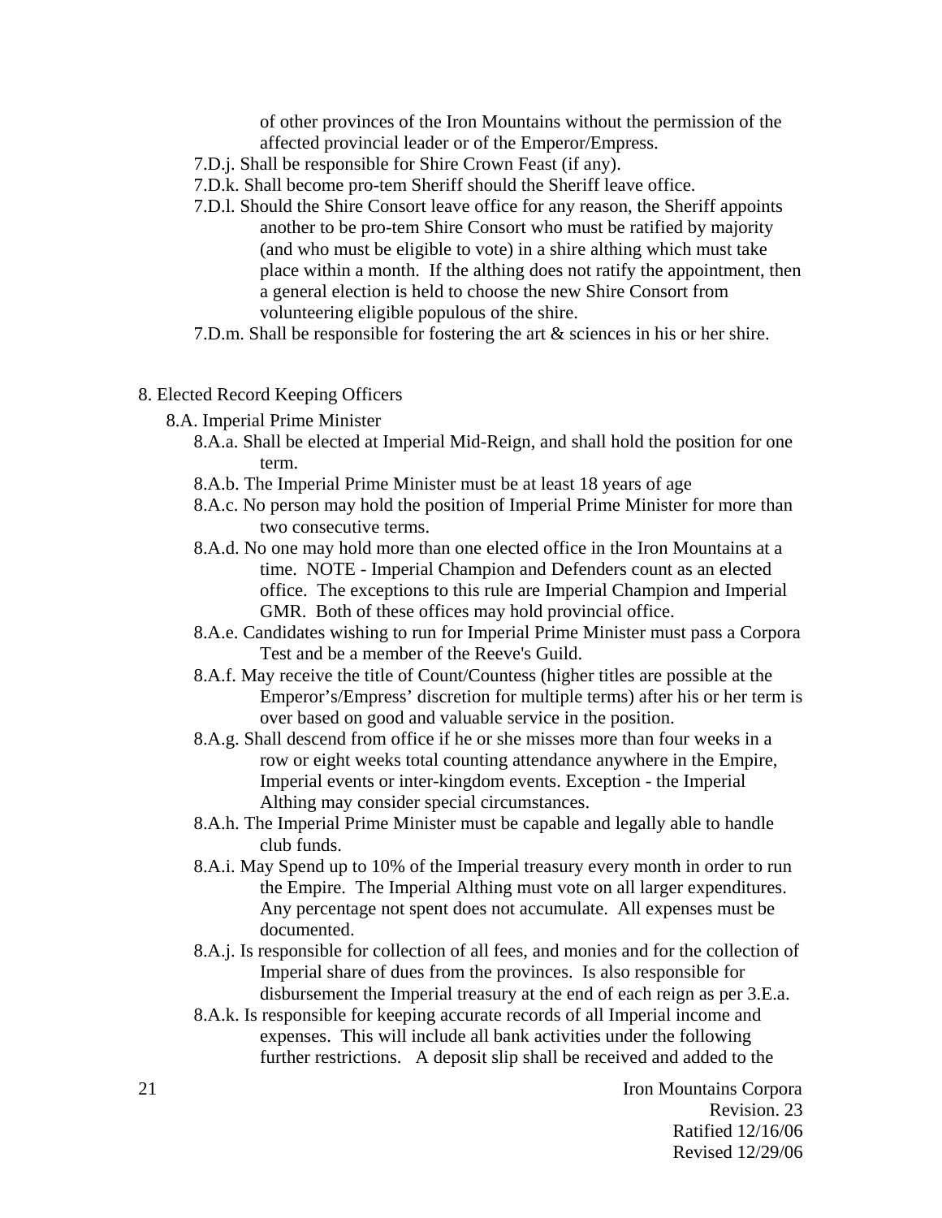of other provinces of the Iron Mountains without the permission of the affected provincial leader or of the Emperor/Empress.

- 7.D.j. Shall be responsible for Shire Crown Feast (if any).
- 7.D.k. Shall become pro-tem Sheriff should the Sheriff leave office.
- 7.D.l. Should the Shire Consort leave office for any reason, the Sheriff appoints another to be pro-tem Shire Consort who must be ratified by majority (and who must be eligible to vote) in a shire althing which must take place within a month. If the althing does not ratify the appointment, then a general election is held to choose the new Shire Consort from volunteering eligible populous of the shire.
- 7.D.m. Shall be responsible for fostering the art & sciences in his or her shire.

## 8. Elected Record Keeping Officers

### 8.A. Imperial Prime Minister

- 8.A.a. Shall be elected at Imperial Mid-Reign, and shall hold the position for one term.
- 8.A.b. The Imperial Prime Minister must be at least 18 years of age
- 8.A.c. No person may hold the position of Imperial Prime Minister for more than two consecutive terms.
- 8.A.d. No one may hold more than one elected office in the Iron Mountains at a time. NOTE - Imperial Champion and Defenders count as an elected office. The exceptions to this rule are Imperial Champion and Imperial GMR. Both of these offices may hold provincial office.
- 8.A.e. Candidates wishing to run for Imperial Prime Minister must pass a Corpora Test and be a member of the Reeve's Guild.
- 8.A.f. May receive the title of Count/Countess (higher titles are possible at the Emperor's/Empress' discretion for multiple terms) after his or her term is over based on good and valuable service in the position.
- 8.A.g. Shall descend from office if he or she misses more than four weeks in a row or eight weeks total counting attendance anywhere in the Empire, Imperial events or inter-kingdom events. Exception - the Imperial Althing may consider special circumstances.
- 8.A.h. The Imperial Prime Minister must be capable and legally able to handle club funds.
- 8.A.i. May Spend up to 10% of the Imperial treasury every month in order to run the Empire. The Imperial Althing must vote on all larger expenditures. Any percentage not spent does not accumulate. All expenses must be documented.
- 8.A.j. Is responsible for collection of all fees, and monies and for the collection of Imperial share of dues from the provinces. Is also responsible for disbursement the Imperial treasury at the end of each reign as per 3.E.a.
- 8.A.k. Is responsible for keeping accurate records of all Imperial income and expenses. This will include all bank activities under the following further restrictions. A deposit slip shall be received and added to the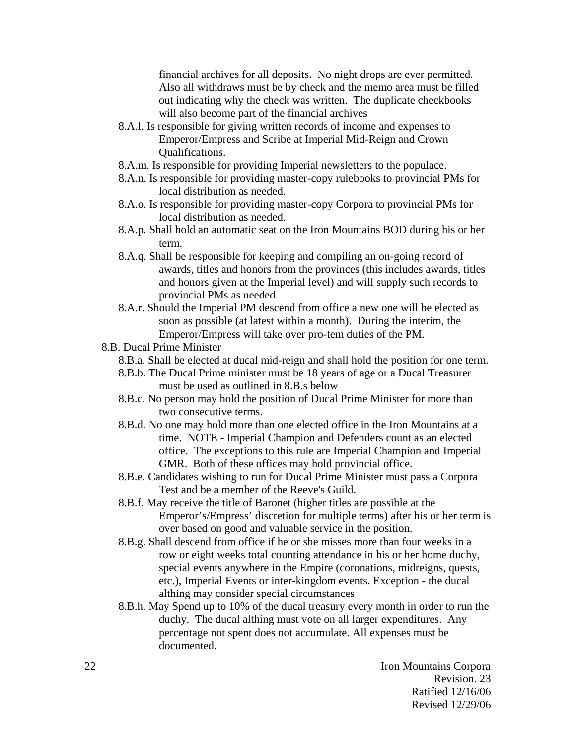financial archives for all deposits. No night drops are ever permitted. Also all withdraws must be by check and the memo area must be filled out indicating why the check was written. The duplicate checkbooks will also become part of the financial archives

- 8.A.l. Is responsible for giving written records of income and expenses to Emperor/Empress and Scribe at Imperial Mid-Reign and Crown Qualifications.
- 8.A.m. Is responsible for providing Imperial newsletters to the populace.
- 8.A.n. Is responsible for providing master-copy rulebooks to provincial PMs for local distribution as needed.
- 8.A.o. Is responsible for providing master-copy Corpora to provincial PMs for local distribution as needed.
- 8.A.p. Shall hold an automatic seat on the Iron Mountains BOD during his or her term.
- 8.A.q. Shall be responsible for keeping and compiling an on-going record of awards, titles and honors from the provinces (this includes awards, titles and honors given at the Imperial level) and will supply such records to provincial PMs as needed.
- 8.A.r. Should the Imperial PM descend from office a new one will be elected as soon as possible (at latest within a month). During the interim, the Emperor/Empress will take over pro-tem duties of the PM.

8.B. Ducal Prime Minister

- 8.B.a. Shall be elected at ducal mid-reign and shall hold the position for one term.
- 8.B.b. The Ducal Prime minister must be 18 years of age or a Ducal Treasurer must be used as outlined in 8.B.s below
- 8.B.c. No person may hold the position of Ducal Prime Minister for more than two consecutive terms.
- 8.B.d. No one may hold more than one elected office in the Iron Mountains at a time. NOTE - Imperial Champion and Defenders count as an elected office. The exceptions to this rule are Imperial Champion and Imperial GMR. Both of these offices may hold provincial office.
- 8.B.e. Candidates wishing to run for Ducal Prime Minister must pass a Corpora Test and be a member of the Reeve's Guild.
- 8.B.f. May receive the title of Baronet (higher titles are possible at the Emperor's/Empress' discretion for multiple terms) after his or her term is over based on good and valuable service in the position.
- 8.B.g. Shall descend from office if he or she misses more than four weeks in a row or eight weeks total counting attendance in his or her home duchy, special events anywhere in the Empire (coronations, midreigns, quests, etc.), Imperial Events or inter-kingdom events. Exception - the ducal althing may consider special circumstances
- 8.B.h. May Spend up to 10% of the ducal treasury every month in order to run the duchy. The ducal althing must vote on all larger expenditures. Any percentage not spent does not accumulate. All expenses must be documented.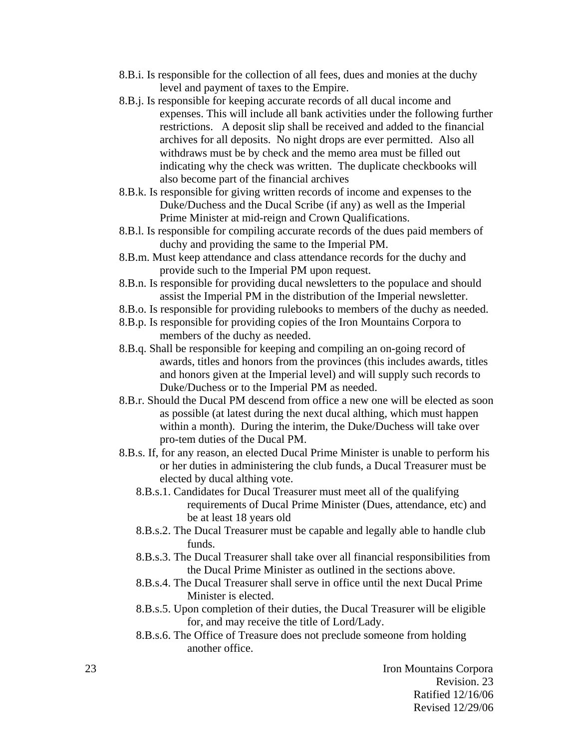8.B.i. Is responsible for the collection of all fees, dues and monies at the duchy level and payment of taxes to the Empire.

8.B.j. Is responsible for keeping accurate records of all ducal income and expenses. This will include all bank activities under the following further restrictions. A deposit slip shall be received and added to the financial archives for all deposits. No night drops are ever permitted. Also all withdraws must be by check and the memo area must be filled out indicating why the check was written. The duplicate checkbooks will also become part of the financial archives

8.B.k. Is responsible for giving written records of income and expenses to the Duke/Duchess and the Ducal Scribe (if any) as well as the Imperial Prime Minister at mid-reign and Crown Qualifications.

8.B.l. Is responsible for compiling accurate records of the dues paid members of duchy and providing the same to the Imperial PM.

8.B.m. Must keep attendance and class attendance records for the duchy and provide such to the Imperial PM upon request.

8.B.n. Is responsible for providing ducal newsletters to the populace and should assist the Imperial PM in the distribution of the Imperial newsletter.

8.B.o. Is responsible for providing rulebooks to members of the duchy as needed.

8.B.p. Is responsible for providing copies of the Iron Mountains Corpora to members of the duchy as needed.

8.B.q. Shall be responsible for keeping and compiling an on-going record of awards, titles and honors from the provinces (this includes awards, titles and honors given at the Imperial level) and will supply such records to Duke/Duchess or to the Imperial PM as needed.

8.B.r. Should the Ducal PM descend from office a new one will be elected as soon as possible (at latest during the next ducal althing, which must happen within a month). During the interim, the Duke/Duchess will take over pro-tem duties of the Ducal PM.

8.B.s. If, for any reason, an elected Ducal Prime Minister is unable to perform his or her duties in administering the club funds, a Ducal Treasurer must be elected by ducal althing vote.

- 8.B.s.1. Candidates for Ducal Treasurer must meet all of the qualifying requirements of Ducal Prime Minister (Dues, attendance, etc) and be at least 18 years old
- 8.B.s.2. The Ducal Treasurer must be capable and legally able to handle club funds.
- 8.B.s.3. The Ducal Treasurer shall take over all financial responsibilities from the Ducal Prime Minister as outlined in the sections above.
- 8.B.s.4. The Ducal Treasurer shall serve in office until the next Ducal Prime Minister is elected.
- 8.B.s.5. Upon completion of their duties, the Ducal Treasurer will be eligible for, and may receive the title of Lord/Lady.
- 8.B.s.6. The Office of Treasure does not preclude someone from holding another office.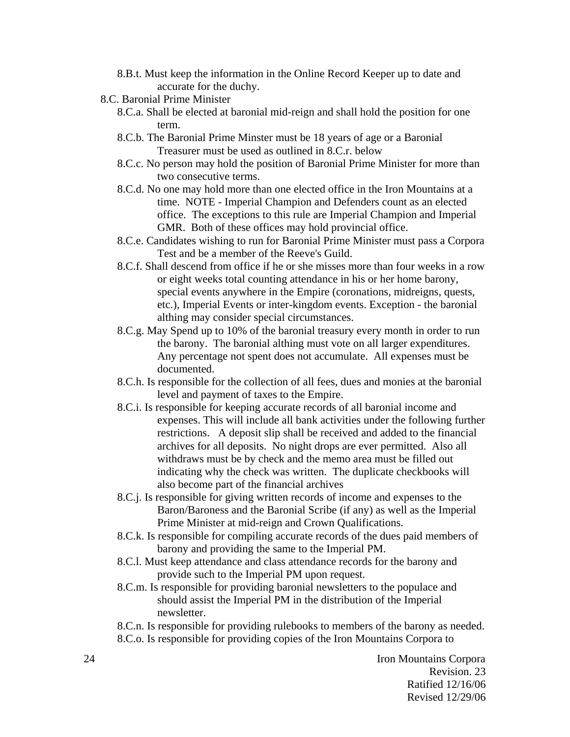- 8.B.t. Must keep the information in the Online Record Keeper up to date and accurate for the duchy.

- 8.C. Baronial Prime Minister
  - 8.C.a. Shall be elected at baronial mid-reign and shall hold the position for one term.
  - 8.C.b. The Baronial Prime Minster must be 18 years of age or a Baronial Treasurer must be used as outlined in 8.C.r. below
  - 8.C.c. No person may hold the position of Baronial Prime Minister for more than two consecutive terms.
  - 8.C.d. No one may hold more than one elected office in the Iron Mountains at a time. NOTE - Imperial Champion and Defenders count as an elected office. The exceptions to this rule are Imperial Champion and Imperial GMR. Both of these offices may hold provincial office.
  - 8.C.e. Candidates wishing to run for Baronial Prime Minister must pass a Corpora Test and be a member of the Reeve's Guild.
  - 8.C.f. Shall descend from office if he or she misses more than four weeks in a row or eight weeks total counting attendance in his or her home barony, special events anywhere in the Empire (coronations, midreigns, quests, etc.), Imperial Events or inter-kingdom events. Exception - the baronial althing may consider special circumstances.
  - 8.C.g. May Spend up to 10% of the baronial treasury every month in order to run the barony. The baronial althing must vote on all larger expenditures. Any percentage not spent does not accumulate. All expenses must be documented.
  - 8.C.h. Is responsible for the collection of all fees, dues and monies at the baronial level and payment of taxes to the Empire.
  - 8.C.i. Is responsible for keeping accurate records of all baronial income and expenses. This will include all bank activities under the following further restrictions. A deposit slip shall be received and added to the financial archives for all deposits. No night drops are ever permitted. Also all withdraws must be by check and the memo area must be filled out indicating why the check was written. The duplicate checkbooks will also become part of the financial archives
  - 8.C.j. Is responsible for giving written records of income and expenses to the Baron/Baroness and the Baronial Scribe (if any) as well as the Imperial Prime Minister at mid-reign and Crown Qualifications.
  - 8.C.k. Is responsible for compiling accurate records of the dues paid members of barony and providing the same to the Imperial PM.
  - 8.C.l. Must keep attendance and class attendance records for the barony and provide such to the Imperial PM upon request.
  - 8.C.m. Is responsible for providing baronial newsletters to the populace and should assist the Imperial PM in the distribution of the Imperial newsletter.
  - 8.C.n. Is responsible for providing rulebooks to members of the barony as needed.
  - 8.C.o. Is responsible for providing copies of the Iron Mountains Corpora to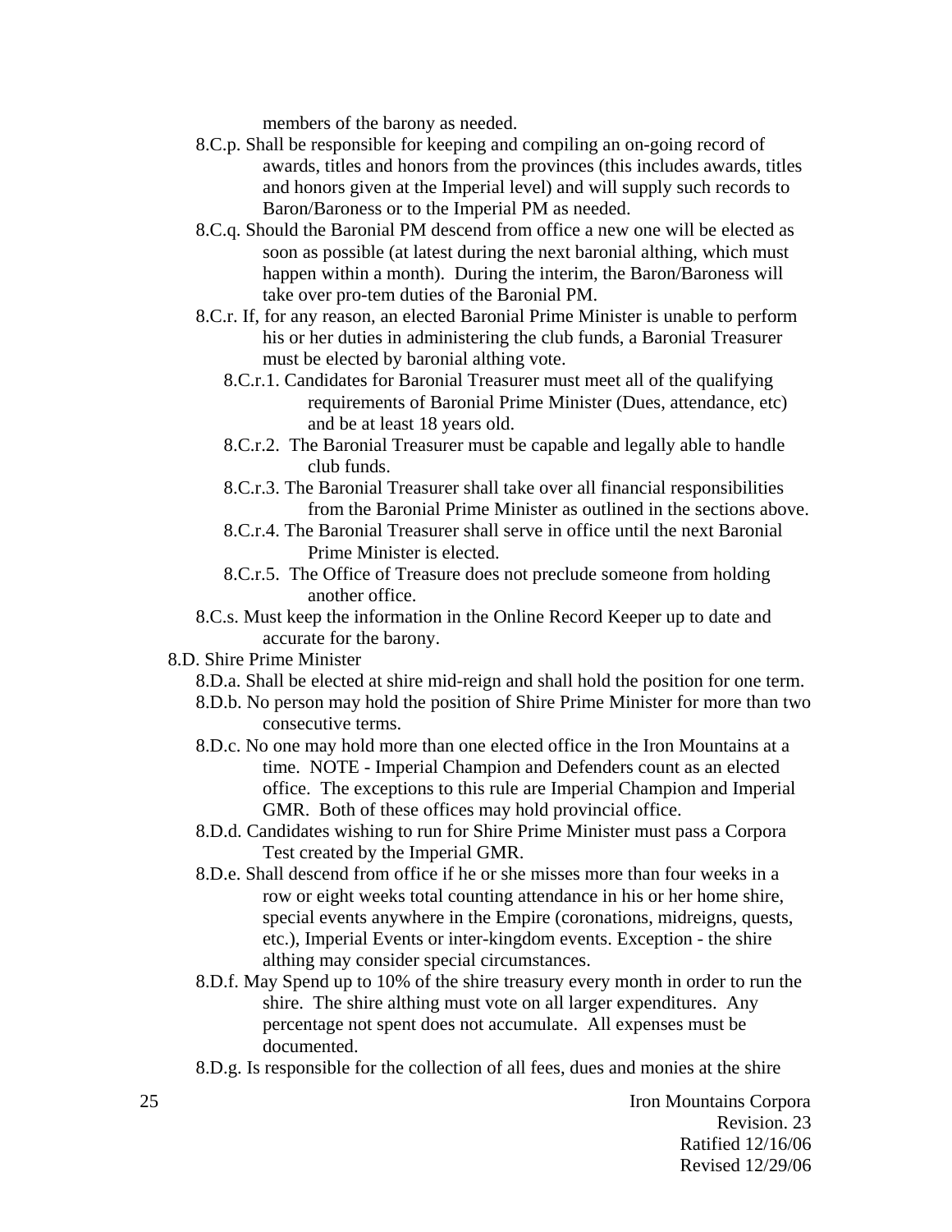members of the barony as needed.

- 8.C.p. Shall be responsible for keeping and compiling an on-going record of awards, titles and honors from the provinces (this includes awards, titles and honors given at the Imperial level) and will supply such records to Baron/Baroness or to the Imperial PM as needed.
- 8.C.q. Should the Baronial PM descend from office a new one will be elected as soon as possible (at latest during the next baronial althing, which must happen within a month). During the interim, the Baron/Baroness will take over pro-tem duties of the Baronial PM.
- 8.C.r. If, for any reason, an elected Baronial Prime Minister is unable to perform his or her duties in administering the club funds, a Baronial Treasurer must be elected by baronial althing vote.
  - 8.C.r.1. Candidates for Baronial Treasurer must meet all of the qualifying requirements of Baronial Prime Minister (Dues, attendance, etc) and be at least 18 years old.
  - 8.C.r.2. The Baronial Treasurer must be capable and legally able to handle club funds.
  - 8.C.r.3. The Baronial Treasurer shall take over all financial responsibilities from the Baronial Prime Minister as outlined in the sections above.
  - 8.C.r.4. The Baronial Treasurer shall serve in office until the next Baronial Prime Minister is elected.
  - 8.C.r.5. The Office of Treasure does not preclude someone from holding another office.
- 8.C.s. Must keep the information in the Online Record Keeper up to date and accurate for the barony.

8.D. Shire Prime Minister

- 8.D.a. Shall be elected at shire mid-reign and shall hold the position for one term.
- 8.D.b. No person may hold the position of Shire Prime Minister for more than two consecutive terms.
- 8.D.c. No one may hold more than one elected office in the Iron Mountains at a time. NOTE - Imperial Champion and Defenders count as an elected office. The exceptions to this rule are Imperial Champion and Imperial GMR. Both of these offices may hold provincial office.
- 8.D.d. Candidates wishing to run for Shire Prime Minister must pass a Corpora Test created by the Imperial GMR.
- 8.D.e. Shall descend from office if he or she misses more than four weeks in a row or eight weeks total counting attendance in his or her home shire, special events anywhere in the Empire (coronations, midreigns, quests, etc.), Imperial Events or inter-kingdom events. Exception - the shire althing may consider special circumstances.
- 8.D.f. May Spend up to 10% of the shire treasury every month in order to run the shire. The shire althing must vote on all larger expenditures. Any percentage not spent does not accumulate. All expenses must be documented.
- 8.D.g. Is responsible for the collection of all fees, dues and monies at the shire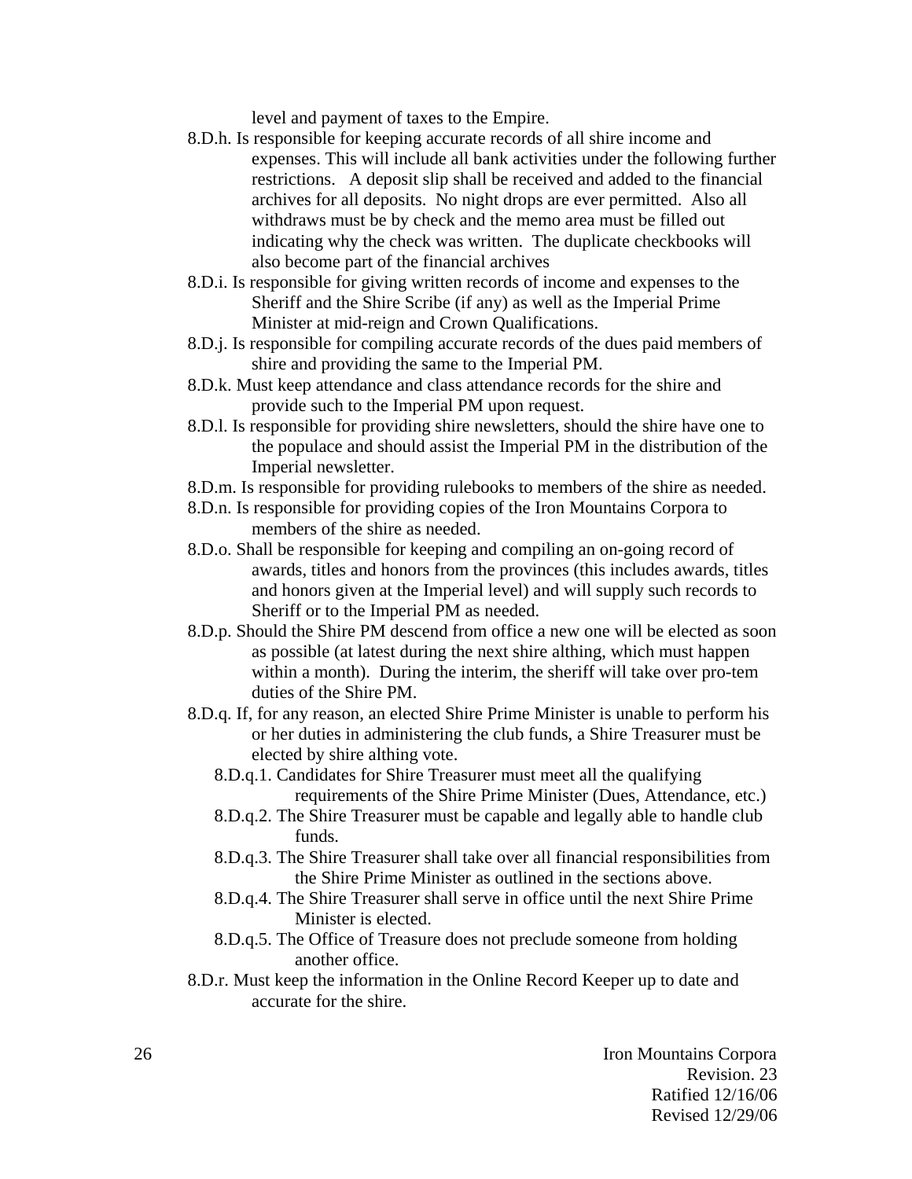level and payment of taxes to the Empire.

- 8.D.h. Is responsible for keeping accurate records of all shire income and expenses. This will include all bank activities under the following further restrictions. A deposit slip shall be received and added to the financial archives for all deposits. No night drops are ever permitted. Also all withdraws must be by check and the memo area must be filled out indicating why the check was written. The duplicate checkbooks will also become part of the financial archives
- 8.D.i. Is responsible for giving written records of income and expenses to the Sheriff and the Shire Scribe (if any) as well as the Imperial Prime Minister at mid-reign and Crown Qualifications.
- 8.D.j. Is responsible for compiling accurate records of the dues paid members of shire and providing the same to the Imperial PM.
- 8.D.k. Must keep attendance and class attendance records for the shire and provide such to the Imperial PM upon request.
- 8.D.l. Is responsible for providing shire newsletters, should the shire have one to the populace and should assist the Imperial PM in the distribution of the Imperial newsletter.
- 8.D.m. Is responsible for providing rulebooks to members of the shire as needed.
- 8.D.n. Is responsible for providing copies of the Iron Mountains Corpora to members of the shire as needed.
- 8.D.o. Shall be responsible for keeping and compiling an on-going record of awards, titles and honors from the provinces (this includes awards, titles and honors given at the Imperial level) and will supply such records to Sheriff or to the Imperial PM as needed.
- 8.D.p. Should the Shire PM descend from office a new one will be elected as soon as possible (at latest during the next shire althing, which must happen within a month). During the interim, the sheriff will take over pro-tem duties of the Shire PM.
- 8.D.q. If, for any reason, an elected Shire Prime Minister is unable to perform his or her duties in administering the club funds, a Shire Treasurer must be elected by shire althing vote.
  - 8.D.q.1. Candidates for Shire Treasurer must meet all the qualifying requirements of the Shire Prime Minister (Dues, Attendance, etc.)
  - 8.D.q.2. The Shire Treasurer must be capable and legally able to handle club funds.
  - 8.D.q.3. The Shire Treasurer shall take over all financial responsibilities from the Shire Prime Minister as outlined in the sections above.
  - 8.D.q.4. The Shire Treasurer shall serve in office until the next Shire Prime Minister is elected.
  - 8.D.q.5. The Office of Treasure does not preclude someone from holding another office.
- 8.D.r. Must keep the information in the Online Record Keeper up to date and accurate for the shire.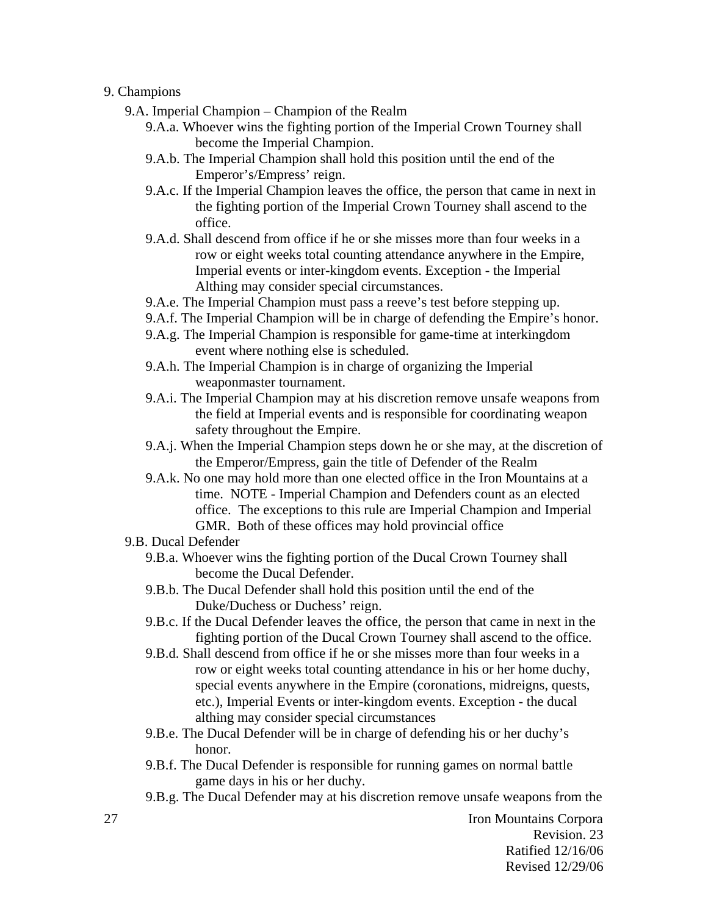9. Champions

- 9.A. Imperial Champion – Champion of the Realm
  - 9.A.a. Whoever wins the fighting portion of the Imperial Crown Tourney shall become the Imperial Champion.
  - 9.A.b. The Imperial Champion shall hold this position until the end of the Emperor's/Empress' reign.
  - 9.A.c. If the Imperial Champion leaves the office, the person that came in next in the fighting portion of the Imperial Crown Tourney shall ascend to the office.
  - 9.A.d. Shall descend from office if he or she misses more than four weeks in a row or eight weeks total counting attendance anywhere in the Empire, Imperial events or inter-kingdom events. Exception - the Imperial Althing may consider special circumstances.
  - 9.A.e. The Imperial Champion must pass a reeve's test before stepping up.
  - 9.A.f. The Imperial Champion will be in charge of defending the Empire's honor.
  - 9.A.g. The Imperial Champion is responsible for game-time at interkingdom event where nothing else is scheduled.
  - 9.A.h. The Imperial Champion is in charge of organizing the Imperial weaponmaster tournament.
  - 9.A.i. The Imperial Champion may at his discretion remove unsafe weapons from the field at Imperial events and is responsible for coordinating weapon safety throughout the Empire.
  - 9.A.j. When the Imperial Champion steps down he or she may, at the discretion of the Emperor/Empress, gain the title of Defender of the Realm
  - 9.A.k. No one may hold more than one elected office in the Iron Mountains at a time. NOTE - Imperial Champion and Defenders count as an elected office. The exceptions to this rule are Imperial Champion and Imperial GMR. Both of these offices may hold provincial office
- 9.B. Ducal Defender
  - 9.B.a. Whoever wins the fighting portion of the Ducal Crown Tourney shall become the Ducal Defender.
  - 9.B.b. The Ducal Defender shall hold this position until the end of the Duke/Duchess or Duchess' reign.
  - 9.B.c. If the Ducal Defender leaves the office, the person that came in next in the fighting portion of the Ducal Crown Tourney shall ascend to the office.
  - 9.B.d. Shall descend from office if he or she misses more than four weeks in a row or eight weeks total counting attendance in his or her home duchy, special events anywhere in the Empire (coronations, midreigns, quests, etc.), Imperial Events or inter-kingdom events. Exception - the ducal althing may consider special circumstances
  - 9.B.e. The Ducal Defender will be in charge of defending his or her duchy's honor.
  - 9.B.f. The Ducal Defender is responsible for running games on normal battle game days in his or her duchy.
  - 9.B.g. The Ducal Defender may at his discretion remove unsafe weapons from the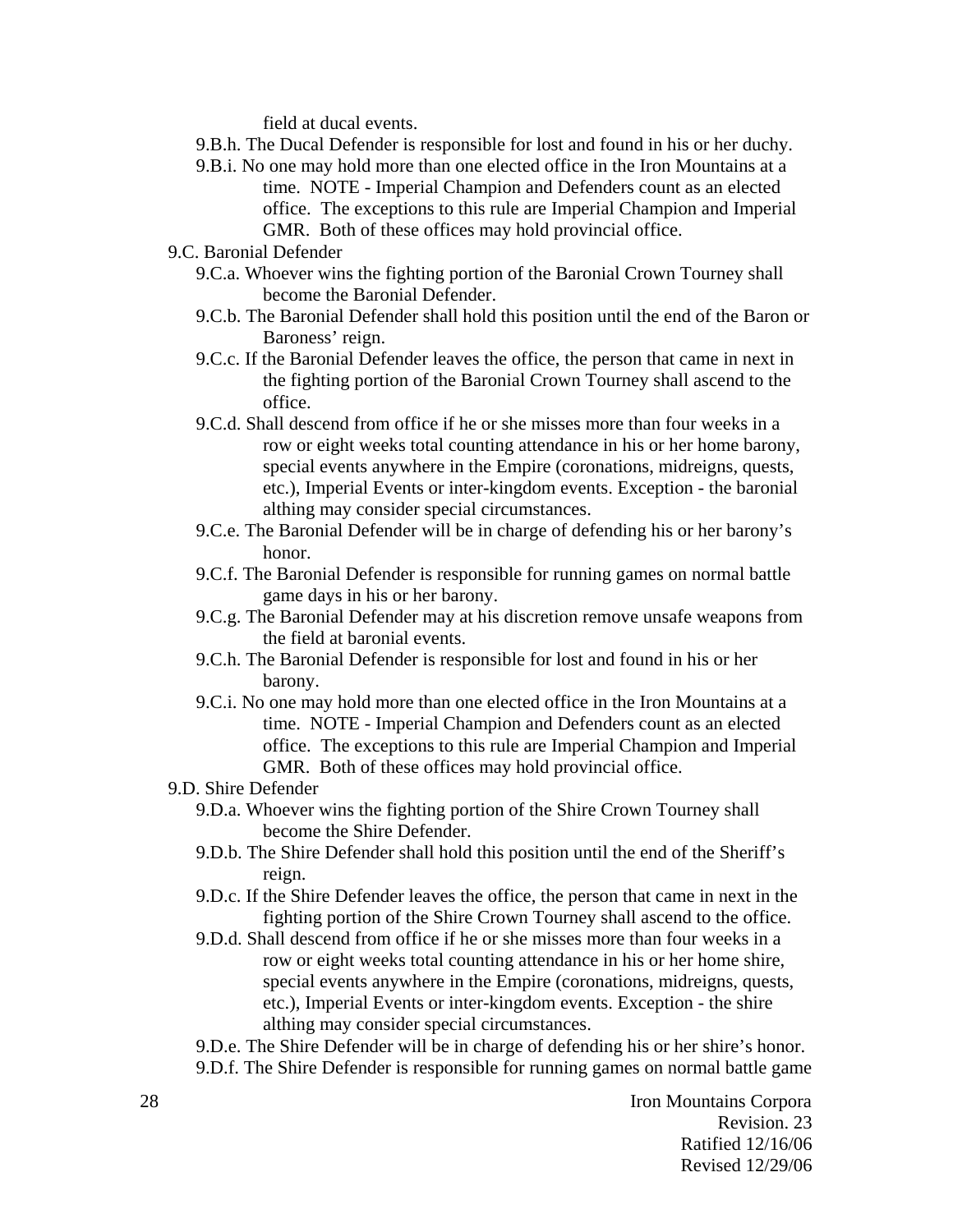field at ducal events.

- 9.B.h. The Ducal Defender is responsible for lost and found in his or her duchy.
- 9.B.i. No one may hold more than one elected office in the Iron Mountains at a time. NOTE - Imperial Champion and Defenders count as an elected office. The exceptions to this rule are Imperial Champion and Imperial GMR. Both of these offices may hold provincial office.

9.C. Baronial Defender

- 9.C.a. Whoever wins the fighting portion of the Baronial Crown Tourney shall become the Baronial Defender.
- 9.C.b. The Baronial Defender shall hold this position until the end of the Baron or Baroness' reign.
- 9.C.c. If the Baronial Defender leaves the office, the person that came in next in the fighting portion of the Baronial Crown Tourney shall ascend to the office.
- 9.C.d. Shall descend from office if he or she misses more than four weeks in a row or eight weeks total counting attendance in his or her home barony, special events anywhere in the Empire (coronations, midreigns, quests, etc.), Imperial Events or inter-kingdom events. Exception - the baronial althing may consider special circumstances.
- 9.C.e. The Baronial Defender will be in charge of defending his or her barony's honor.
- 9.C.f. The Baronial Defender is responsible for running games on normal battle game days in his or her barony.
- 9.C.g. The Baronial Defender may at his discretion remove unsafe weapons from the field at baronial events.
- 9.C.h. The Baronial Defender is responsible for lost and found in his or her barony.
- 9.C.i. No one may hold more than one elected office in the Iron Mountains at a time. NOTE - Imperial Champion and Defenders count as an elected office. The exceptions to this rule are Imperial Champion and Imperial GMR. Both of these offices may hold provincial office.

9.D. Shire Defender

- 9.D.a. Whoever wins the fighting portion of the Shire Crown Tourney shall become the Shire Defender.
- 9.D.b. The Shire Defender shall hold this position until the end of the Sheriff's reign.
- 9.D.c. If the Shire Defender leaves the office, the person that came in next in the fighting portion of the Shire Crown Tourney shall ascend to the office.
- 9.D.d. Shall descend from office if he or she misses more than four weeks in a row or eight weeks total counting attendance in his or her home shire, special events anywhere in the Empire (coronations, midreigns, quests, etc.), Imperial Events or inter-kingdom events. Exception - the shire althing may consider special circumstances.
- 9.D.e. The Shire Defender will be in charge of defending his or her shire's honor.
- 9.D.f. The Shire Defender is responsible for running games on normal battle game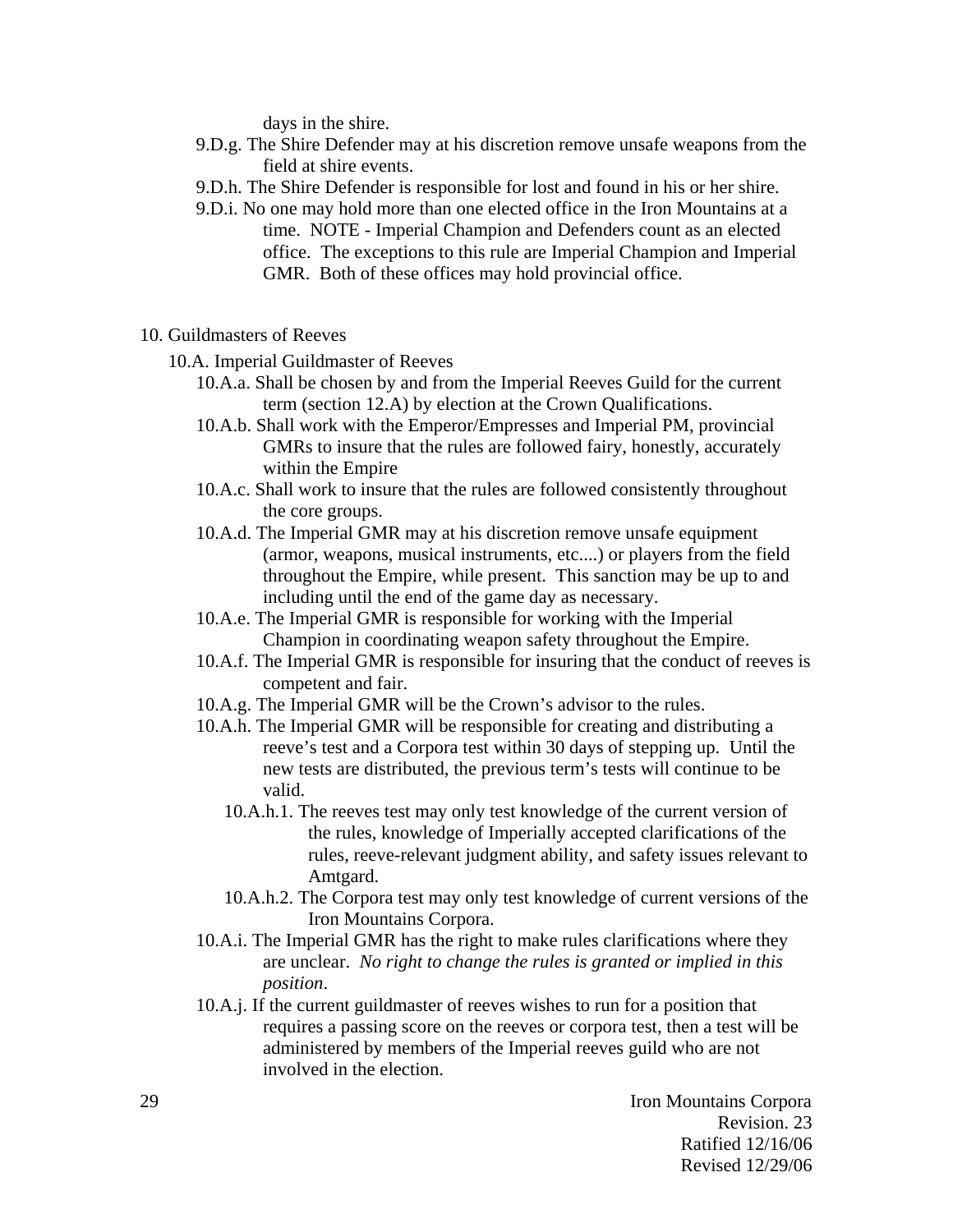days in the shire.

9.D.g. The Shire Defender may at his discretion remove unsafe weapons from the field at shire events.

9.D.h. The Shire Defender is responsible for lost and found in his or her shire.

9.D.i. No one may hold more than one elected office in the Iron Mountains at a time. NOTE - Imperial Champion and Defenders count as an elected office. The exceptions to this rule are Imperial Champion and Imperial GMR. Both of these offices may hold provincial office.

## 10. Guildmasters of Reeves

### 10.A. Imperial Guildmaster of Reeves

10.A.a. Shall be chosen by and from the Imperial Reeves Guild for the current term (section 12.A) by election at the Crown Qualifications.

10.A.b. Shall work with the Emperor/Empresses and Imperial PM, provincial GMRs to insure that the rules are followed fairy, honestly, accurately within the Empire

10.A.c. Shall work to insure that the rules are followed consistently throughout the core groups.

10.A.d. The Imperial GMR may at his discretion remove unsafe equipment (armor, weapons, musical instruments, etc....) or players from the field throughout the Empire, while present. This sanction may be up to and including until the end of the game day as necessary.

10.A.e. The Imperial GMR is responsible for working with the Imperial Champion in coordinating weapon safety throughout the Empire.

10.A.f. The Imperial GMR is responsible for insuring that the conduct of reeves is competent and fair.

10.A.g. The Imperial GMR will be the Crown's advisor to the rules.

10.A.h. The Imperial GMR will be responsible for creating and distributing a reeve's test and a Corpora test within 30 days of stepping up. Until the new tests are distributed, the previous term's tests will continue to be valid.

10.A.h.1. The reeves test may only test knowledge of the current version of the rules, knowledge of Imperially accepted clarifications of the rules, reeve-relevant judgment ability, and safety issues relevant to Amtgard.

10.A.h.2. The Corpora test may only test knowledge of current versions of the Iron Mountains Corpora.

10.A.i. The Imperial GMR has the right to make rules clarifications where they are unclear. *No right to change the rules is granted or implied in this position*.

10.A.j. If the current guildmaster of reeves wishes to run for a position that requires a passing score on the reeves or corpora test, then a test will be administered by members of the Imperial reeves guild who are not involved in the election.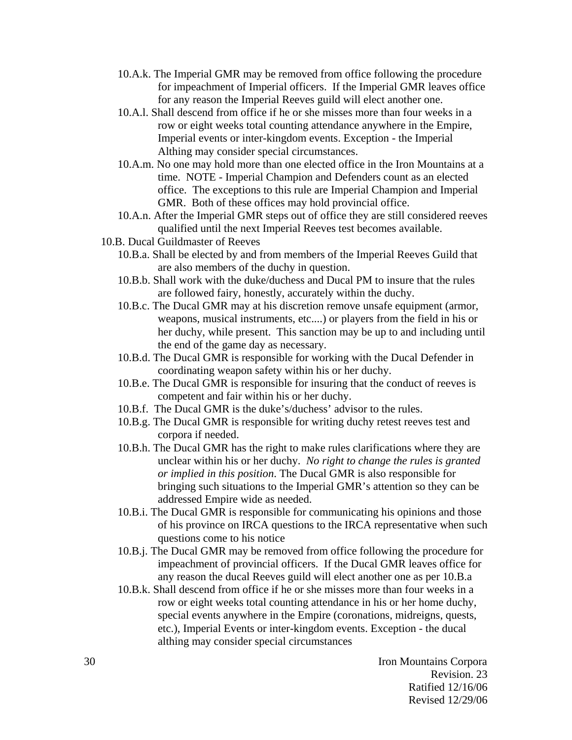- 10.A.k. The Imperial GMR may be removed from office following the procedure for impeachment of Imperial officers. If the Imperial GMR leaves office for any reason the Imperial Reeves guild will elect another one.
- 10.A.l. Shall descend from office if he or she misses more than four weeks in a row or eight weeks total counting attendance anywhere in the Empire, Imperial events or inter-kingdom events. Exception - the Imperial Althing may consider special circumstances.
- 10.A.m. No one may hold more than one elected office in the Iron Mountains at a time. NOTE - Imperial Champion and Defenders count as an elected office. The exceptions to this rule are Imperial Champion and Imperial GMR. Both of these offices may hold provincial office.
- 10.A.n. After the Imperial GMR steps out of office they are still considered reeves qualified until the next Imperial Reeves test becomes available.

10.B. Ducal Guildmaster of Reeves

- 10.B.a. Shall be elected by and from members of the Imperial Reeves Guild that are also members of the duchy in question.
- 10.B.b. Shall work with the duke/duchess and Ducal PM to insure that the rules are followed fairy, honestly, accurately within the duchy.
- 10.B.c. The Ducal GMR may at his discretion remove unsafe equipment (armor, weapons, musical instruments, etc....) or players from the field in his or her duchy, while present. This sanction may be up to and including until the end of the game day as necessary.
- 10.B.d. The Ducal GMR is responsible for working with the Ducal Defender in coordinating weapon safety within his or her duchy.
- 10.B.e. The Ducal GMR is responsible for insuring that the conduct of reeves is competent and fair within his or her duchy.
- 10.B.f. The Ducal GMR is the duke's/duchess' advisor to the rules.
- 10.B.g. The Ducal GMR is responsible for writing duchy retest reeves test and corpora if needed.
- 10.B.h. The Ducal GMR has the right to make rules clarifications where they are unclear within his or her duchy. *No right to change the rules is granted or implied in this position*. The Ducal GMR is also responsible for bringing such situations to the Imperial GMR's attention so they can be addressed Empire wide as needed.
- 10.B.i. The Ducal GMR is responsible for communicating his opinions and those of his province on IRCA questions to the IRCA representative when such questions come to his notice
- 10.B.j. The Ducal GMR may be removed from office following the procedure for impeachment of provincial officers. If the Ducal GMR leaves office for any reason the ducal Reeves guild will elect another one as per 10.B.a
- 10.B.k. Shall descend from office if he or she misses more than four weeks in a row or eight weeks total counting attendance in his or her home duchy, special events anywhere in the Empire (coronations, midreigns, quests, etc.), Imperial Events or inter-kingdom events. Exception - the ducal althing may consider special circumstances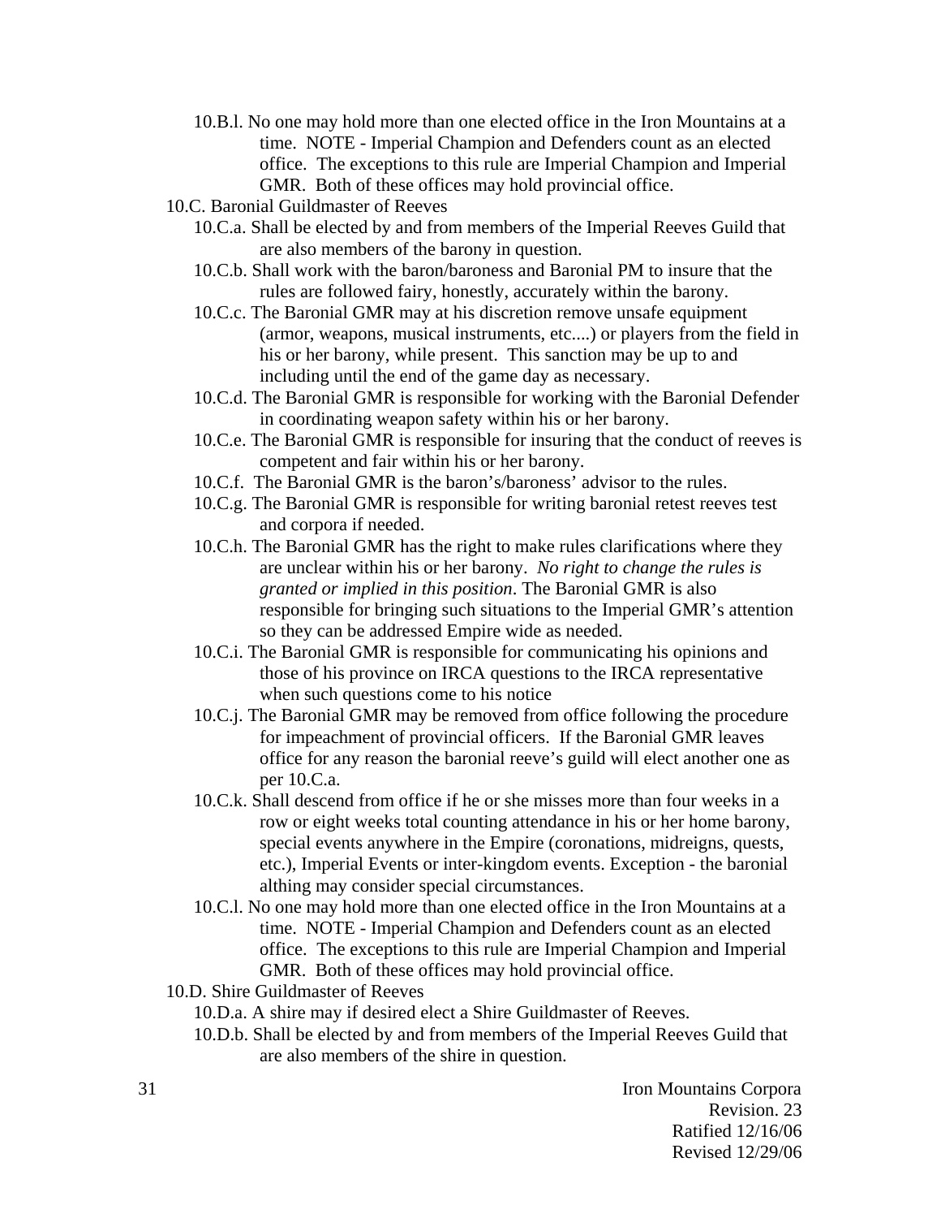- 10.B.l. No one may hold more than one elected office in the Iron Mountains at a time. NOTE - Imperial Champion and Defenders count as an elected office. The exceptions to this rule are Imperial Champion and Imperial GMR. Both of these offices may hold provincial office.

- 10.C. Baronial Guildmaster of Reeves
  - 10.C.a. Shall be elected by and from members of the Imperial Reeves Guild that are also members of the barony in question.
  - 10.C.b. Shall work with the baron/baroness and Baronial PM to insure that the rules are followed fairy, honestly, accurately within the barony.
  - 10.C.c. The Baronial GMR may at his discretion remove unsafe equipment (armor, weapons, musical instruments, etc....) or players from the field in his or her barony, while present. This sanction may be up to and including until the end of the game day as necessary.
  - 10.C.d. The Baronial GMR is responsible for working with the Baronial Defender in coordinating weapon safety within his or her barony.
  - 10.C.e. The Baronial GMR is responsible for insuring that the conduct of reeves is competent and fair within his or her barony.
  - 10.C.f. The Baronial GMR is the baron's/baroness' advisor to the rules.
  - 10.C.g. The Baronial GMR is responsible for writing baronial retest reeves test and corpora if needed.
  - 10.C.h. The Baronial GMR has the right to make rules clarifications where they are unclear within his or her barony. *No right to change the rules is granted or implied in this position*. The Baronial GMR is also responsible for bringing such situations to the Imperial GMR's attention so they can be addressed Empire wide as needed.
  - 10.C.i. The Baronial GMR is responsible for communicating his opinions and those of his province on IRCA questions to the IRCA representative when such questions come to his notice
  - 10.C.j. The Baronial GMR may be removed from office following the procedure for impeachment of provincial officers. If the Baronial GMR leaves office for any reason the baronial reeve's guild will elect another one as per 10.C.a.
  - 10.C.k. Shall descend from office if he or she misses more than four weeks in a row or eight weeks total counting attendance in his or her home barony, special events anywhere in the Empire (coronations, midreigns, quests, etc.), Imperial Events or inter-kingdom events. Exception - the baronial althing may consider special circumstances.
  - 10.C.l. No one may hold more than one elected office in the Iron Mountains at a time. NOTE - Imperial Champion and Defenders count as an elected office. The exceptions to this rule are Imperial Champion and Imperial GMR. Both of these offices may hold provincial office.

- 10.D. Shire Guildmaster of Reeves
  - 10.D.a. A shire may if desired elect a Shire Guildmaster of Reeves.
  - 10.D.b. Shall be elected by and from members of the Imperial Reeves Guild that are also members of the shire in question.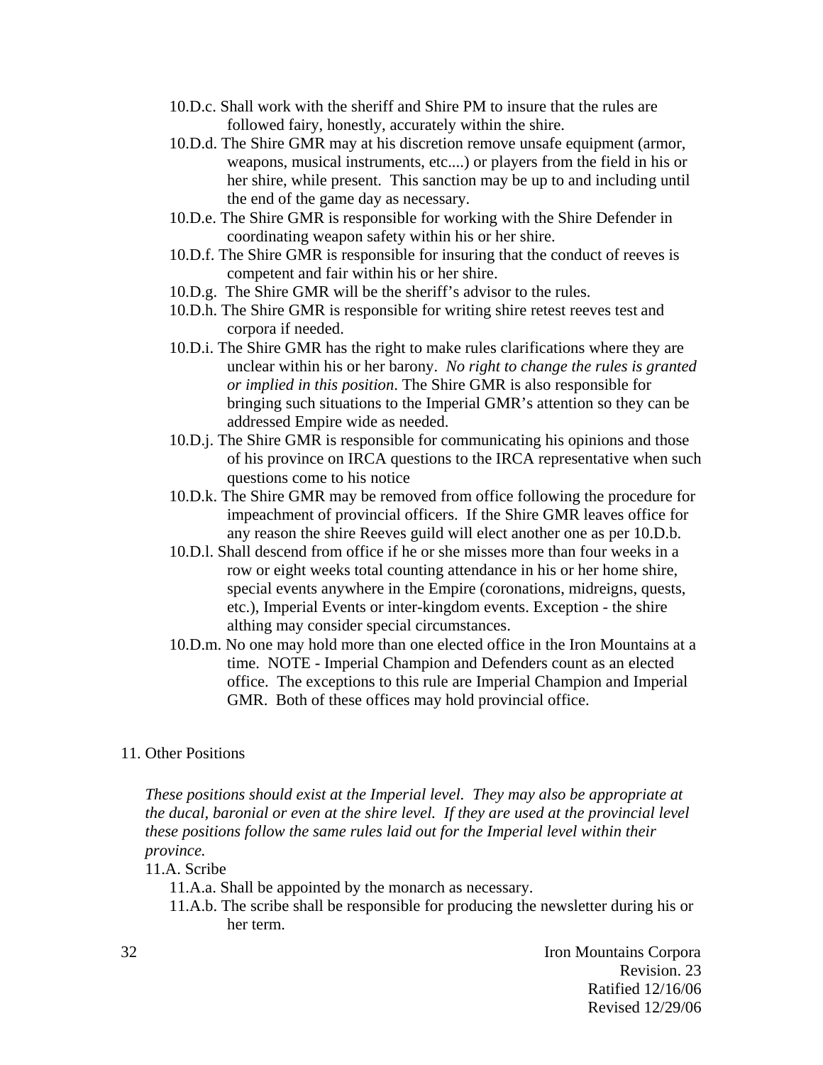10.D.c. Shall work with the sheriff and Shire PM to insure that the rules are followed fairy, honestly, accurately within the shire.

10.D.d. The Shire GMR may at his discretion remove unsafe equipment (armor, weapons, musical instruments, etc....) or players from the field in his or her shire, while present. This sanction may be up to and including until the end of the game day as necessary.

10.D.e. The Shire GMR is responsible for working with the Shire Defender in coordinating weapon safety within his or her shire.

10.D.f. The Shire GMR is responsible for insuring that the conduct of reeves is competent and fair within his or her shire.

10.D.g. The Shire GMR will be the sheriff's advisor to the rules.

10.D.h. The Shire GMR is responsible for writing shire retest reeves test and corpora if needed.

10.D.i. The Shire GMR has the right to make rules clarifications where they are unclear within his or her barony. *No right to change the rules is granted or implied in this position*. The Shire GMR is also responsible for bringing such situations to the Imperial GMR's attention so they can be addressed Empire wide as needed.

10.D.j. The Shire GMR is responsible for communicating his opinions and those of his province on IRCA questions to the IRCA representative when such questions come to his notice

10.D.k. The Shire GMR may be removed from office following the procedure for impeachment of provincial officers. If the Shire GMR leaves office for any reason the shire Reeves guild will elect another one as per 10.D.b.

10.D.l. Shall descend from office if he or she misses more than four weeks in a row or eight weeks total counting attendance in his or her home shire, special events anywhere in the Empire (coronations, midreigns, quests, etc.), Imperial Events or inter-kingdom events. Exception - the shire althing may consider special circumstances.

10.D.m. No one may hold more than one elected office in the Iron Mountains at a time. NOTE - Imperial Champion and Defenders count as an elected office. The exceptions to this rule are Imperial Champion and Imperial GMR. Both of these offices may hold provincial office.

## 11. Other Positions

*These positions should exist at the Imperial level. They may also be appropriate at the ducal, baronial or even at the shire level. If they are used at the provincial level these positions follow the same rules laid out for the Imperial level within their province.*

### 11.A. Scribe

11.A.a. Shall be appointed by the monarch as necessary.

11.A.b. The scribe shall be responsible for producing the newsletter during his or her term.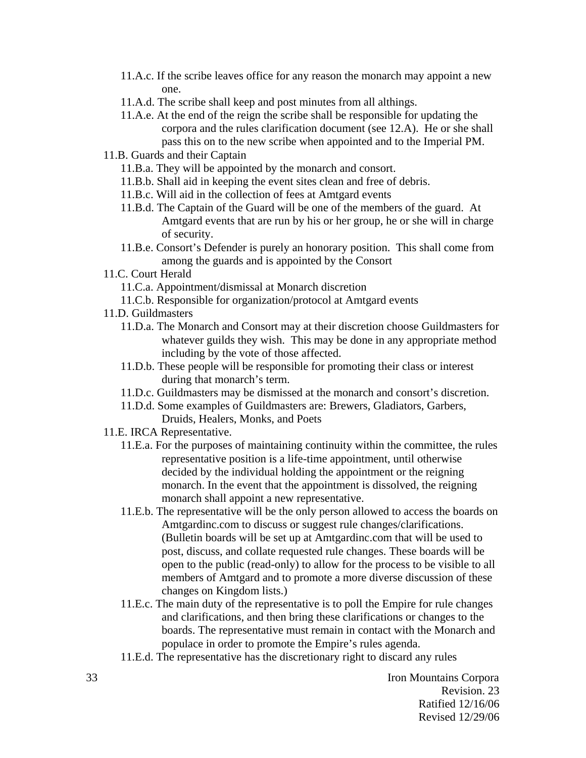- 11.A.c. If the scribe leaves office for any reason the monarch may appoint a new one.
- 11.A.d. The scribe shall keep and post minutes from all althings.
- 11.A.e. At the end of the reign the scribe shall be responsible for updating the corpora and the rules clarification document (see 12.A). He or she shall pass this on to the new scribe when appointed and to the Imperial PM.

11.B. Guards and their Captain

- 11.B.a. They will be appointed by the monarch and consort.
- 11.B.b. Shall aid in keeping the event sites clean and free of debris.
- 11.B.c. Will aid in the collection of fees at Amtgard events
- 11.B.d. The Captain of the Guard will be one of the members of the guard. At Amtgard events that are run by his or her group, he or she will in charge of security.
- 11.B.e. Consort's Defender is purely an honorary position. This shall come from among the guards and is appointed by the Consort

11.C. Court Herald

- 11.C.a. Appointment/dismissal at Monarch discretion
- 11.C.b. Responsible for organization/protocol at Amtgard events

11.D. Guildmasters

- 11.D.a. The Monarch and Consort may at their discretion choose Guildmasters for whatever guilds they wish. This may be done in any appropriate method including by the vote of those affected.
- 11.D.b. These people will be responsible for promoting their class or interest during that monarch's term.
- 11.D.c. Guildmasters may be dismissed at the monarch and consort's discretion.
- 11.D.d. Some examples of Guildmasters are: Brewers, Gladiators, Garbers, Druids, Healers, Monks, and Poets

11.E. IRCA Representative.

- 11.E.a. For the purposes of maintaining continuity within the committee, the rules representative position is a life-time appointment, until otherwise decided by the individual holding the appointment or the reigning monarch. In the event that the appointment is dissolved, the reigning monarch shall appoint a new representative.
- 11.E.b. The representative will be the only person allowed to access the boards on Amtgardinc.com to discuss or suggest rule changes/clarifications. (Bulletin boards will be set up at Amtgardinc.com that will be used to post, discuss, and collate requested rule changes. These boards will be open to the public (read-only) to allow for the process to be visible to all members of Amtgard and to promote a more diverse discussion of these changes on Kingdom lists.)
- 11.E.c. The main duty of the representative is to poll the Empire for rule changes and clarifications, and then bring these clarifications or changes to the boards. The representative must remain in contact with the Monarch and populace in order to promote the Empire's rules agenda.
- 11.E.d. The representative has the discretionary right to discard any rules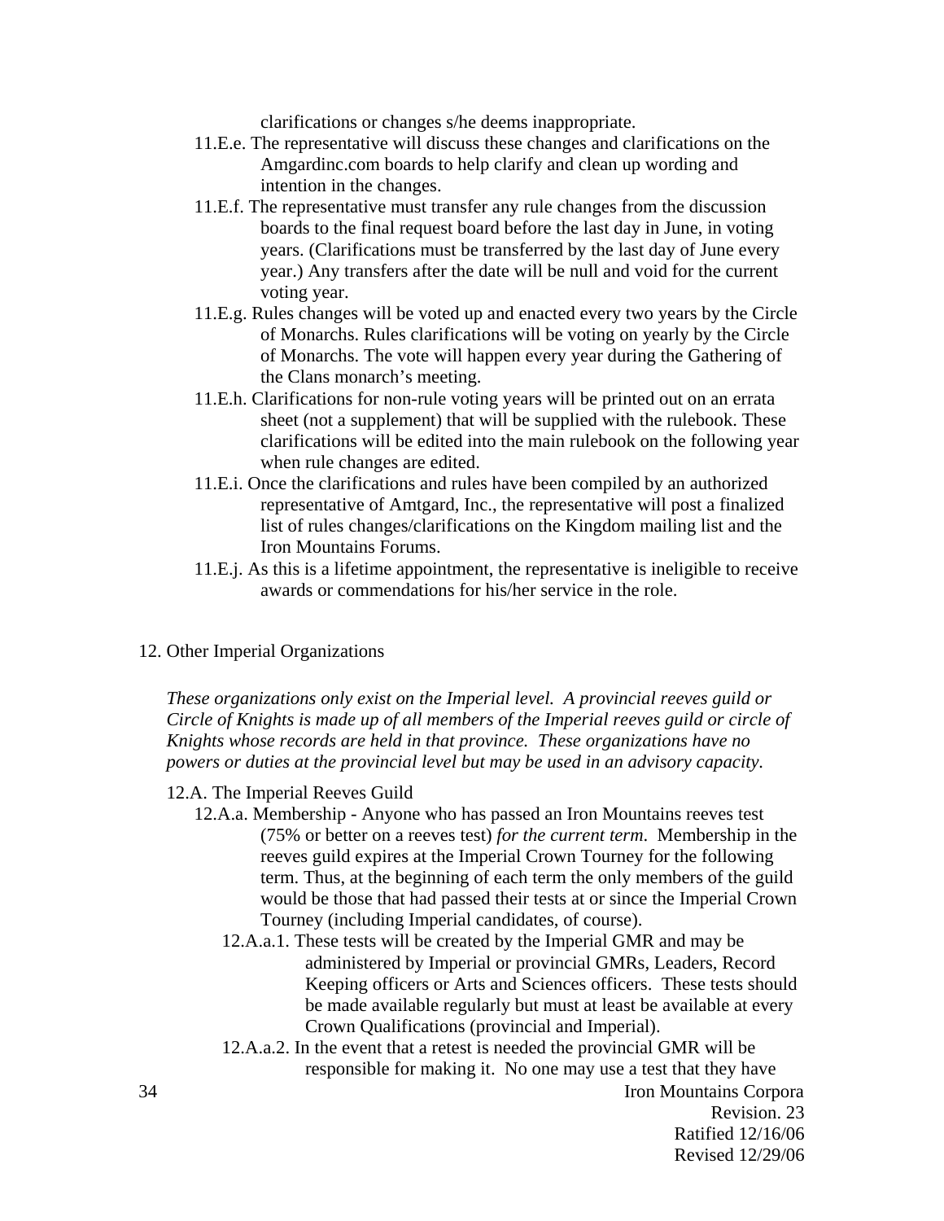clarifications or changes s/he deems inappropriate.

11.E.e. The representative will discuss these changes and clarifications on the Amgardinc.com boards to help clarify and clean up wording and intention in the changes.

11.E.f. The representative must transfer any rule changes from the discussion boards to the final request board before the last day in June, in voting years. (Clarifications must be transferred by the last day of June every year.) Any transfers after the date will be null and void for the current voting year.

11.E.g. Rules changes will be voted up and enacted every two years by the Circle of Monarchs. Rules clarifications will be voting on yearly by the Circle of Monarchs. The vote will happen every year during the Gathering of the Clans monarch's meeting.

11.E.h. Clarifications for non-rule voting years will be printed out on an errata sheet (not a supplement) that will be supplied with the rulebook. These clarifications will be edited into the main rulebook on the following year when rule changes are edited.

11.E.i. Once the clarifications and rules have been compiled by an authorized representative of Amtgard, Inc., the representative will post a finalized list of rules changes/clarifications on the Kingdom mailing list and the Iron Mountains Forums.

11.E.j. As this is a lifetime appointment, the representative is ineligible to receive awards or commendations for his/her service in the role.

## 12. Other Imperial Organizations

*These organizations only exist on the Imperial level. A provincial reeves guild or Circle of Knights is made up of all members of the Imperial reeves guild or circle of Knights whose records are held in that province. These organizations have no powers or duties at the provincial level but may be used in an advisory capacity.*

### 12.A. The Imperial Reeves Guild

12.A.a. Membership - Anyone who has passed an Iron Mountains reeves test (75% or better on a reeves test) *for the current term*. Membership in the reeves guild expires at the Imperial Crown Tourney for the following term. Thus, at the beginning of each term the only members of the guild would be those that had passed their tests at or since the Imperial Crown Tourney (including Imperial candidates, of course).

12.A.a.1. These tests will be created by the Imperial GMR and may be administered by Imperial or provincial GMRs, Leaders, Record Keeping officers or Arts and Sciences officers. These tests should be made available regularly but must at least be available at every Crown Qualifications (provincial and Imperial).

12.A.a.2. In the event that a retest is needed the provincial GMR will be responsible for making it. No one may use a test that they have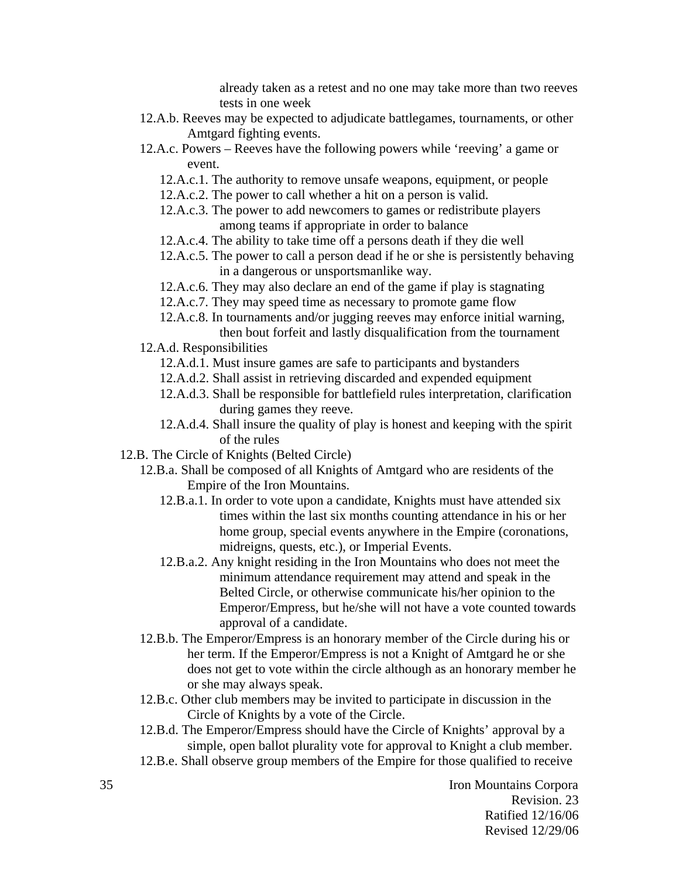already taken as a retest and no one may take more than two reeves tests in one week

- 12.A.b. Reeves may be expected to adjudicate battlegames, tournaments, or other Amtgard fighting events.
- 12.A.c. Powers – Reeves have the following powers while 'reeving' a game or event.
  - 12.A.c.1. The authority to remove unsafe weapons, equipment, or people
  - 12.A.c.2. The power to call whether a hit on a person is valid.
  - 12.A.c.3. The power to add newcomers to games or redistribute players among teams if appropriate in order to balance
  - 12.A.c.4. The ability to take time off a persons death if they die well
  - 12.A.c.5. The power to call a person dead if he or she is persistently behaving in a dangerous or unsportsmanlike way.
  - 12.A.c.6. They may also declare an end of the game if play is stagnating
  - 12.A.c.7. They may speed time as necessary to promote game flow
  - 12.A.c.8. In tournaments and/or jugging reeves may enforce initial warning, then bout forfeit and lastly disqualification from the tournament
- 12.A.d. Responsibilities
  - 12.A.d.1. Must insure games are safe to participants and bystanders
  - 12.A.d.2. Shall assist in retrieving discarded and expended equipment
  - 12.A.d.3. Shall be responsible for battlefield rules interpretation, clarification during games they reeve.
  - 12.A.d.4. Shall insure the quality of play is honest and keeping with the spirit of the rules

12.B. The Circle of Knights (Belted Circle)

- 12.B.a. Shall be composed of all Knights of Amtgard who are residents of the Empire of the Iron Mountains.
  - 12.B.a.1. In order to vote upon a candidate, Knights must have attended six times within the last six months counting attendance in his or her home group, special events anywhere in the Empire (coronations, midreigns, quests, etc.), or Imperial Events.
  - 12.B.a.2. Any knight residing in the Iron Mountains who does not meet the minimum attendance requirement may attend and speak in the Belted Circle, or otherwise communicate his/her opinion to the Emperor/Empress, but he/she will not have a vote counted towards approval of a candidate.
- 12.B.b. The Emperor/Empress is an honorary member of the Circle during his or her term. If the Emperor/Empress is not a Knight of Amtgard he or she does not get to vote within the circle although as an honorary member he or she may always speak.
- 12.B.c. Other club members may be invited to participate in discussion in the Circle of Knights by a vote of the Circle.
- 12.B.d. The Emperor/Empress should have the Circle of Knights' approval by a simple, open ballot plurality vote for approval to Knight a club member.
- 12.B.e. Shall observe group members of the Empire for those qualified to receive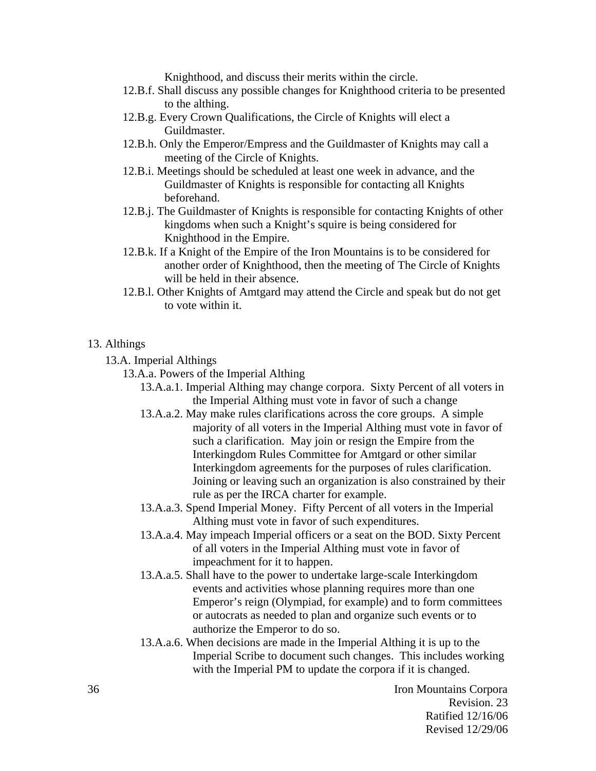Knighthood, and discuss their merits within the circle.

- 12.B.f. Shall discuss any possible changes for Knighthood criteria to be presented to the althing.
- 12.B.g. Every Crown Qualifications, the Circle of Knights will elect a Guildmaster.
- 12.B.h. Only the Emperor/Empress and the Guildmaster of Knights may call a meeting of the Circle of Knights.
- 12.B.i. Meetings should be scheduled at least one week in advance, and the Guildmaster of Knights is responsible for contacting all Knights beforehand.
- 12.B.j. The Guildmaster of Knights is responsible for contacting Knights of other kingdoms when such a Knight's squire is being considered for Knighthood in the Empire.
- 12.B.k. If a Knight of the Empire of the Iron Mountains is to be considered for another order of Knighthood, then the meeting of The Circle of Knights will be held in their absence.
- 12.B.l. Other Knights of Amtgard may attend the Circle and speak but do not get to vote within it.

## 13. Althings

### 13.A. Imperial Althings

#### 13.A.a. Powers of the Imperial Althing

- 13.A.a.1. Imperial Althing may change corpora. Sixty Percent of all voters in the Imperial Althing must vote in favor of such a change
- 13.A.a.2. May make rules clarifications across the core groups. A simple majority of all voters in the Imperial Althing must vote in favor of such a clarification. May join or resign the Empire from the Interkingdom Rules Committee for Amtgard or other similar Interkingdom agreements for the purposes of rules clarification. Joining or leaving such an organization is also constrained by their rule as per the IRCA charter for example.
- 13.A.a.3. Spend Imperial Money. Fifty Percent of all voters in the Imperial Althing must vote in favor of such expenditures.
- 13.A.a.4. May impeach Imperial officers or a seat on the BOD. Sixty Percent of all voters in the Imperial Althing must vote in favor of impeachment for it to happen.
- 13.A.a.5. Shall have to the power to undertake large-scale Interkingdom events and activities whose planning requires more than one Emperor's reign (Olympiad, for example) and to form committees or autocrats as needed to plan and organize such events or to authorize the Emperor to do so.
- 13.A.a.6. When decisions are made in the Imperial Althing it is up to the Imperial Scribe to document such changes. This includes working with the Imperial PM to update the corpora if it is changed.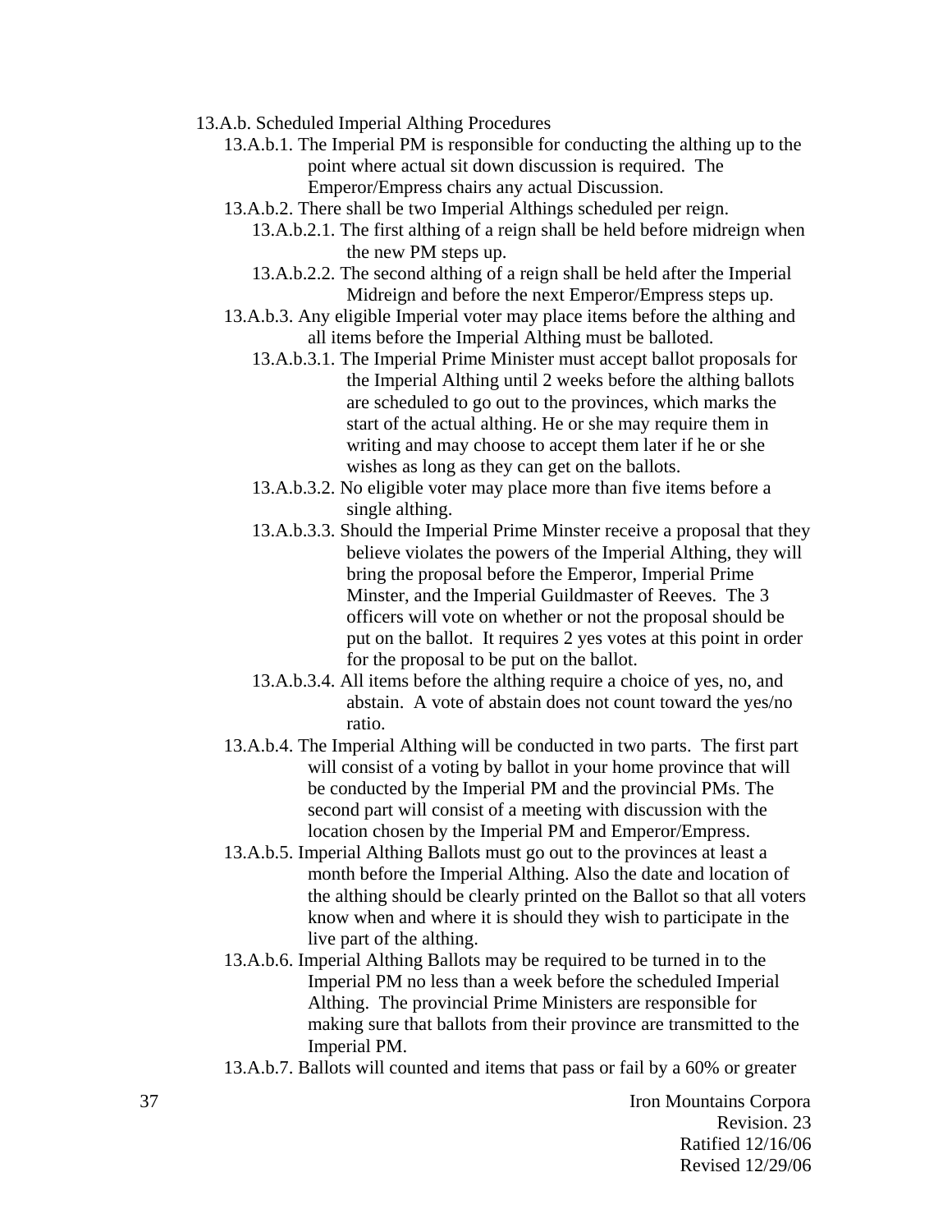13.A.b. Scheduled Imperial Althing Procedures

13.A.b.1. The Imperial PM is responsible for conducting the althing up to the point where actual sit down discussion is required. The Emperor/Empress chairs any actual Discussion.

13.A.b.2. There shall be two Imperial Althings scheduled per reign.

13.A.b.2.1. The first althing of a reign shall be held before midreign when the new PM steps up.

13.A.b.2.2. The second althing of a reign shall be held after the Imperial Midreign and before the next Emperor/Empress steps up.

13.A.b.3. Any eligible Imperial voter may place items before the althing and all items before the Imperial Althing must be balloted.

13.A.b.3.1. The Imperial Prime Minister must accept ballot proposals for the Imperial Althing until 2 weeks before the althing ballots are scheduled to go out to the provinces, which marks the start of the actual althing. He or she may require them in writing and may choose to accept them later if he or she wishes as long as they can get on the ballots.

13.A.b.3.2. No eligible voter may place more than five items before a single althing.

13.A.b.3.3. Should the Imperial Prime Minster receive a proposal that they believe violates the powers of the Imperial Althing, they will bring the proposal before the Emperor, Imperial Prime Minster, and the Imperial Guildmaster of Reeves. The 3 officers will vote on whether or not the proposal should be put on the ballot. It requires 2 yes votes at this point in order for the proposal to be put on the ballot.

13.A.b.3.4. All items before the althing require a choice of yes, no, and abstain. A vote of abstain does not count toward the yes/no ratio.

13.A.b.4. The Imperial Althing will be conducted in two parts. The first part will consist of a voting by ballot in your home province that will be conducted by the Imperial PM and the provincial PMs. The second part will consist of a meeting with discussion with the location chosen by the Imperial PM and Emperor/Empress.

13.A.b.5. Imperial Althing Ballots must go out to the provinces at least a month before the Imperial Althing. Also the date and location of the althing should be clearly printed on the Ballot so that all voters know when and where it is should they wish to participate in the live part of the althing.

13.A.b.6. Imperial Althing Ballots may be required to be turned in to the Imperial PM no less than a week before the scheduled Imperial Althing. The provincial Prime Ministers are responsible for making sure that ballots from their province are transmitted to the Imperial PM.

13.A.b.7. Ballots will counted and items that pass or fail by a 60% or greater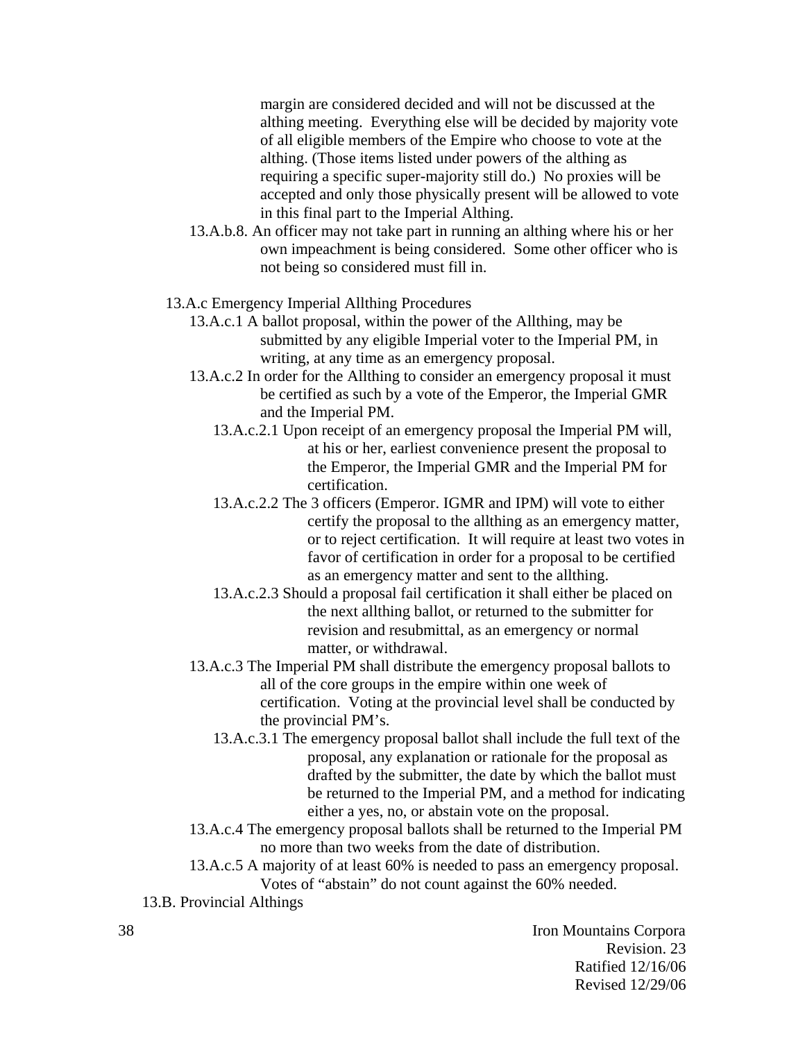margin are considered decided and will not be discussed at the althing meeting. Everything else will be decided by majority vote of all eligible members of the Empire who choose to vote at the althing. (Those items listed under powers of the althing as requiring a specific super-majority still do.) No proxies will be accepted and only those physically present will be allowed to vote in this final part to the Imperial Althing.

13.A.b.8. An officer may not take part in running an althing where his or her own impeachment is being considered. Some other officer who is not being so considered must fill in.

13.A.c Emergency Imperial Allthing Procedures

- 13.A.c.1 A ballot proposal, within the power of the Allthing, may be submitted by any eligible Imperial voter to the Imperial PM, in writing, at any time as an emergency proposal.
- 13.A.c.2 In order for the Allthing to consider an emergency proposal it must be certified as such by a vote of the Emperor, the Imperial GMR and the Imperial PM.
  - 13.A.c.2.1 Upon receipt of an emergency proposal the Imperial PM will, at his or her, earliest convenience present the proposal to the Emperor, the Imperial GMR and the Imperial PM for certification.
  - 13.A.c.2.2 The 3 officers (Emperor. IGMR and IPM) will vote to either certify the proposal to the allthing as an emergency matter, or to reject certification. It will require at least two votes in favor of certification in order for a proposal to be certified as an emergency matter and sent to the allthing.
  - 13.A.c.2.3 Should a proposal fail certification it shall either be placed on the next allthing ballot, or returned to the submitter for revision and resubmittal, as an emergency or normal matter, or withdrawal.
- 13.A.c.3 The Imperial PM shall distribute the emergency proposal ballots to all of the core groups in the empire within one week of certification. Voting at the provincial level shall be conducted by the provincial PM's.
  - 13.A.c.3.1 The emergency proposal ballot shall include the full text of the proposal, any explanation or rationale for the proposal as drafted by the submitter, the date by which the ballot must be returned to the Imperial PM, and a method for indicating either a yes, no, or abstain vote on the proposal.
- 13.A.c.4 The emergency proposal ballots shall be returned to the Imperial PM no more than two weeks from the date of distribution.
- 13.A.c.5 A majority of at least 60% is needed to pass an emergency proposal. Votes of "abstain" do not count against the 60% needed.

13.B. Provincial Althings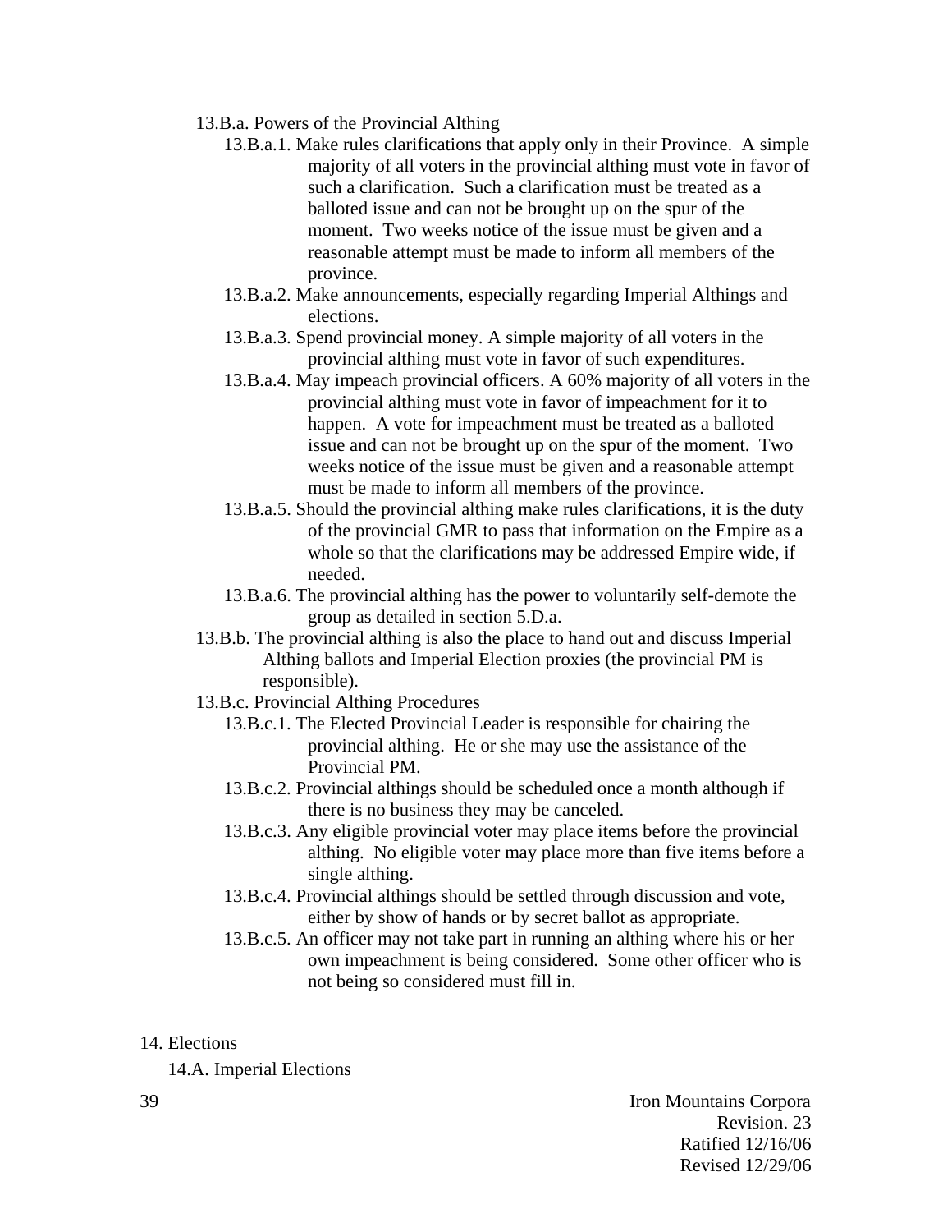- 13.B.a. Powers of the Provincial Althing
  - 13.B.a.1. Make rules clarifications that apply only in their Province. A simple majority of all voters in the provincial althing must vote in favor of such a clarification. Such a clarification must be treated as a balloted issue and can not be brought up on the spur of the moment. Two weeks notice of the issue must be given and a reasonable attempt must be made to inform all members of the province.
  - 13.B.a.2. Make announcements, especially regarding Imperial Althings and elections.
  - 13.B.a.3. Spend provincial money. A simple majority of all voters in the provincial althing must vote in favor of such expenditures.
  - 13.B.a.4. May impeach provincial officers. A 60% majority of all voters in the provincial althing must vote in favor of impeachment for it to happen. A vote for impeachment must be treated as a balloted issue and can not be brought up on the spur of the moment. Two weeks notice of the issue must be given and a reasonable attempt must be made to inform all members of the province.
  - 13.B.a.5. Should the provincial althing make rules clarifications, it is the duty of the provincial GMR to pass that information on the Empire as a whole so that the clarifications may be addressed Empire wide, if needed.
  - 13.B.a.6. The provincial althing has the power to voluntarily self-demote the group as detailed in section 5.D.a.
- 13.B.b. The provincial althing is also the place to hand out and discuss Imperial Althing ballots and Imperial Election proxies (the provincial PM is responsible).
- 13.B.c. Provincial Althing Procedures
  - 13.B.c.1. The Elected Provincial Leader is responsible for chairing the provincial althing. He or she may use the assistance of the Provincial PM.
  - 13.B.c.2. Provincial althings should be scheduled once a month although if there is no business they may be canceled.
  - 13.B.c.3. Any eligible provincial voter may place items before the provincial althing. No eligible voter may place more than five items before a single althing.
  - 13.B.c.4. Provincial althings should be settled through discussion and vote, either by show of hands or by secret ballot as appropriate.
  - 13.B.c.5. An officer may not take part in running an althing where his or her own impeachment is being considered. Some other officer who is not being so considered must fill in.

# 14. Elections

## 14.A. Imperial Elections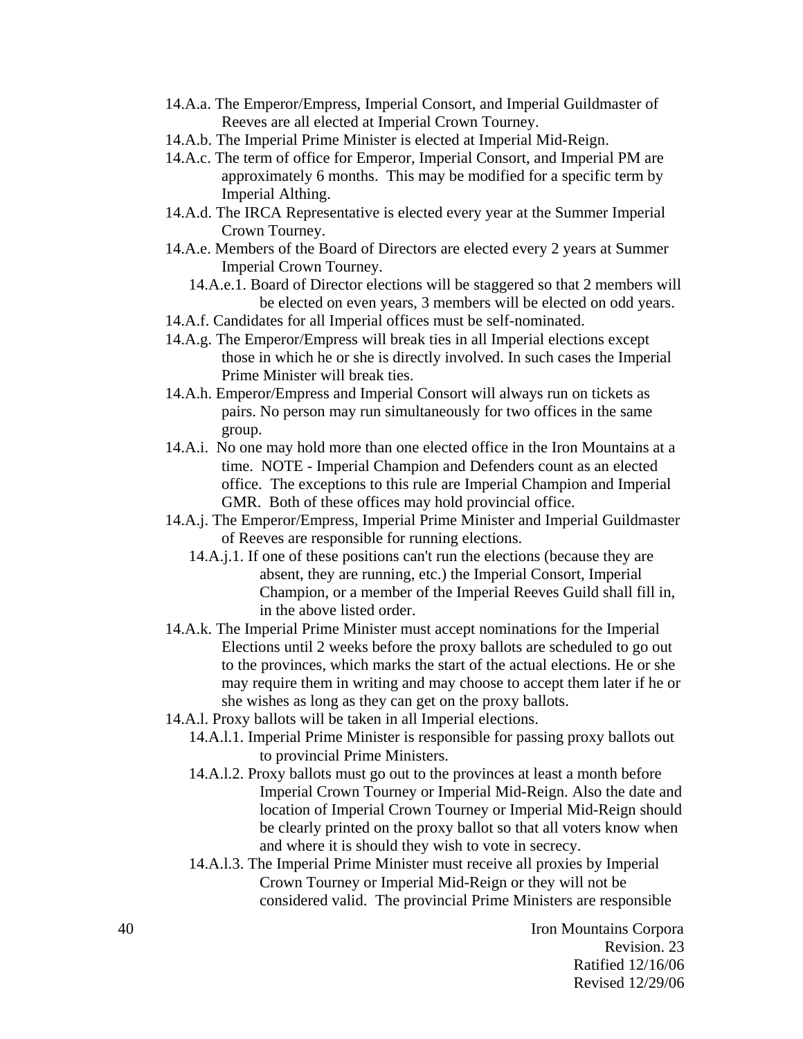14.A.a. The Emperor/Empress, Imperial Consort, and Imperial Guildmaster of Reeves are all elected at Imperial Crown Tourney.

14.A.b. The Imperial Prime Minister is elected at Imperial Mid-Reign.

14.A.c. The term of office for Emperor, Imperial Consort, and Imperial PM are approximately 6 months. This may be modified for a specific term by Imperial Althing.

14.A.d. The IRCA Representative is elected every year at the Summer Imperial Crown Tourney.

14.A.e. Members of the Board of Directors are elected every 2 years at Summer Imperial Crown Tourney.

- 14.A.e.1. Board of Director elections will be staggered so that 2 members will be elected on even years, 3 members will be elected on odd years.

14.A.f. Candidates for all Imperial offices must be self-nominated.

14.A.g. The Emperor/Empress will break ties in all Imperial elections except those in which he or she is directly involved. In such cases the Imperial Prime Minister will break ties.

14.A.h. Emperor/Empress and Imperial Consort will always run on tickets as pairs. No person may run simultaneously for two offices in the same group.

14.A.i. No one may hold more than one elected office in the Iron Mountains at a time. NOTE - Imperial Champion and Defenders count as an elected office. The exceptions to this rule are Imperial Champion and Imperial GMR. Both of these offices may hold provincial office.

14.A.j. The Emperor/Empress, Imperial Prime Minister and Imperial Guildmaster of Reeves are responsible for running elections.

- 14.A.j.1. If one of these positions can't run the elections (because they are absent, they are running, etc.) the Imperial Consort, Imperial Champion, or a member of the Imperial Reeves Guild shall fill in, in the above listed order.

14.A.k. The Imperial Prime Minister must accept nominations for the Imperial Elections until 2 weeks before the proxy ballots are scheduled to go out to the provinces, which marks the start of the actual elections. He or she may require them in writing and may choose to accept them later if he or she wishes as long as they can get on the proxy ballots.

14.A.l. Proxy ballots will be taken in all Imperial elections.

- 14.A.l.1. Imperial Prime Minister is responsible for passing proxy ballots out to provincial Prime Ministers.
- 14.A.l.2. Proxy ballots must go out to the provinces at least a month before Imperial Crown Tourney or Imperial Mid-Reign. Also the date and location of Imperial Crown Tourney or Imperial Mid-Reign should be clearly printed on the proxy ballot so that all voters know when and where it is should they wish to vote in secrecy.
- 14.A.l.3. The Imperial Prime Minister must receive all proxies by Imperial Crown Tourney or Imperial Mid-Reign or they will not be considered valid. The provincial Prime Ministers are responsible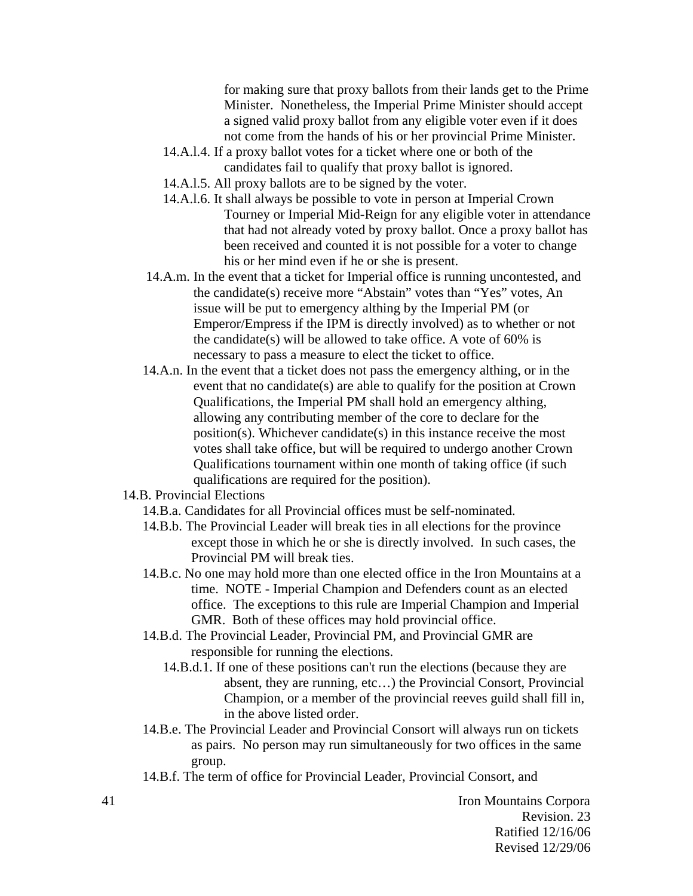for making sure that proxy ballots from their lands get to the Prime Minister. Nonetheless, the Imperial Prime Minister should accept a signed valid proxy ballot from any eligible voter even if it does not come from the hands of his or her provincial Prime Minister.

- 14.A.l.4. If a proxy ballot votes for a ticket where one or both of the candidates fail to qualify that proxy ballot is ignored.
- 14.A.l.5. All proxy ballots are to be signed by the voter.
- 14.A.l.6. It shall always be possible to vote in person at Imperial Crown Tourney or Imperial Mid-Reign for any eligible voter in attendance that had not already voted by proxy ballot. Once a proxy ballot has been received and counted it is not possible for a voter to change his or her mind even if he or she is present.

14.A.m. In the event that a ticket for Imperial office is running uncontested, and the candidate(s) receive more "Abstain" votes than "Yes" votes, An issue will be put to emergency althing by the Imperial PM (or Emperor/Empress if the IPM is directly involved) as to whether or not the candidate(s) will be allowed to take office. A vote of 60% is necessary to pass a measure to elect the ticket to office.

14.A.n. In the event that a ticket does not pass the emergency althing, or in the event that no candidate(s) are able to qualify for the position at Crown Qualifications, the Imperial PM shall hold an emergency althing, allowing any contributing member of the core to declare for the position(s). Whichever candidate(s) in this instance receive the most votes shall take office, but will be required to undergo another Crown Qualifications tournament within one month of taking office (if such qualifications are required for the position).

14.B. Provincial Elections

- 14.B.a. Candidates for all Provincial offices must be self-nominated.
- 14.B.b. The Provincial Leader will break ties in all elections for the province except those in which he or she is directly involved. In such cases, the Provincial PM will break ties.
- 14.B.c. No one may hold more than one elected office in the Iron Mountains at a time. NOTE - Imperial Champion and Defenders count as an elected office. The exceptions to this rule are Imperial Champion and Imperial GMR. Both of these offices may hold provincial office.
- 14.B.d. The Provincial Leader, Provincial PM, and Provincial GMR are responsible for running the elections.
  - 14.B.d.1. If one of these positions can't run the elections (because they are absent, they are running, etc…) the Provincial Consort, Provincial Champion, or a member of the provincial reeves guild shall fill in, in the above listed order.
- 14.B.e. The Provincial Leader and Provincial Consort will always run on tickets as pairs. No person may run simultaneously for two offices in the same group.
- 14.B.f. The term of office for Provincial Leader, Provincial Consort, and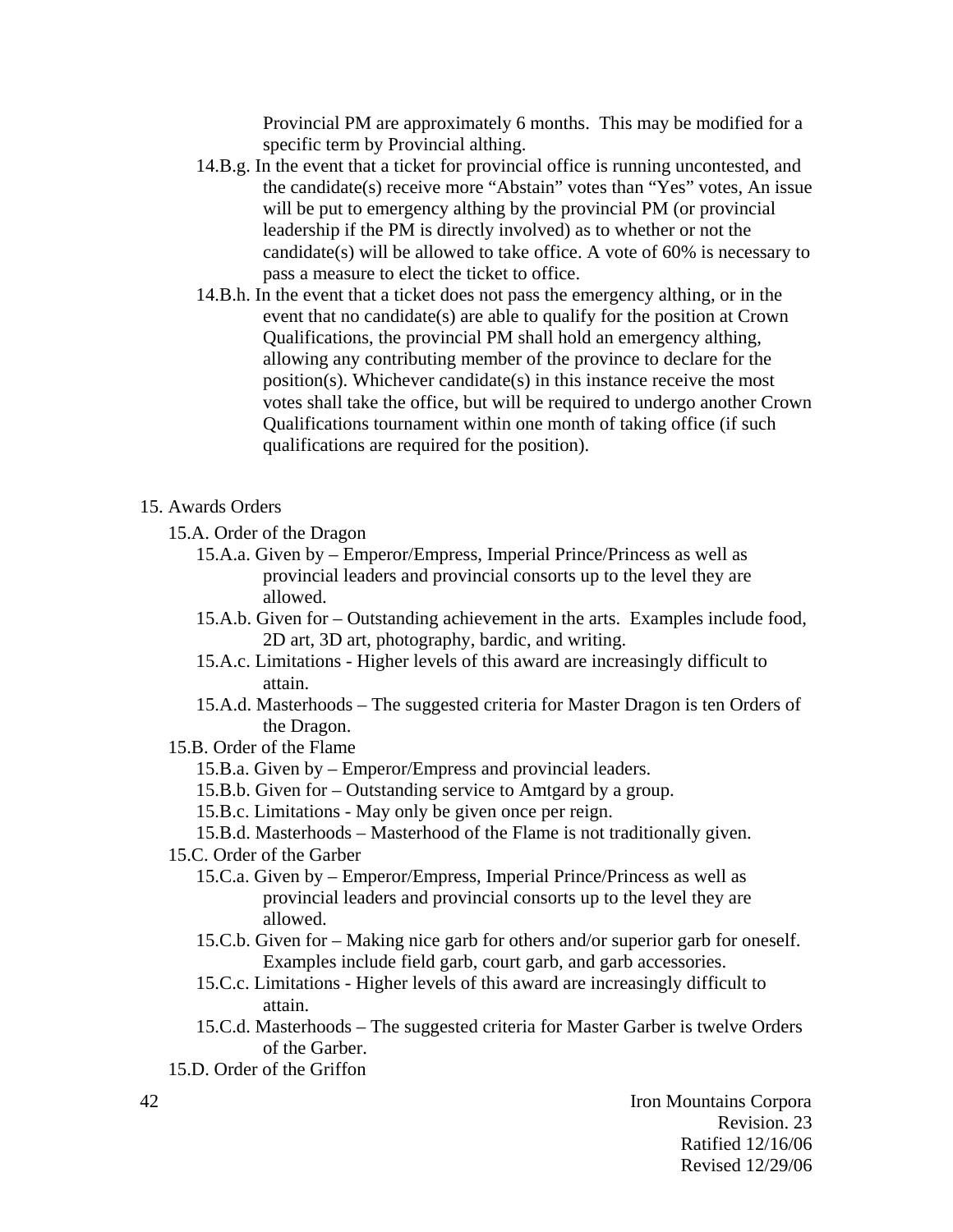Provincial PM are approximately 6 months. This may be modified for a specific term by Provincial althing.

- 14.B.g. In the event that a ticket for provincial office is running uncontested, and the candidate(s) receive more "Abstain" votes than "Yes" votes, An issue will be put to emergency althing by the provincial PM (or provincial leadership if the PM is directly involved) as to whether or not the candidate(s) will be allowed to take office. A vote of 60% is necessary to pass a measure to elect the ticket to office.
- 14.B.h. In the event that a ticket does not pass the emergency althing, or in the event that no candidate(s) are able to qualify for the position at Crown Qualifications, the provincial PM shall hold an emergency althing, allowing any contributing member of the province to declare for the position(s). Whichever candidate(s) in this instance receive the most votes shall take the office, but will be required to undergo another Crown Qualifications tournament within one month of taking office (if such qualifications are required for the position).

15. Awards Orders

- 15.A. Order of the Dragon
  - 15.A.a. Given by – Emperor/Empress, Imperial Prince/Princess as well as provincial leaders and provincial consorts up to the level they are allowed.
  - 15.A.b. Given for – Outstanding achievement in the arts. Examples include food, 2D art, 3D art, photography, bardic, and writing.
  - 15.A.c. Limitations - Higher levels of this award are increasingly difficult to attain.
  - 15.A.d. Masterhoods – The suggested criteria for Master Dragon is ten Orders of the Dragon.
- 15.B. Order of the Flame
  - 15.B.a. Given by – Emperor/Empress and provincial leaders.
  - 15.B.b. Given for – Outstanding service to Amtgard by a group.
  - 15.B.c. Limitations - May only be given once per reign.
  - 15.B.d. Masterhoods – Masterhood of the Flame is not traditionally given.
- 15.C. Order of the Garber
  - 15.C.a. Given by – Emperor/Empress, Imperial Prince/Princess as well as provincial leaders and provincial consorts up to the level they are allowed.
  - 15.C.b. Given for – Making nice garb for others and/or superior garb for oneself. Examples include field garb, court garb, and garb accessories.
  - 15.C.c. Limitations - Higher levels of this award are increasingly difficult to attain.
  - 15.C.d. Masterhoods – The suggested criteria for Master Garber is twelve Orders of the Garber.
- 15.D. Order of the Griffon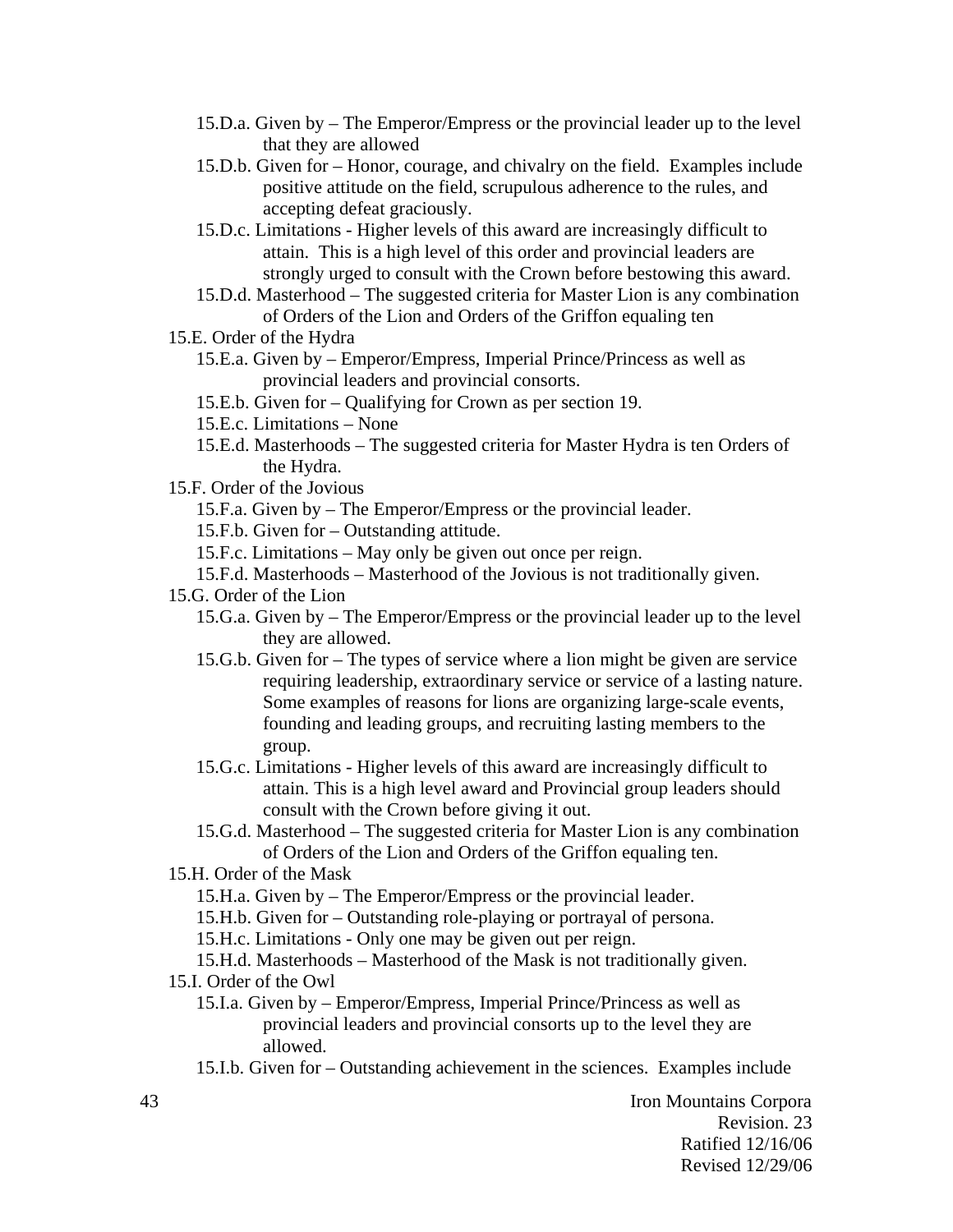- 15.D.a. Given by – The Emperor/Empress or the provincial leader up to the level that they are allowed
- 15.D.b. Given for – Honor, courage, and chivalry on the field. Examples include positive attitude on the field, scrupulous adherence to the rules, and accepting defeat graciously.
- 15.D.c. Limitations - Higher levels of this award are increasingly difficult to attain. This is a high level of this order and provincial leaders are strongly urged to consult with the Crown before bestowing this award.
- 15.D.d. Masterhood – The suggested criteria for Master Lion is any combination of Orders of the Lion and Orders of the Griffon equaling ten

15.E. Order of the Hydra

- 15.E.a. Given by – Emperor/Empress, Imperial Prince/Princess as well as provincial leaders and provincial consorts.
- 15.E.b. Given for – Qualifying for Crown as per section 19.
- 15.E.c. Limitations – None
- 15.E.d. Masterhoods – The suggested criteria for Master Hydra is ten Orders of the Hydra.

15.F. Order of the Jovious

- 15.F.a. Given by – The Emperor/Empress or the provincial leader.
- 15.F.b. Given for – Outstanding attitude.
- 15.F.c. Limitations – May only be given out once per reign.
- 15.F.d. Masterhoods – Masterhood of the Jovious is not traditionally given.

15.G. Order of the Lion

- 15.G.a. Given by – The Emperor/Empress or the provincial leader up to the level they are allowed.
- 15.G.b. Given for – The types of service where a lion might be given are service requiring leadership, extraordinary service or service of a lasting nature. Some examples of reasons for lions are organizing large-scale events, founding and leading groups, and recruiting lasting members to the group.
- 15.G.c. Limitations - Higher levels of this award are increasingly difficult to attain. This is a high level award and Provincial group leaders should consult with the Crown before giving it out.
- 15.G.d. Masterhood – The suggested criteria for Master Lion is any combination of Orders of the Lion and Orders of the Griffon equaling ten.

15.H. Order of the Mask

- 15.H.a. Given by – The Emperor/Empress or the provincial leader.
- 15.H.b. Given for – Outstanding role-playing or portrayal of persona.
- 15.H.c. Limitations - Only one may be given out per reign.
- 15.H.d. Masterhoods – Masterhood of the Mask is not traditionally given.

15.I. Order of the Owl

- 15.I.a. Given by – Emperor/Empress, Imperial Prince/Princess as well as provincial leaders and provincial consorts up to the level they are allowed.
- 15.I.b. Given for – Outstanding achievement in the sciences. Examples include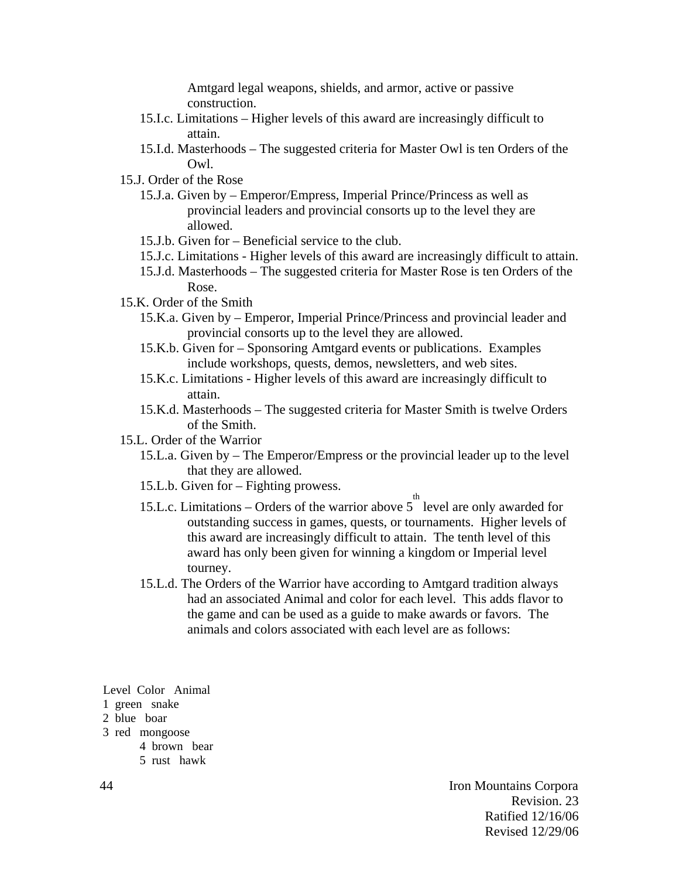Amtgard legal weapons, shields, and armor, active or passive construction.

15.I.c. Limitations – Higher levels of this award are increasingly difficult to attain.

15.I.d. Masterhoods – The suggested criteria for Master Owl is ten Orders of the Owl.

15.J. Order of the Rose

15.J.a. Given by – Emperor/Empress, Imperial Prince/Princess as well as provincial leaders and provincial consorts up to the level they are allowed.

15.J.b. Given for – Beneficial service to the club.

15.J.c. Limitations - Higher levels of this award are increasingly difficult to attain.

15.J.d. Masterhoods – The suggested criteria for Master Rose is ten Orders of the Rose.

15.K. Order of the Smith

15.K.a. Given by – Emperor, Imperial Prince/Princess and provincial leader and provincial consorts up to the level they are allowed.

15.K.b. Given for – Sponsoring Amtgard events or publications. Examples include workshops, quests, demos, newsletters, and web sites.

15.K.c. Limitations - Higher levels of this award are increasingly difficult to attain.

15.K.d. Masterhoods – The suggested criteria for Master Smith is twelve Orders of the Smith.

15.L. Order of the Warrior

15.L.a. Given by – The Emperor/Empress or the provincial leader up to the level that they are allowed.

15.L.b. Given for – Fighting prowess.

15.L.c. Limitations – Orders of the warrior above 5th level are only awarded for outstanding success in games, quests, or tournaments. Higher levels of this award are increasingly difficult to attain. The tenth level of this award has only been given for winning a kingdom or Imperial level tourney.

15.L.d. The Orders of the Warrior have according to Amtgard tradition always had an associated Animal and color for each level. This adds flavor to the game and can be used as a guide to make awards or favors. The animals and colors associated with each level are as follows:

| Level | Color | Animal |
|---|---|---|
| 1 | green | snake |
| 2 | blue | boar |
| 3 | red | mongoose |
| 4 | brown | bear |
| 5 | rust | hawk |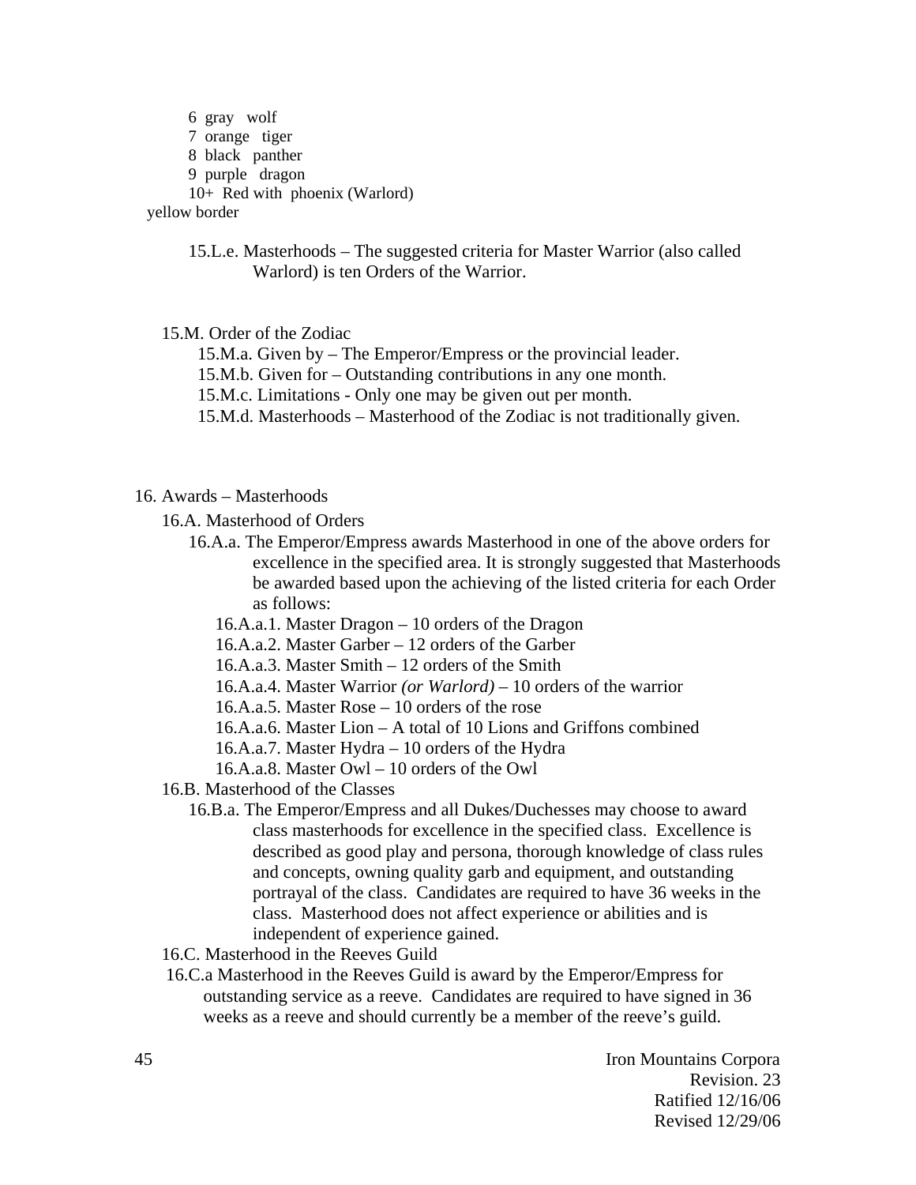6 gray wolf
7 orange tiger
8 black panther
9 purple dragon
10+ Red with phoenix (Warlord)
yellow border

15.L.e. Masterhoods – The suggested criteria for Master Warrior (also called Warlord) is ten Orders of the Warrior.

15.M. Order of the Zodiac

15.M.a. Given by – The Emperor/Empress or the provincial leader.
15.M.b. Given for – Outstanding contributions in any one month.
15.M.c. Limitations - Only one may be given out per month.
15.M.d. Masterhoods – Masterhood of the Zodiac is not traditionally given.

16. Awards – Masterhoods

16.A. Masterhood of Orders

16.A.a. The Emperor/Empress awards Masterhood in one of the above orders for excellence in the specified area. It is strongly suggested that Masterhoods be awarded based upon the achieving of the listed criteria for each Order as follows:

16.A.a.1. Master Dragon – 10 orders of the Dragon
16.A.a.2. Master Garber – 12 orders of the Garber
16.A.a.3. Master Smith – 12 orders of the Smith
16.A.a.4. Master Warrior *(or Warlord)* – 10 orders of the warrior
16.A.a.5. Master Rose – 10 orders of the rose
16.A.a.6. Master Lion – A total of 10 Lions and Griffons combined
16.A.a.7. Master Hydra – 10 orders of the Hydra
16.A.a.8. Master Owl – 10 orders of the Owl

16.B. Masterhood of the Classes

16.B.a. The Emperor/Empress and all Dukes/Duchesses may choose to award class masterhoods for excellence in the specified class. Excellence is described as good play and persona, thorough knowledge of class rules and concepts, owning quality garb and equipment, and outstanding portrayal of the class. Candidates are required to have 36 weeks in the class. Masterhood does not affect experience or abilities and is independent of experience gained.

16.C. Masterhood in the Reeves Guild

16.C.a Masterhood in the Reeves Guild is award by the Emperor/Empress for outstanding service as a reeve. Candidates are required to have signed in 36 weeks as a reeve and should currently be a member of the reeve's guild.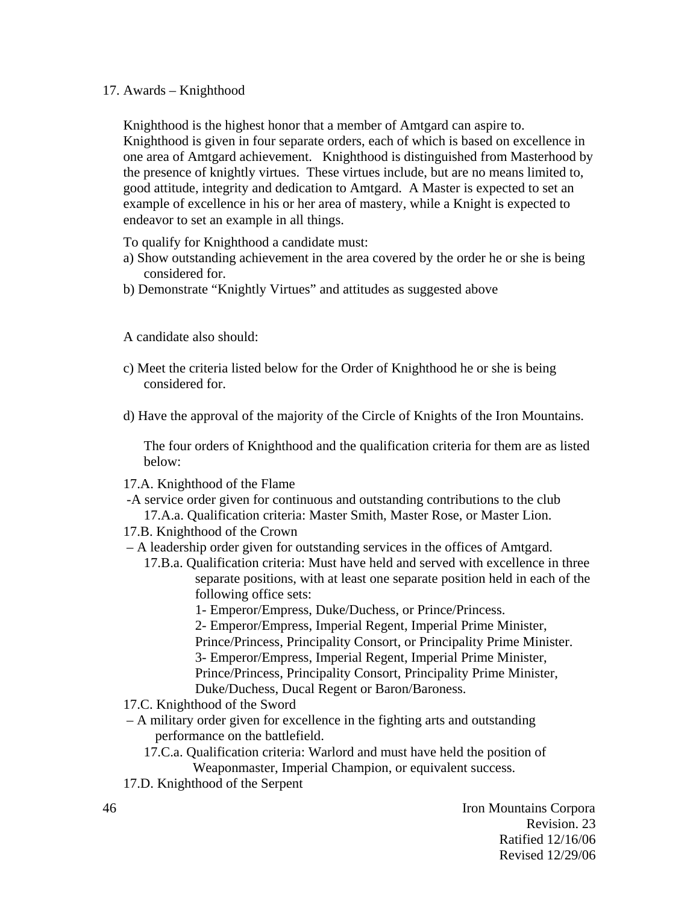## 17. Awards – Knighthood

Knighthood is the highest honor that a member of Amtgard can aspire to. Knighthood is given in four separate orders, each of which is based on excellence in one area of Amtgard achievement. Knighthood is distinguished from Masterhood by the presence of knightly virtues. These virtues include, but are no means limited to, good attitude, integrity and dedication to Amtgard. A Master is expected to set an example of excellence in his or her area of mastery, while a Knight is expected to endeavor to set an example in all things.

To qualify for Knighthood a candidate must:

a) Show outstanding achievement in the area covered by the order he or she is being considered for.

b) Demonstrate "Knightly Virtues" and attitudes as suggested above

A candidate also should:

c) Meet the criteria listed below for the Order of Knighthood he or she is being considered for.

d) Have the approval of the majority of the Circle of Knights of the Iron Mountains.

The four orders of Knighthood and the qualification criteria for them are as listed below:

### 17.A. Knighthood of the Flame

-A service order given for continuous and outstanding contributions to the club

17.A.a. Qualification criteria: Master Smith, Master Rose, or Master Lion.

### 17.B. Knighthood of the Crown

– A leadership order given for outstanding services in the offices of Amtgard.

17.B.a. Qualification criteria: Must have held and served with excellence in three separate positions, with at least one separate position held in each of the following office sets:

1- Emperor/Empress, Duke/Duchess, or Prince/Princess.

2- Emperor/Empress, Imperial Regent, Imperial Prime Minister, Prince/Princess, Principality Consort, or Principality Prime Minister.

3- Emperor/Empress, Imperial Regent, Imperial Prime Minister, Prince/Princess, Principality Consort, Principality Prime Minister, Duke/Duchess, Ducal Regent or Baron/Baroness.

### 17.C. Knighthood of the Sword

– A military order given for excellence in the fighting arts and outstanding performance on the battlefield.

17.C.a. Qualification criteria: Warlord and must have held the position of Weaponmaster, Imperial Champion, or equivalent success.

### 17.D. Knighthood of the Serpent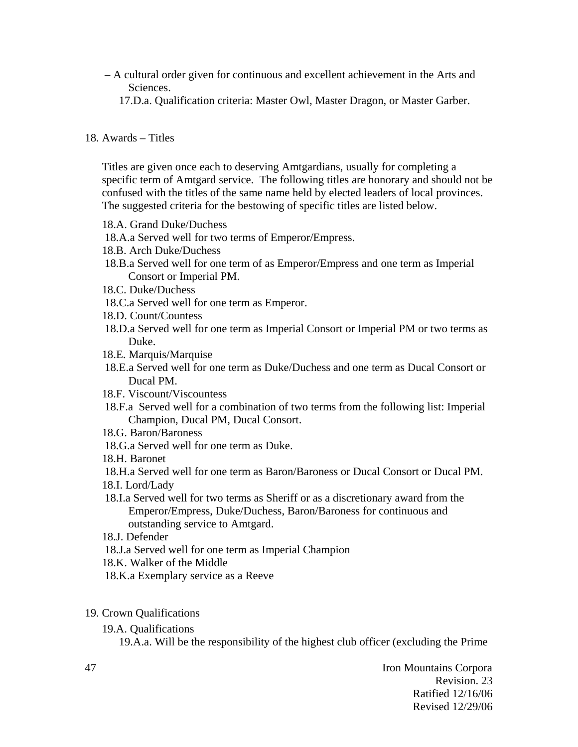– A cultural order given for continuous and excellent achievement in the Arts and Sciences.

17.D.a. Qualification criteria: Master Owl, Master Dragon, or Master Garber.

## 18. Awards – Titles

Titles are given once each to deserving Amtgardians, usually for completing a specific term of Amtgard service. The following titles are honorary and should not be confused with the titles of the same name held by elected leaders of local provinces. The suggested criteria for the bestowing of specific titles are listed below.

18.A. Grand Duke/Duchess

18.A.a Served well for two terms of Emperor/Empress.

18.B. Arch Duke/Duchess

18.B.a Served well for one term of as Emperor/Empress and one term as Imperial Consort or Imperial PM.

18.C. Duke/Duchess

18.C.a Served well for one term as Emperor.

18.D. Count/Countess

18.D.a Served well for one term as Imperial Consort or Imperial PM or two terms as Duke.

18.E. Marquis/Marquise

18.E.a Served well for one term as Duke/Duchess and one term as Ducal Consort or Ducal PM.

18.F. Viscount/Viscountess

18.F.a Served well for a combination of two terms from the following list: Imperial Champion, Ducal PM, Ducal Consort.

18.G. Baron/Baroness

18.G.a Served well for one term as Duke.

18.H. Baronet

18.H.a Served well for one term as Baron/Baroness or Ducal Consort or Ducal PM.

18.I. Lord/Lady

18.I.a Served well for two terms as Sheriff or as a discretionary award from the Emperor/Empress, Duke/Duchess, Baron/Baroness for continuous and outstanding service to Amtgard.

18.J. Defender

18.J.a Served well for one term as Imperial Champion

18.K. Walker of the Middle

18.K.a Exemplary service as a Reeve

## 19. Crown Qualifications

19.A. Qualifications

19.A.a. Will be the responsibility of the highest club officer (excluding the Prime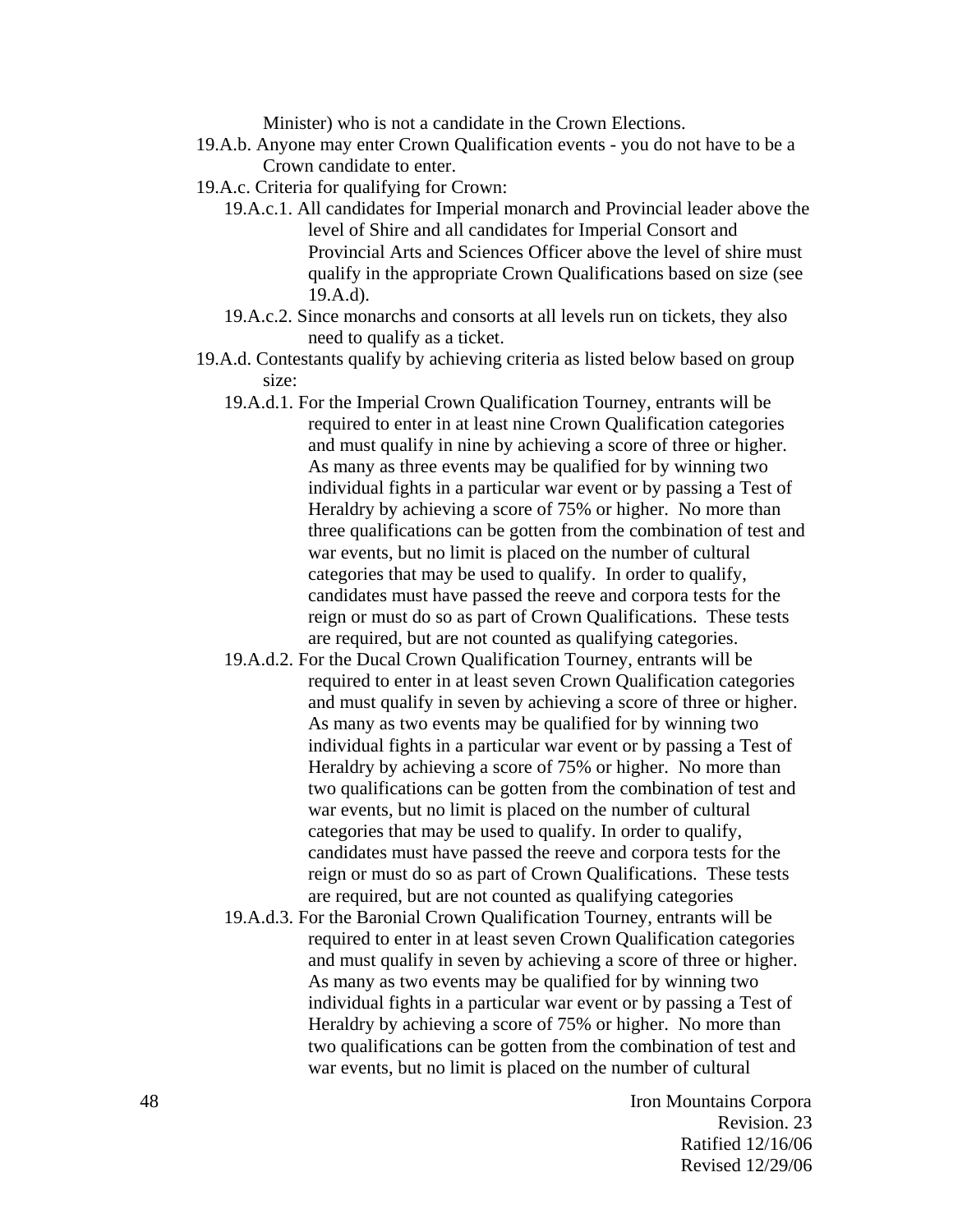Minister) who is not a candidate in the Crown Elections.

- 19.A.b. Anyone may enter Crown Qualification events - you do not have to be a Crown candidate to enter.
- 19.A.c. Criteria for qualifying for Crown:
  - 19.A.c.1. All candidates for Imperial monarch and Provincial leader above the level of Shire and all candidates for Imperial Consort and Provincial Arts and Sciences Officer above the level of shire must qualify in the appropriate Crown Qualifications based on size (see 19.A.d).
  - 19.A.c.2. Since monarchs and consorts at all levels run on tickets, they also need to qualify as a ticket.
- 19.A.d. Contestants qualify by achieving criteria as listed below based on group size:
  - 19.A.d.1. For the Imperial Crown Qualification Tourney, entrants will be required to enter in at least nine Crown Qualification categories and must qualify in nine by achieving a score of three or higher. As many as three events may be qualified for by winning two individual fights in a particular war event or by passing a Test of Heraldry by achieving a score of 75% or higher. No more than three qualifications can be gotten from the combination of test and war events, but no limit is placed on the number of cultural categories that may be used to qualify. In order to qualify, candidates must have passed the reeve and corpora tests for the reign or must do so as part of Crown Qualifications. These tests are required, but are not counted as qualifying categories.
  - 19.A.d.2. For the Ducal Crown Qualification Tourney, entrants will be required to enter in at least seven Crown Qualification categories and must qualify in seven by achieving a score of three or higher. As many as two events may be qualified for by winning two individual fights in a particular war event or by passing a Test of Heraldry by achieving a score of 75% or higher. No more than two qualifications can be gotten from the combination of test and war events, but no limit is placed on the number of cultural categories that may be used to qualify. In order to qualify, candidates must have passed the reeve and corpora tests for the reign or must do so as part of Crown Qualifications. These tests are required, but are not counted as qualifying categories
  - 19.A.d.3. For the Baronial Crown Qualification Tourney, entrants will be required to enter in at least seven Crown Qualification categories and must qualify in seven by achieving a score of three or higher. As many as two events may be qualified for by winning two individual fights in a particular war event or by passing a Test of Heraldry by achieving a score of 75% or higher. No more than two qualifications can be gotten from the combination of test and war events, but no limit is placed on the number of cultural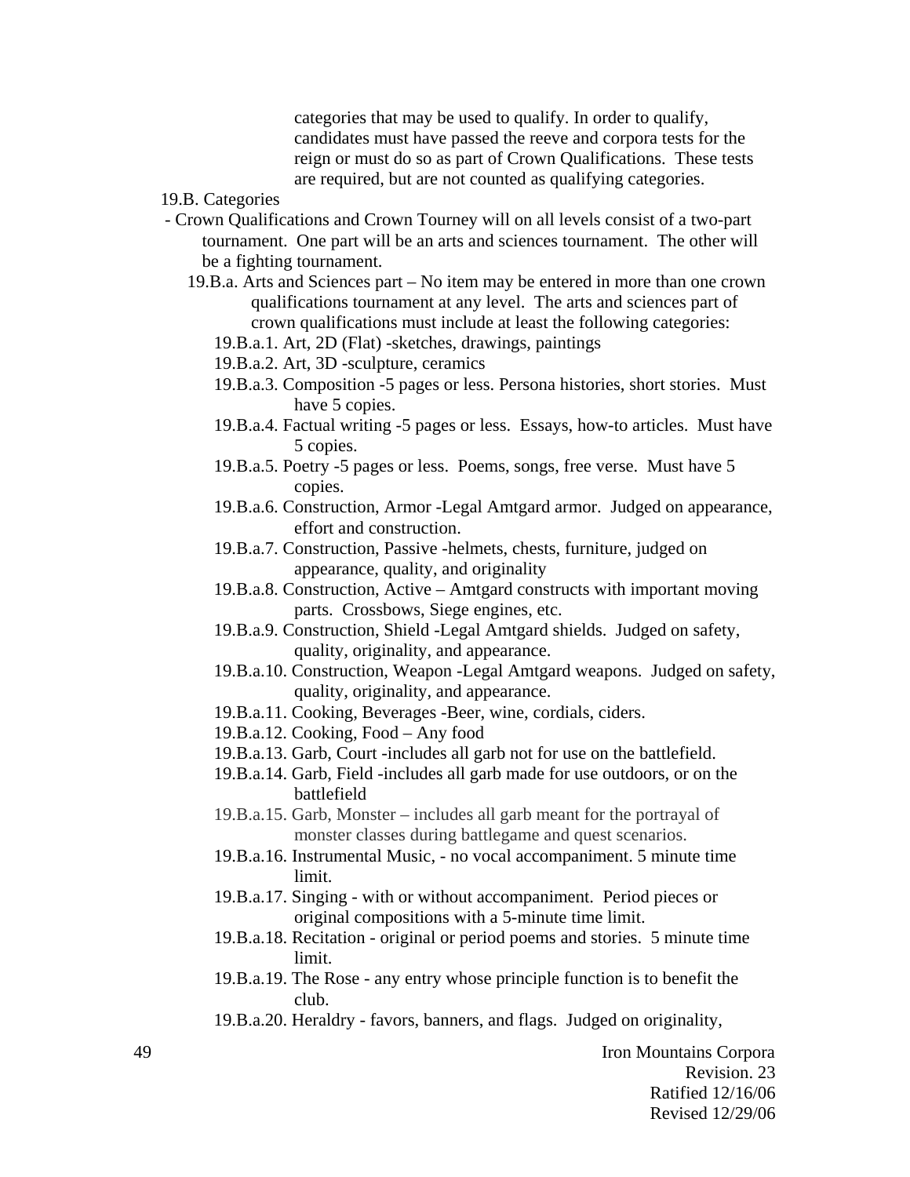categories that may be used to qualify. In order to qualify, candidates must have passed the reeve and corpora tests for the reign or must do so as part of Crown Qualifications. These tests are required, but are not counted as qualifying categories.

19.B. Categories

- Crown Qualifications and Crown Tourney will on all levels consist of a two-part tournament. One part will be an arts and sciences tournament. The other will be a fighting tournament.

  19.B.a. Arts and Sciences part – No item may be entered in more than one crown qualifications tournament at any level. The arts and sciences part of crown qualifications must include at least the following categories:

  - 19.B.a.1. Art, 2D (Flat) -sketches, drawings, paintings
  - 19.B.a.2. Art, 3D -sculpture, ceramics
  - 19.B.a.3. Composition -5 pages or less. Persona histories, short stories. Must have 5 copies.
  - 19.B.a.4. Factual writing -5 pages or less. Essays, how-to articles. Must have 5 copies.
  - 19.B.a.5. Poetry -5 pages or less. Poems, songs, free verse. Must have 5 copies.
  - 19.B.a.6. Construction, Armor -Legal Amtgard armor. Judged on appearance, effort and construction.
  - 19.B.a.7. Construction, Passive -helmets, chests, furniture, judged on appearance, quality, and originality
  - 19.B.a.8. Construction, Active – Amtgard constructs with important moving parts. Crossbows, Siege engines, etc.
  - 19.B.a.9. Construction, Shield -Legal Amtgard shields. Judged on safety, quality, originality, and appearance.
  - 19.B.a.10. Construction, Weapon -Legal Amtgard weapons. Judged on safety, quality, originality, and appearance.
  - 19.B.a.11. Cooking, Beverages -Beer, wine, cordials, ciders.
  - 19.B.a.12. Cooking, Food – Any food
  - 19.B.a.13. Garb, Court -includes all garb not for use on the battlefield.
  - 19.B.a.14. Garb, Field -includes all garb made for use outdoors, or on the battlefield
  - 19.B.a.15. Garb, Monster – includes all garb meant for the portrayal of monster classes during battlegame and quest scenarios.
  - 19.B.a.16. Instrumental Music, - no vocal accompaniment. 5 minute time limit.
  - 19.B.a.17. Singing - with or without accompaniment. Period pieces or original compositions with a 5-minute time limit.
  - 19.B.a.18. Recitation - original or period poems and stories. 5 minute time limit.
  - 19.B.a.19. The Rose - any entry whose principle function is to benefit the club.
  - 19.B.a.20. Heraldry - favors, banners, and flags. Judged on originality,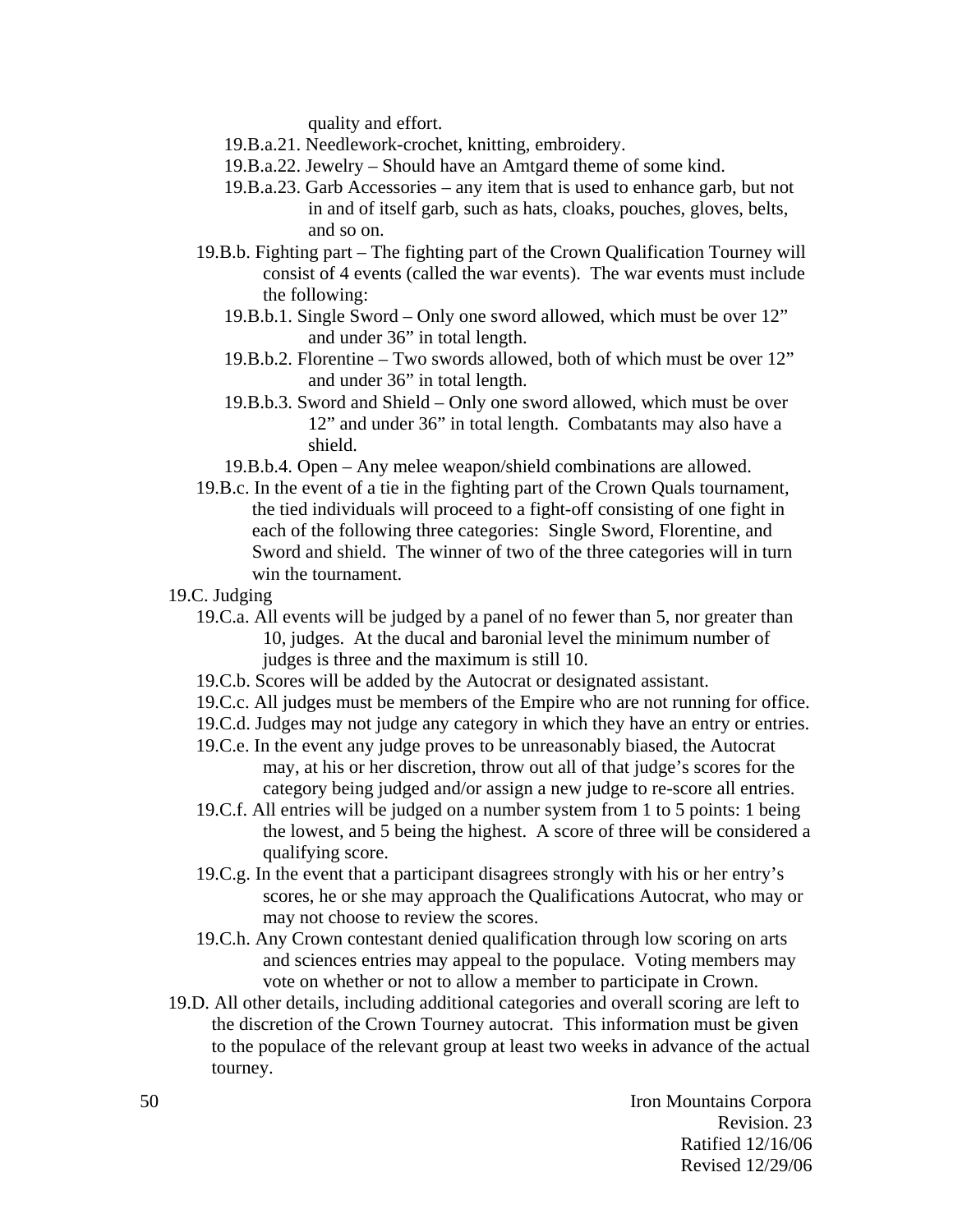quality and effort.

- 19.B.a.21. Needlework-crochet, knitting, embroidery.
- 19.B.a.22. Jewelry – Should have an Amtgard theme of some kind.
- 19.B.a.23. Garb Accessories – any item that is used to enhance garb, but not in and of itself garb, such as hats, cloaks, pouches, gloves, belts, and so on.

19.B.b. Fighting part – The fighting part of the Crown Qualification Tourney will consist of 4 events (called the war events). The war events must include the following:

- 19.B.b.1. Single Sword – Only one sword allowed, which must be over 12" and under 36" in total length.
- 19.B.b.2. Florentine – Two swords allowed, both of which must be over 12" and under 36" in total length.
- 19.B.b.3. Sword and Shield – Only one sword allowed, which must be over 12" and under 36" in total length. Combatants may also have a shield.
- 19.B.b.4. Open – Any melee weapon/shield combinations are allowed.

19.B.c. In the event of a tie in the fighting part of the Crown Quals tournament, the tied individuals will proceed to a fight-off consisting of one fight in each of the following three categories: Single Sword, Florentine, and Sword and shield. The winner of two of the three categories will in turn win the tournament.

19.C. Judging

- 19.C.a. All events will be judged by a panel of no fewer than 5, nor greater than 10, judges. At the ducal and baronial level the minimum number of judges is three and the maximum is still 10.
- 19.C.b. Scores will be added by the Autocrat or designated assistant.
- 19.C.c. All judges must be members of the Empire who are not running for office.
- 19.C.d. Judges may not judge any category in which they have an entry or entries.
- 19.C.e. In the event any judge proves to be unreasonably biased, the Autocrat may, at his or her discretion, throw out all of that judge's scores for the category being judged and/or assign a new judge to re-score all entries.
- 19.C.f. All entries will be judged on a number system from 1 to 5 points: 1 being the lowest, and 5 being the highest. A score of three will be considered a qualifying score.
- 19.C.g. In the event that a participant disagrees strongly with his or her entry's scores, he or she may approach the Qualifications Autocrat, who may or may not choose to review the scores.
- 19.C.h. Any Crown contestant denied qualification through low scoring on arts and sciences entries may appeal to the populace. Voting members may vote on whether or not to allow a member to participate in Crown.

19.D. All other details, including additional categories and overall scoring are left to the discretion of the Crown Tourney autocrat. This information must be given to the populace of the relevant group at least two weeks in advance of the actual tourney.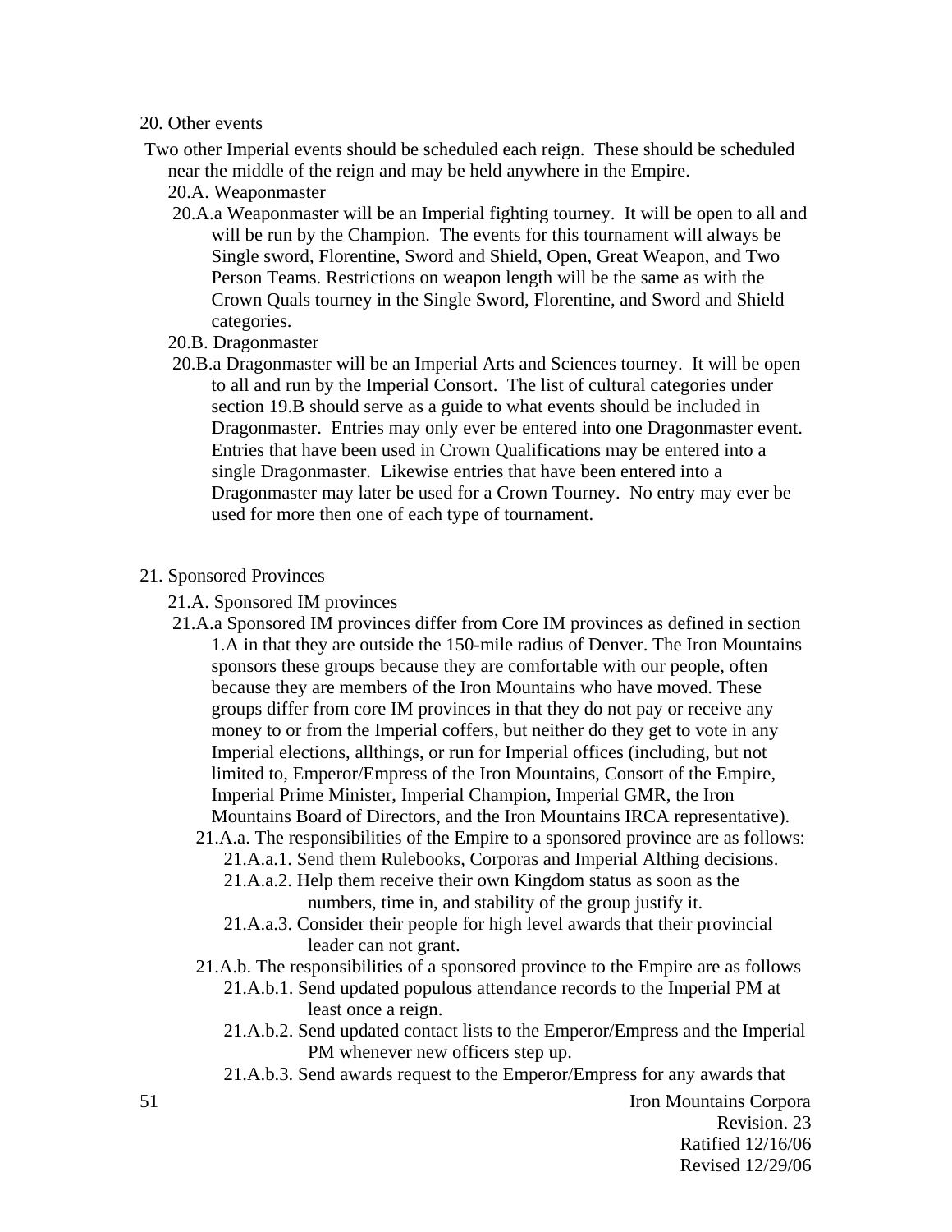20. Other events

Two other Imperial events should be scheduled each reign. These should be scheduled near the middle of the reign and may be held anywhere in the Empire.

20.A. Weaponmaster

20.A.a Weaponmaster will be an Imperial fighting tourney. It will be open to all and will be run by the Champion. The events for this tournament will always be Single sword, Florentine, Sword and Shield, Open, Great Weapon, and Two Person Teams. Restrictions on weapon length will be the same as with the Crown Quals tourney in the Single Sword, Florentine, and Sword and Shield categories.

20.B. Dragonmaster

20.B.a Dragonmaster will be an Imperial Arts and Sciences tourney. It will be open to all and run by the Imperial Consort. The list of cultural categories under section 19.B should serve as a guide to what events should be included in Dragonmaster. Entries may only ever be entered into one Dragonmaster event. Entries that have been used in Crown Qualifications may be entered into a single Dragonmaster. Likewise entries that have been entered into a Dragonmaster may later be used for a Crown Tourney. No entry may ever be used for more then one of each type of tournament.

21. Sponsored Provinces

21.A. Sponsored IM provinces

21.A.a Sponsored IM provinces differ from Core IM provinces as defined in section 1.A in that they are outside the 150-mile radius of Denver. The Iron Mountains sponsors these groups because they are comfortable with our people, often because they are members of the Iron Mountains who have moved. These groups differ from core IM provinces in that they do not pay or receive any money to or from the Imperial coffers, but neither do they get to vote in any Imperial elections, allthings, or run for Imperial offices (including, but not limited to, Emperor/Empress of the Iron Mountains, Consort of the Empire, Imperial Prime Minister, Imperial Champion, Imperial GMR, the Iron Mountains Board of Directors, and the Iron Mountains IRCA representative).

21.A.a. The responsibilities of the Empire to a sponsored province are as follows:

21.A.a.1. Send them Rulebooks, Corporas and Imperial Althing decisions.

21.A.a.2. Help them receive their own Kingdom status as soon as the numbers, time in, and stability of the group justify it.

21.A.a.3. Consider their people for high level awards that their provincial leader can not grant.

21.A.b. The responsibilities of a sponsored province to the Empire are as follows

21.A.b.1. Send updated populous attendance records to the Imperial PM at least once a reign.

21.A.b.2. Send updated contact lists to the Emperor/Empress and the Imperial PM whenever new officers step up.

21.A.b.3. Send awards request to the Emperor/Empress for any awards that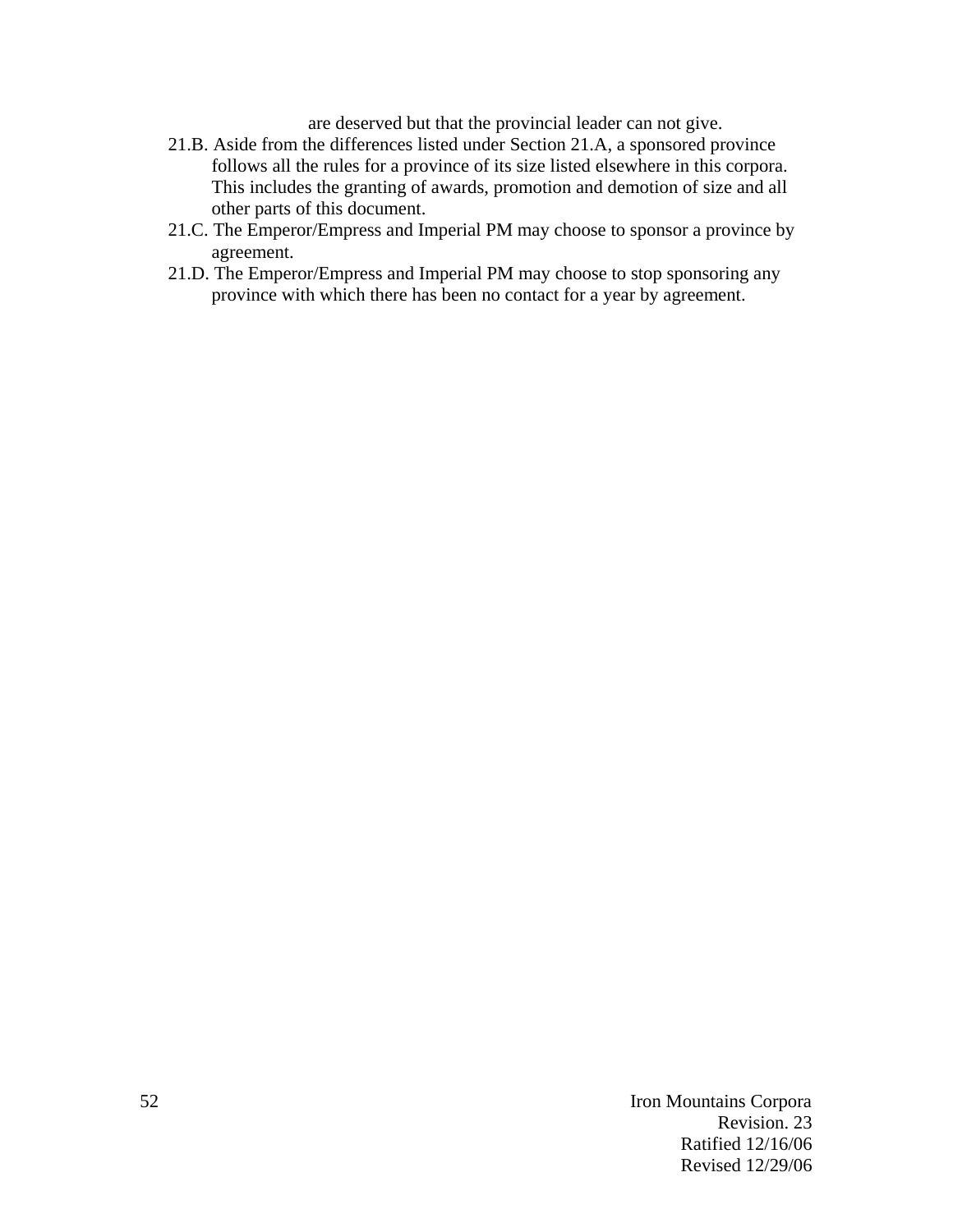are deserved but that the provincial leader can not give.

21.B. Aside from the differences listed under Section 21.A, a sponsored province follows all the rules for a province of its size listed elsewhere in this corpora. This includes the granting of awards, promotion and demotion of size and all other parts of this document.

21.C. The Emperor/Empress and Imperial PM may choose to sponsor a province by agreement.

21.D. The Emperor/Empress and Imperial PM may choose to stop sponsoring any province with which there has been no contact for a year by agreement.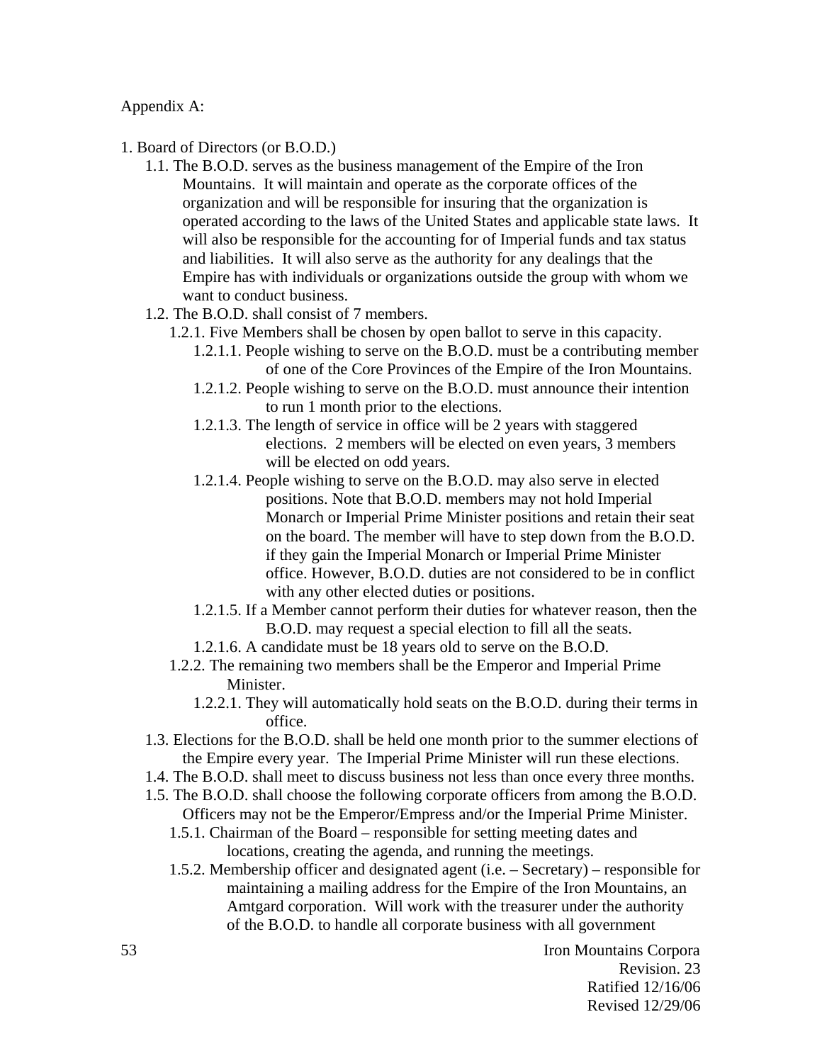Appendix A:

1. Board of Directors (or B.O.D.)
   - 1.1. The B.O.D. serves as the business management of the Empire of the Iron Mountains. It will maintain and operate as the corporate offices of the organization and will be responsible for insuring that the organization is operated according to the laws of the United States and applicable state laws. It will also be responsible for the accounting for of Imperial funds and tax status and liabilities. It will also serve as the authority for any dealings that the Empire has with individuals or organizations outside the group with whom we want to conduct business.
   - 1.2. The B.O.D. shall consist of 7 members.
     - 1.2.1. Five Members shall be chosen by open ballot to serve in this capacity.
       - 1.2.1.1. People wishing to serve on the B.O.D. must be a contributing member of one of the Core Provinces of the Empire of the Iron Mountains.
       - 1.2.1.2. People wishing to serve on the B.O.D. must announce their intention to run 1 month prior to the elections.
       - 1.2.1.3. The length of service in office will be 2 years with staggered elections. 2 members will be elected on even years, 3 members will be elected on odd years.
       - 1.2.1.4. People wishing to serve on the B.O.D. may also serve in elected positions. Note that B.O.D. members may not hold Imperial Monarch or Imperial Prime Minister positions and retain their seat on the board. The member will have to step down from the B.O.D. if they gain the Imperial Monarch or Imperial Prime Minister office. However, B.O.D. duties are not considered to be in conflict with any other elected duties or positions.
       - 1.2.1.5. If a Member cannot perform their duties for whatever reason, then the B.O.D. may request a special election to fill all the seats.
       - 1.2.1.6. A candidate must be 18 years old to serve on the B.O.D.
     - 1.2.2. The remaining two members shall be the Emperor and Imperial Prime Minister.
       - 1.2.2.1. They will automatically hold seats on the B.O.D. during their terms in office.
   - 1.3. Elections for the B.O.D. shall be held one month prior to the summer elections of the Empire every year. The Imperial Prime Minister will run these elections.
   - 1.4. The B.O.D. shall meet to discuss business not less than once every three months.
   - 1.5. The B.O.D. shall choose the following corporate officers from among the B.O.D. Officers may not be the Emperor/Empress and/or the Imperial Prime Minister.
     - 1.5.1. Chairman of the Board – responsible for setting meeting dates and locations, creating the agenda, and running the meetings.
     - 1.5.2. Membership officer and designated agent (i.e. – Secretary) – responsible for maintaining a mailing address for the Empire of the Iron Mountains, an Amtgard corporation. Will work with the treasurer under the authority of the B.O.D. to handle all corporate business with all government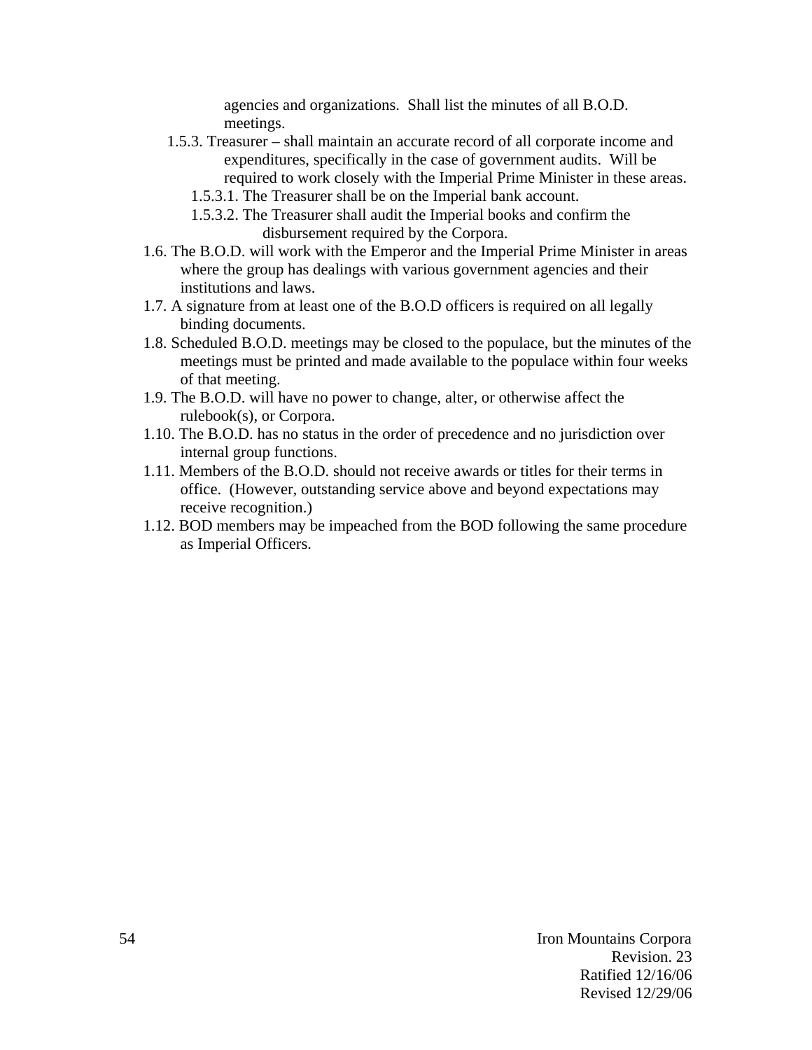agencies and organizations. Shall list the minutes of all B.O.D. meetings.

- 1.5.3. Treasurer – shall maintain an accurate record of all corporate income and expenditures, specifically in the case of government audits. Will be required to work closely with the Imperial Prime Minister in these areas.
  - 1.5.3.1. The Treasurer shall be on the Imperial bank account.
  - 1.5.3.2. The Treasurer shall audit the Imperial books and confirm the disbursement required by the Corpora.

1.6. The B.O.D. will work with the Emperor and the Imperial Prime Minister in areas where the group has dealings with various government agencies and their institutions and laws.

1.7. A signature from at least one of the B.O.D officers is required on all legally binding documents.

1.8. Scheduled B.O.D. meetings may be closed to the populace, but the minutes of the meetings must be printed and made available to the populace within four weeks of that meeting.

1.9. The B.O.D. will have no power to change, alter, or otherwise affect the rulebook(s), or Corpora.

1.10. The B.O.D. has no status in the order of precedence and no jurisdiction over internal group functions.

1.11. Members of the B.O.D. should not receive awards or titles for their terms in office. (However, outstanding service above and beyond expectations may receive recognition.)

1.12. BOD members may be impeached from the BOD following the same procedure as Imperial Officers.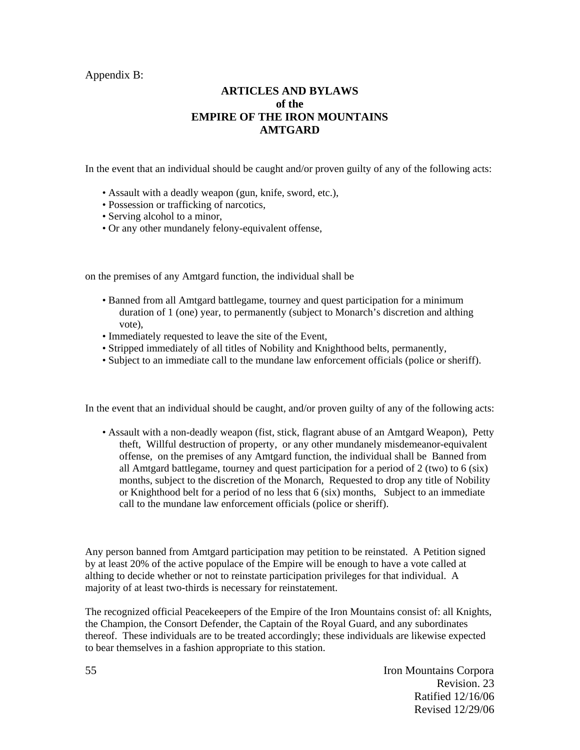Appendix B:

# ARTICLES AND BYLAWS
# of the
# EMPIRE OF THE IRON MOUNTAINS
# AMTGARD

In the event that an individual should be caught and/or proven guilty of any of the following acts:

- Assault with a deadly weapon (gun, knife, sword, etc.),
- Possession or trafficking of narcotics,
- Serving alcohol to a minor,
- Or any other mundanely felony-equivalent offense,

on the premises of any Amtgard function, the individual shall be

- Banned from all Amtgard battlegame, tourney and quest participation for a minimum duration of 1 (one) year, to permanently (subject to Monarch's discretion and althing vote),
- Immediately requested to leave the site of the Event,
- Stripped immediately of all titles of Nobility and Knighthood belts, permanently,
- Subject to an immediate call to the mundane law enforcement officials (police or sheriff).

In the event that an individual should be caught, and/or proven guilty of any of the following acts:

- Assault with a non-deadly weapon (fist, stick, flagrant abuse of an Amtgard Weapon), Petty theft, Willful destruction of property, or any other mundanely misdemeanor-equivalent offense, on the premises of any Amtgard function, the individual shall be Banned from all Amtgard battlegame, tourney and quest participation for a period of 2 (two) to 6 (six) months, subject to the discretion of the Monarch, Requested to drop any title of Nobility or Knighthood belt for a period of no less that 6 (six) months, Subject to an immediate call to the mundane law enforcement officials (police or sheriff).

Any person banned from Amtgard participation may petition to be reinstated. A Petition signed by at least 20% of the active populace of the Empire will be enough to have a vote called at althing to decide whether or not to reinstate participation privileges for that individual. A majority of at least two-thirds is necessary for reinstatement.

The recognized official Peacekeepers of the Empire of the Iron Mountains consist of: all Knights, the Champion, the Consort Defender, the Captain of the Royal Guard, and any subordinates thereof. These individuals are to be treated accordingly; these individuals are likewise expected to bear themselves in a fashion appropriate to this station.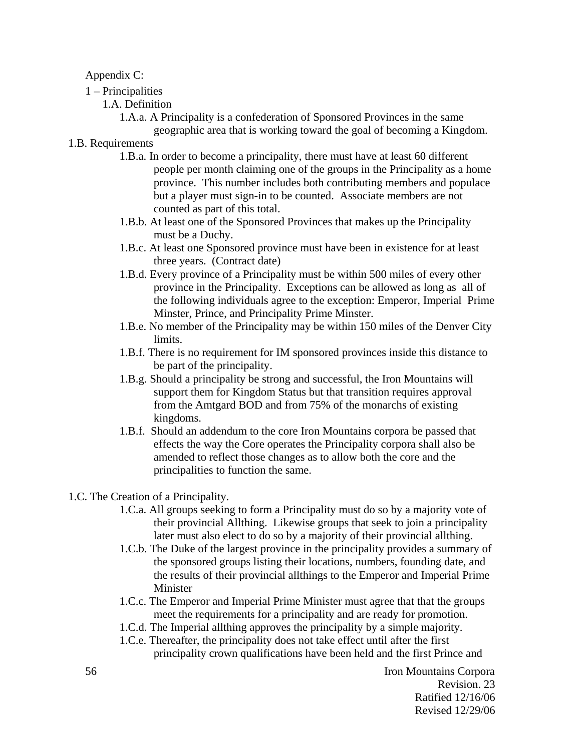Appendix C:

1 – Principalities

1.A. Definition

1.A.a. A Principality is a confederation of Sponsored Provinces in the same geographic area that is working toward the goal of becoming a Kingdom.

1.B. Requirements

1.B.a. In order to become a principality, there must have at least 60 different people per month claiming one of the groups in the Principality as a home province. This number includes both contributing members and populace but a player must sign-in to be counted. Associate members are not counted as part of this total.

1.B.b. At least one of the Sponsored Provinces that makes up the Principality must be a Duchy.

1.B.c. At least one Sponsored province must have been in existence for at least three years. (Contract date)

1.B.d. Every province of a Principality must be within 500 miles of every other province in the Principality. Exceptions can be allowed as long as all of the following individuals agree to the exception: Emperor, Imperial Prime Minster, Prince, and Principality Prime Minster.

1.B.e. No member of the Principality may be within 150 miles of the Denver City limits.

1.B.f. There is no requirement for IM sponsored provinces inside this distance to be part of the principality.

1.B.g. Should a principality be strong and successful, the Iron Mountains will support them for Kingdom Status but that transition requires approval from the Amtgard BOD and from 75% of the monarchs of existing kingdoms.

1.B.f. Should an addendum to the core Iron Mountains corpora be passed that effects the way the Core operates the Principality corpora shall also be amended to reflect those changes as to allow both the core and the principalities to function the same.

1.C. The Creation of a Principality.

1.C.a. All groups seeking to form a Principality must do so by a majority vote of their provincial Allthing. Likewise groups that seek to join a principality later must also elect to do so by a majority of their provincial allthing.

1.C.b. The Duke of the largest province in the principality provides a summary of the sponsored groups listing their locations, numbers, founding date, and the results of their provincial allthings to the Emperor and Imperial Prime Minister

1.C.c. The Emperor and Imperial Prime Minister must agree that that the groups meet the requirements for a principality and are ready for promotion.

1.C.d. The Imperial allthing approves the principality by a simple majority.

1.C.e. Thereafter, the principality does not take effect until after the first principality crown qualifications have been held and the first Prince and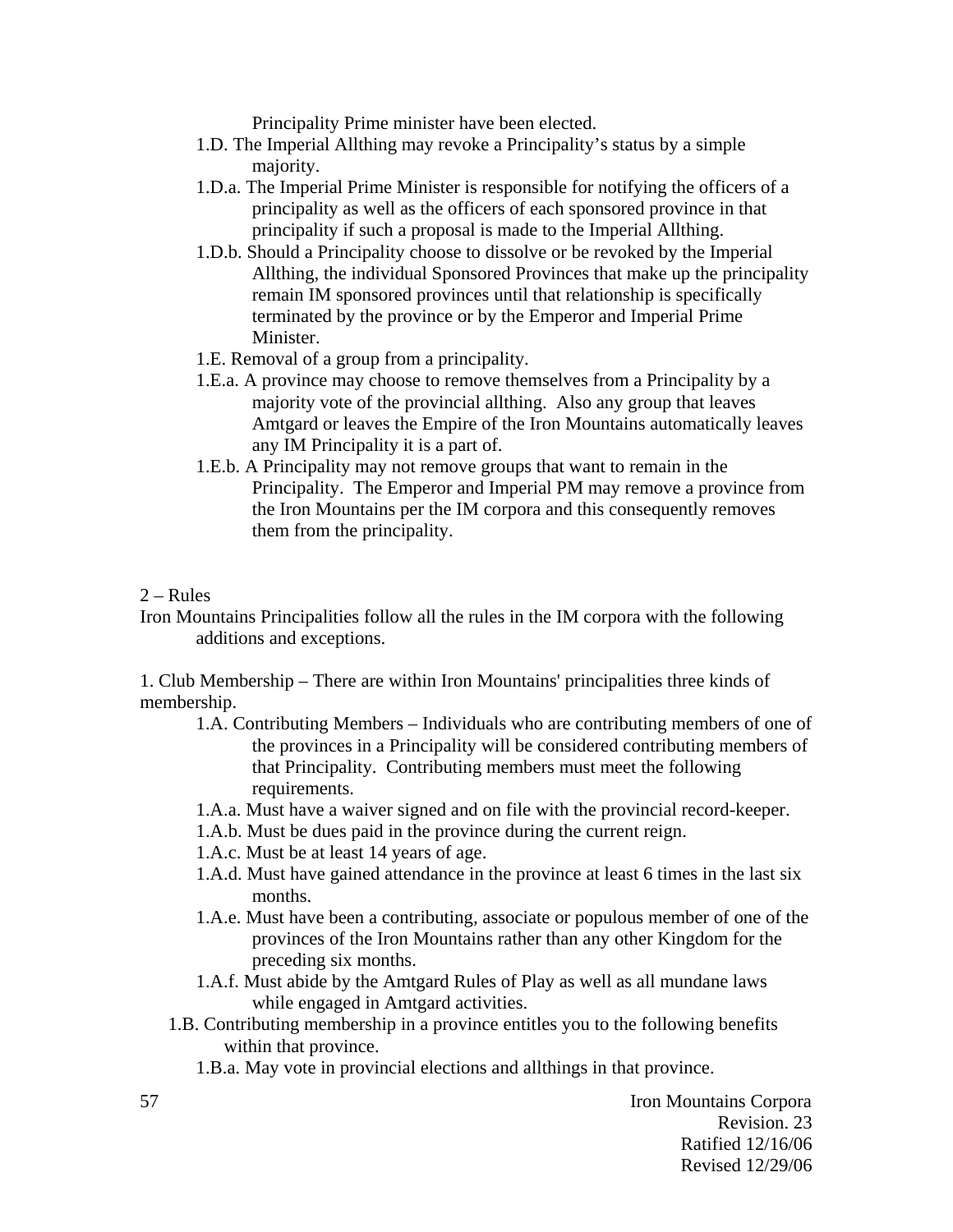Principality Prime minister have been elected.

1.D. The Imperial Allthing may revoke a Principality's status by a simple majority.

1.D.a. The Imperial Prime Minister is responsible for notifying the officers of a principality as well as the officers of each sponsored province in that principality if such a proposal is made to the Imperial Allthing.

1.D.b. Should a Principality choose to dissolve or be revoked by the Imperial Allthing, the individual Sponsored Provinces that make up the principality remain IM sponsored provinces until that relationship is specifically terminated by the province or by the Emperor and Imperial Prime Minister.

1.E. Removal of a group from a principality.

1.E.a. A province may choose to remove themselves from a Principality by a majority vote of the provincial allthing. Also any group that leaves Amtgard or leaves the Empire of the Iron Mountains automatically leaves any IM Principality it is a part of.

1.E.b. A Principality may not remove groups that want to remain in the Principality. The Emperor and Imperial PM may remove a province from the Iron Mountains per the IM corpora and this consequently removes them from the principality.

2 – Rules

Iron Mountains Principalities follow all the rules in the IM corpora with the following additions and exceptions.

1. Club Membership – There are within Iron Mountains' principalities three kinds of membership.

1.A. Contributing Members – Individuals who are contributing members of one of the provinces in a Principality will be considered contributing members of that Principality. Contributing members must meet the following requirements.

1.A.a. Must have a waiver signed and on file with the provincial record-keeper.

1.A.b. Must be dues paid in the province during the current reign.

1.A.c. Must be at least 14 years of age.

1.A.d. Must have gained attendance in the province at least 6 times in the last six months.

1.A.e. Must have been a contributing, associate or populous member of one of the provinces of the Iron Mountains rather than any other Kingdom for the preceding six months.

1.A.f. Must abide by the Amtgard Rules of Play as well as all mundane laws while engaged in Amtgard activities.

1.B. Contributing membership in a province entitles you to the following benefits within that province.

1.B.a. May vote in provincial elections and allthings in that province.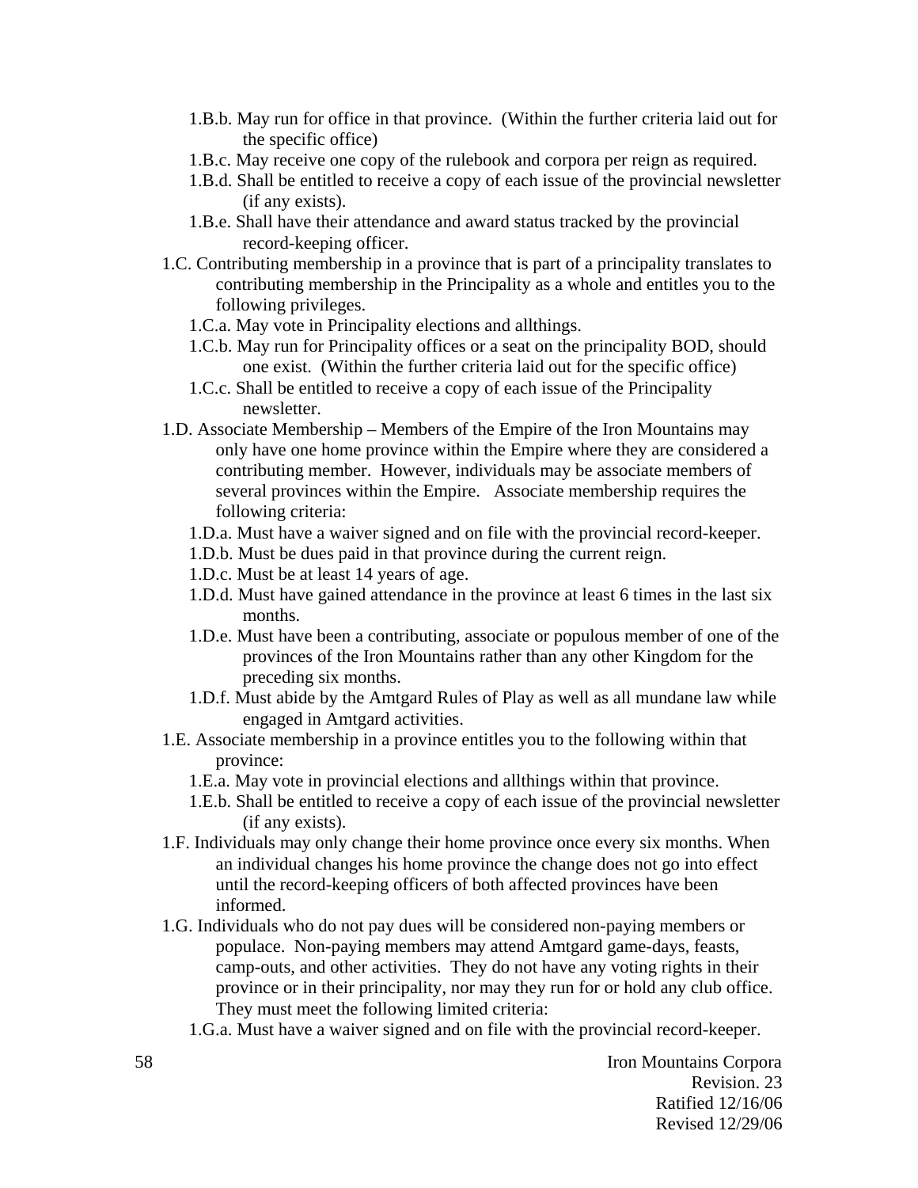- 1.B.b. May run for office in that province. (Within the further criteria laid out for the specific office)
- 1.B.c. May receive one copy of the rulebook and corpora per reign as required.
- 1.B.d. Shall be entitled to receive a copy of each issue of the provincial newsletter (if any exists).
- 1.B.e. Shall have their attendance and award status tracked by the provincial record-keeping officer.

1.C. Contributing membership in a province that is part of a principality translates to contributing membership in the Principality as a whole and entitles you to the following privileges.

- 1.C.a. May vote in Principality elections and allthings.
- 1.C.b. May run for Principality offices or a seat on the principality BOD, should one exist. (Within the further criteria laid out for the specific office)
- 1.C.c. Shall be entitled to receive a copy of each issue of the Principality newsletter.

1.D. Associate Membership – Members of the Empire of the Iron Mountains may only have one home province within the Empire where they are considered a contributing member. However, individuals may be associate members of several provinces within the Empire. Associate membership requires the following criteria:

- 1.D.a. Must have a waiver signed and on file with the provincial record-keeper.
- 1.D.b. Must be dues paid in that province during the current reign.
- 1.D.c. Must be at least 14 years of age.
- 1.D.d. Must have gained attendance in the province at least 6 times in the last six months.
- 1.D.e. Must have been a contributing, associate or populous member of one of the provinces of the Iron Mountains rather than any other Kingdom for the preceding six months.
- 1.D.f. Must abide by the Amtgard Rules of Play as well as all mundane law while engaged in Amtgard activities.

1.E. Associate membership in a province entitles you to the following within that province:

- 1.E.a. May vote in provincial elections and allthings within that province.
- 1.E.b. Shall be entitled to receive a copy of each issue of the provincial newsletter (if any exists).

1.F. Individuals may only change their home province once every six months. When an individual changes his home province the change does not go into effect until the record-keeping officers of both affected provinces have been informed.

1.G. Individuals who do not pay dues will be considered non-paying members or populace. Non-paying members may attend Amtgard game-days, feasts, camp-outs, and other activities. They do not have any voting rights in their province or in their principality, nor may they run for or hold any club office. They must meet the following limited criteria:

- 1.G.a. Must have a waiver signed and on file with the provincial record-keeper.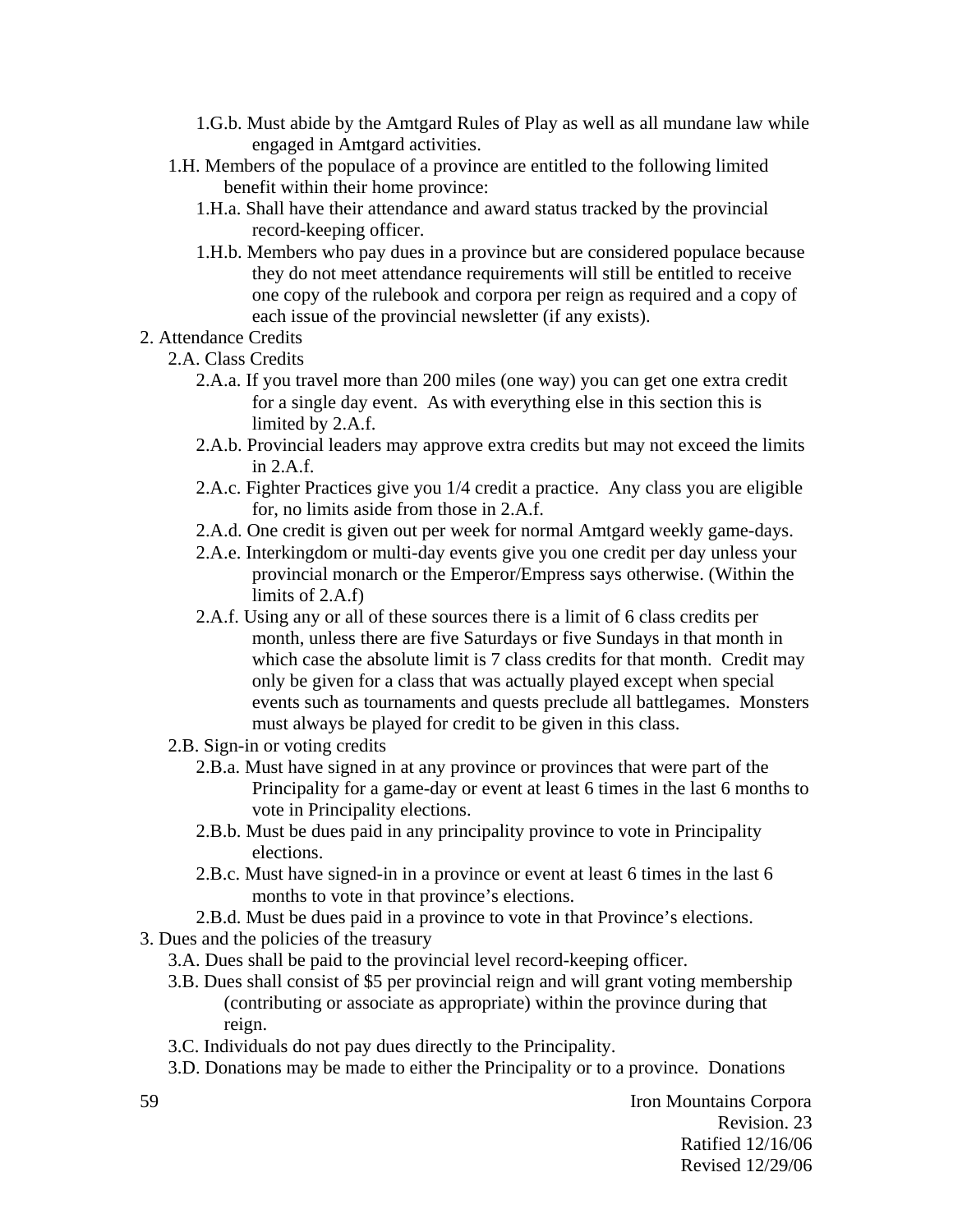- 1.G.b. Must abide by the Amtgard Rules of Play as well as all mundane law while engaged in Amtgard activities.
- 1.H. Members of the populace of a province are entitled to the following limited benefit within their home province:
  - 1.H.a. Shall have their attendance and award status tracked by the provincial record-keeping officer.
  - 1.H.b. Members who pay dues in a province but are considered populace because they do not meet attendance requirements will still be entitled to receive one copy of the rulebook and corpora per reign as required and a copy of each issue of the provincial newsletter (if any exists).

2. Attendance Credits
- 2.A. Class Credits
  - 2.A.a. If you travel more than 200 miles (one way) you can get one extra credit for a single day event. As with everything else in this section this is limited by 2.A.f.
  - 2.A.b. Provincial leaders may approve extra credits but may not exceed the limits in 2.A.f.
  - 2.A.c. Fighter Practices give you 1/4 credit a practice. Any class you are eligible for, no limits aside from those in 2.A.f.
  - 2.A.d. One credit is given out per week for normal Amtgard weekly game-days.
  - 2.A.e. Interkingdom or multi-day events give you one credit per day unless your provincial monarch or the Emperor/Empress says otherwise. (Within the limits of 2.A.f)
  - 2.A.f. Using any or all of these sources there is a limit of 6 class credits per month, unless there are five Saturdays or five Sundays in that month in which case the absolute limit is 7 class credits for that month. Credit may only be given for a class that was actually played except when special events such as tournaments and quests preclude all battlegames. Monsters must always be played for credit to be given in this class.
- 2.B. Sign-in or voting credits
  - 2.B.a. Must have signed in at any province or provinces that were part of the Principality for a game-day or event at least 6 times in the last 6 months to vote in Principality elections.
  - 2.B.b. Must be dues paid in any principality province to vote in Principality elections.
  - 2.B.c. Must have signed-in in a province or event at least 6 times in the last 6 months to vote in that province's elections.
  - 2.B.d. Must be dues paid in a province to vote in that Province's elections.

3. Dues and the policies of the treasury
- 3.A. Dues shall be paid to the provincial level record-keeping officer.
- 3.B. Dues shall consist of $5 per provincial reign and will grant voting membership (contributing or associate as appropriate) within the province during that reign.
- 3.C. Individuals do not pay dues directly to the Principality.
- 3.D. Donations may be made to either the Principality or to a province. Donations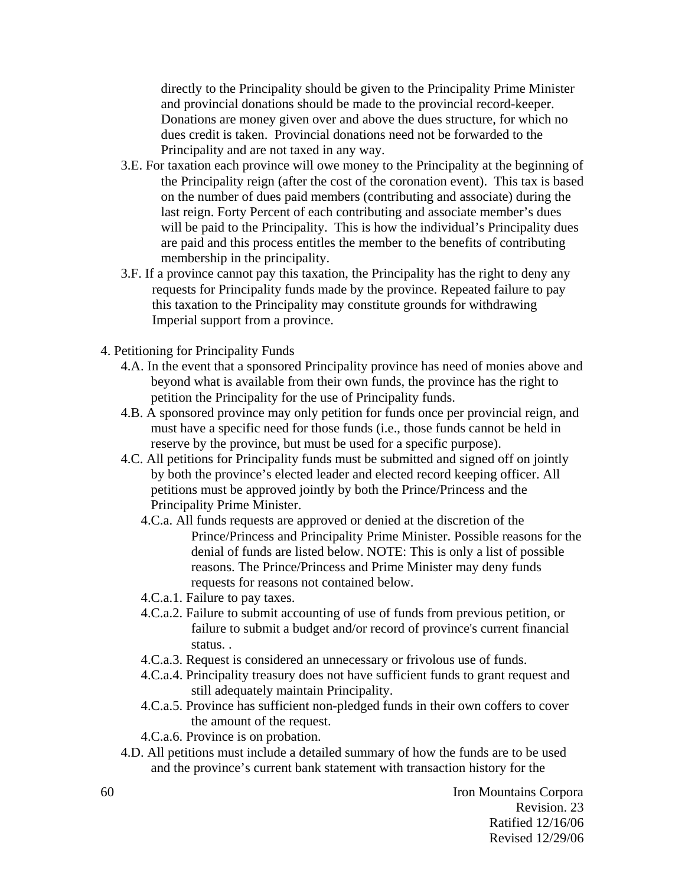directly to the Principality should be given to the Principality Prime Minister and provincial donations should be made to the provincial record-keeper. Donations are money given over and above the dues structure, for which no dues credit is taken. Provincial donations need not be forwarded to the Principality and are not taxed in any way.

- 3.E. For taxation each province will owe money to the Principality at the beginning of the Principality reign (after the cost of the coronation event). This tax is based on the number of dues paid members (contributing and associate) during the last reign. Forty Percent of each contributing and associate member's dues will be paid to the Principality. This is how the individual's Principality dues are paid and this process entitles the member to the benefits of contributing membership in the principality.
- 3.F. If a province cannot pay this taxation, the Principality has the right to deny any requests for Principality funds made by the province. Repeated failure to pay this taxation to the Principality may constitute grounds for withdrawing Imperial support from a province.

4. Petitioning for Principality Funds
   - 4.A. In the event that a sponsored Principality province has need of monies above and beyond what is available from their own funds, the province has the right to petition the Principality for the use of Principality funds.
   - 4.B. A sponsored province may only petition for funds once per provincial reign, and must have a specific need for those funds (i.e., those funds cannot be held in reserve by the province, but must be used for a specific purpose).
   - 4.C. All petitions for Principality funds must be submitted and signed off on jointly by both the province's elected leader and elected record keeping officer. All petitions must be approved jointly by both the Prince/Princess and the Principality Prime Minister.
     - 4.C.a. All funds requests are approved or denied at the discretion of the Prince/Princess and Principality Prime Minister. Possible reasons for the denial of funds are listed below. NOTE: This is only a list of possible reasons. The Prince/Princess and Prime Minister may deny funds requests for reasons not contained below.
     - 4.C.a.1. Failure to pay taxes.
     - 4.C.a.2. Failure to submit accounting of use of funds from previous petition, or failure to submit a budget and/or record of province's current financial status. .
     - 4.C.a.3. Request is considered an unnecessary or frivolous use of funds.
     - 4.C.a.4. Principality treasury does not have sufficient funds to grant request and still adequately maintain Principality.
     - 4.C.a.5. Province has sufficient non-pledged funds in their own coffers to cover the amount of the request.
     - 4.C.a.6. Province is on probation.
   - 4.D. All petitions must include a detailed summary of how the funds are to be used and the province's current bank statement with transaction history for the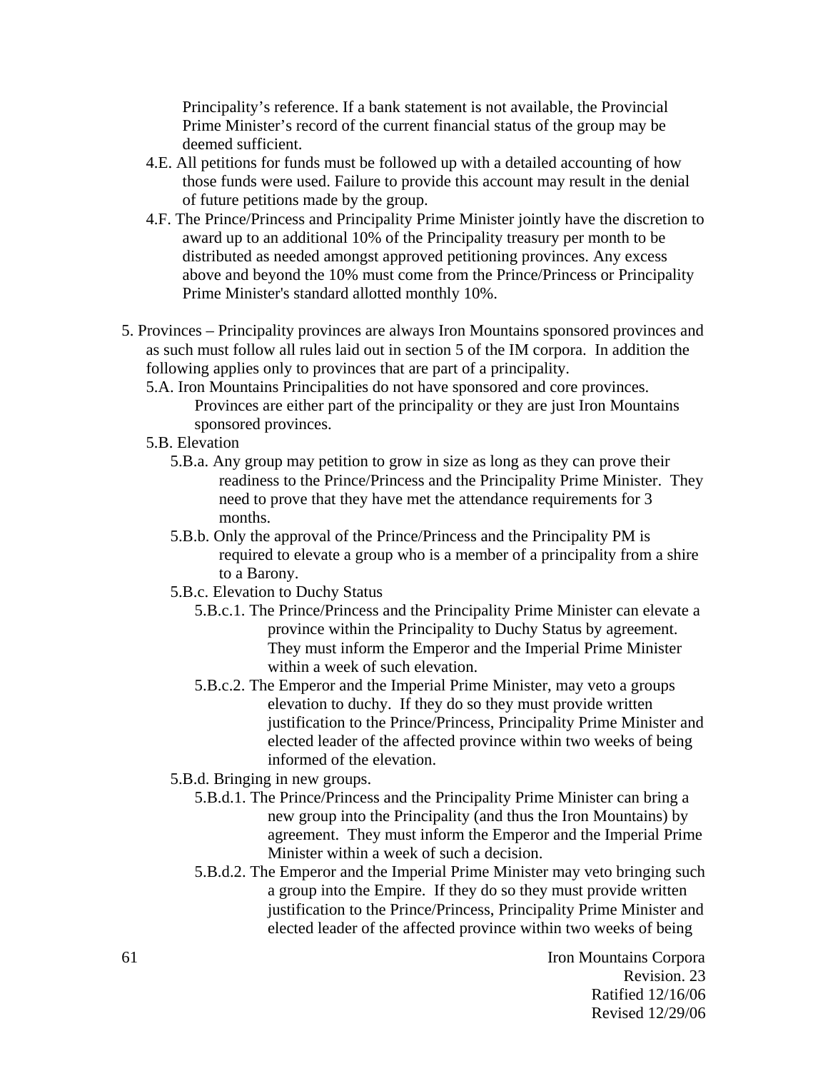Principality's reference. If a bank statement is not available, the Provincial Prime Minister's record of the current financial status of the group may be deemed sufficient.

- 4.E. All petitions for funds must be followed up with a detailed accounting of how those funds were used. Failure to provide this account may result in the denial of future petitions made by the group.
- 4.F. The Prince/Princess and Principality Prime Minister jointly have the discretion to award up to an additional 10% of the Principality treasury per month to be distributed as needed amongst approved petitioning provinces. Any excess above and beyond the 10% must come from the Prince/Princess or Principality Prime Minister's standard allotted monthly 10%.

5. Provinces – Principality provinces are always Iron Mountains sponsored provinces and as such must follow all rules laid out in section 5 of the IM corpora. In addition the following applies only to provinces that are part of a principality.
   - 5.A. Iron Mountains Principalities do not have sponsored and core provinces. Provinces are either part of the principality or they are just Iron Mountains sponsored provinces.
   - 5.B. Elevation
     - 5.B.a. Any group may petition to grow in size as long as they can prove their readiness to the Prince/Princess and the Principality Prime Minister. They need to prove that they have met the attendance requirements for 3 months.
     - 5.B.b. Only the approval of the Prince/Princess and the Principality PM is required to elevate a group who is a member of a principality from a shire to a Barony.
     - 5.B.c. Elevation to Duchy Status
       - 5.B.c.1. The Prince/Princess and the Principality Prime Minister can elevate a province within the Principality to Duchy Status by agreement. They must inform the Emperor and the Imperial Prime Minister within a week of such elevation.
       - 5.B.c.2. The Emperor and the Imperial Prime Minister, may veto a groups elevation to duchy. If they do so they must provide written justification to the Prince/Princess, Principality Prime Minister and elected leader of the affected province within two weeks of being informed of the elevation.
     - 5.B.d. Bringing in new groups.
       - 5.B.d.1. The Prince/Princess and the Principality Prime Minister can bring a new group into the Principality (and thus the Iron Mountains) by agreement. They must inform the Emperor and the Imperial Prime Minister within a week of such a decision.
       - 5.B.d.2. The Emperor and the Imperial Prime Minister may veto bringing such a group into the Empire. If they do so they must provide written justification to the Prince/Princess, Principality Prime Minister and elected leader of the affected province within two weeks of being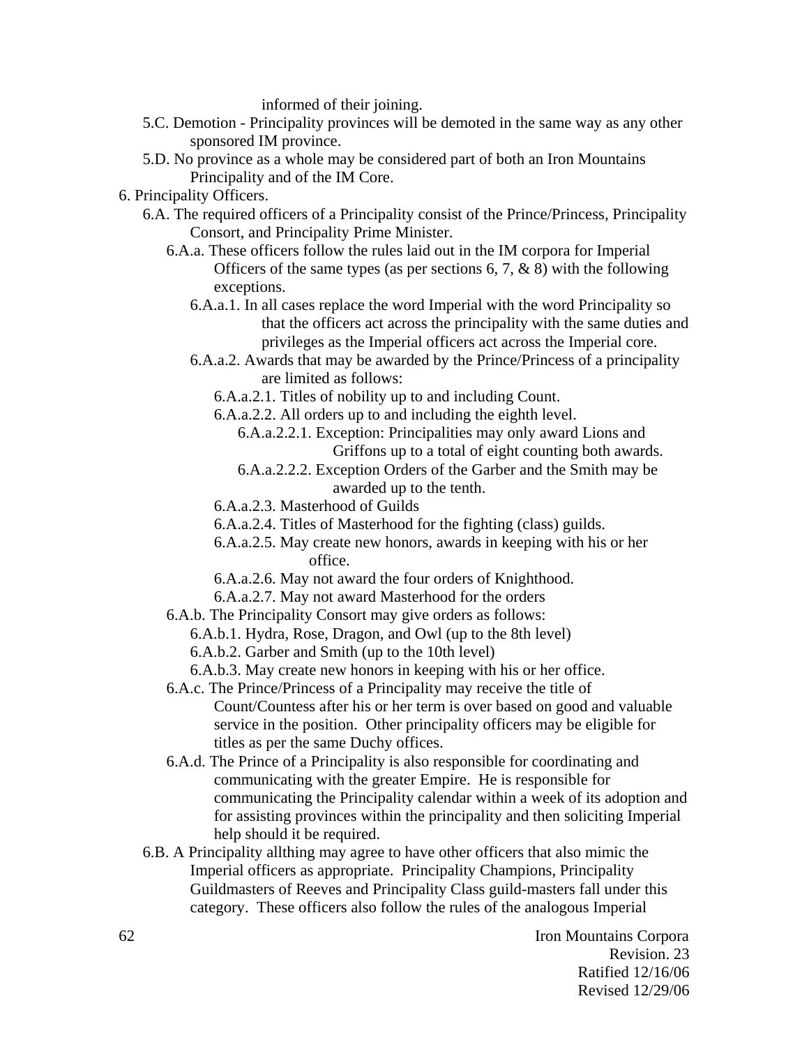informed of their joining.

- 5.C. Demotion - Principality provinces will be demoted in the same way as any other sponsored IM province.
- 5.D. No province as a whole may be considered part of both an Iron Mountains Principality and of the IM Core.

6. Principality Officers.
    - 6.A. The required officers of a Principality consist of the Prince/Princess, Principality Consort, and Principality Prime Minister.
        - 6.A.a. These officers follow the rules laid out in the IM corpora for Imperial Officers of the same types (as per sections 6, 7, & 8) with the following exceptions.
            - 6.A.a.1. In all cases replace the word Imperial with the word Principality so that the officers act across the principality with the same duties and privileges as the Imperial officers act across the Imperial core.
            - 6.A.a.2. Awards that may be awarded by the Prince/Princess of a principality are limited as follows:
                - 6.A.a.2.1. Titles of nobility up to and including Count.
                - 6.A.a.2.2. All orders up to and including the eighth level.
                    - 6.A.a.2.2.1. Exception: Principalities may only award Lions and Griffons up to a total of eight counting both awards.
                    - 6.A.a.2.2.2. Exception Orders of the Garber and the Smith may be awarded up to the tenth.
                - 6.A.a.2.3. Masterhood of Guilds
                - 6.A.a.2.4. Titles of Masterhood for the fighting (class) guilds.
                - 6.A.a.2.5. May create new honors, awards in keeping with his or her office.
                - 6.A.a.2.6. May not award the four orders of Knighthood.
                - 6.A.a.2.7. May not award Masterhood for the orders
        - 6.A.b. The Principality Consort may give orders as follows:
            - 6.A.b.1. Hydra, Rose, Dragon, and Owl (up to the 8th level)
            - 6.A.b.2. Garber and Smith (up to the 10th level)
            - 6.A.b.3. May create new honors in keeping with his or her office.
        - 6.A.c. The Prince/Princess of a Principality may receive the title of Count/Countess after his or her term is over based on good and valuable service in the position. Other principality officers may be eligible for titles as per the same Duchy offices.
        - 6.A.d. The Prince of a Principality is also responsible for coordinating and communicating with the greater Empire. He is responsible for communicating the Principality calendar within a week of its adoption and for assisting provinces within the principality and then soliciting Imperial help should it be required.
    - 6.B. A Principality allthing may agree to have other officers that also mimic the Imperial officers as appropriate. Principality Champions, Principality Guildmasters of Reeves and Principality Class guild-masters fall under this category. These officers also follow the rules of the analogous Imperial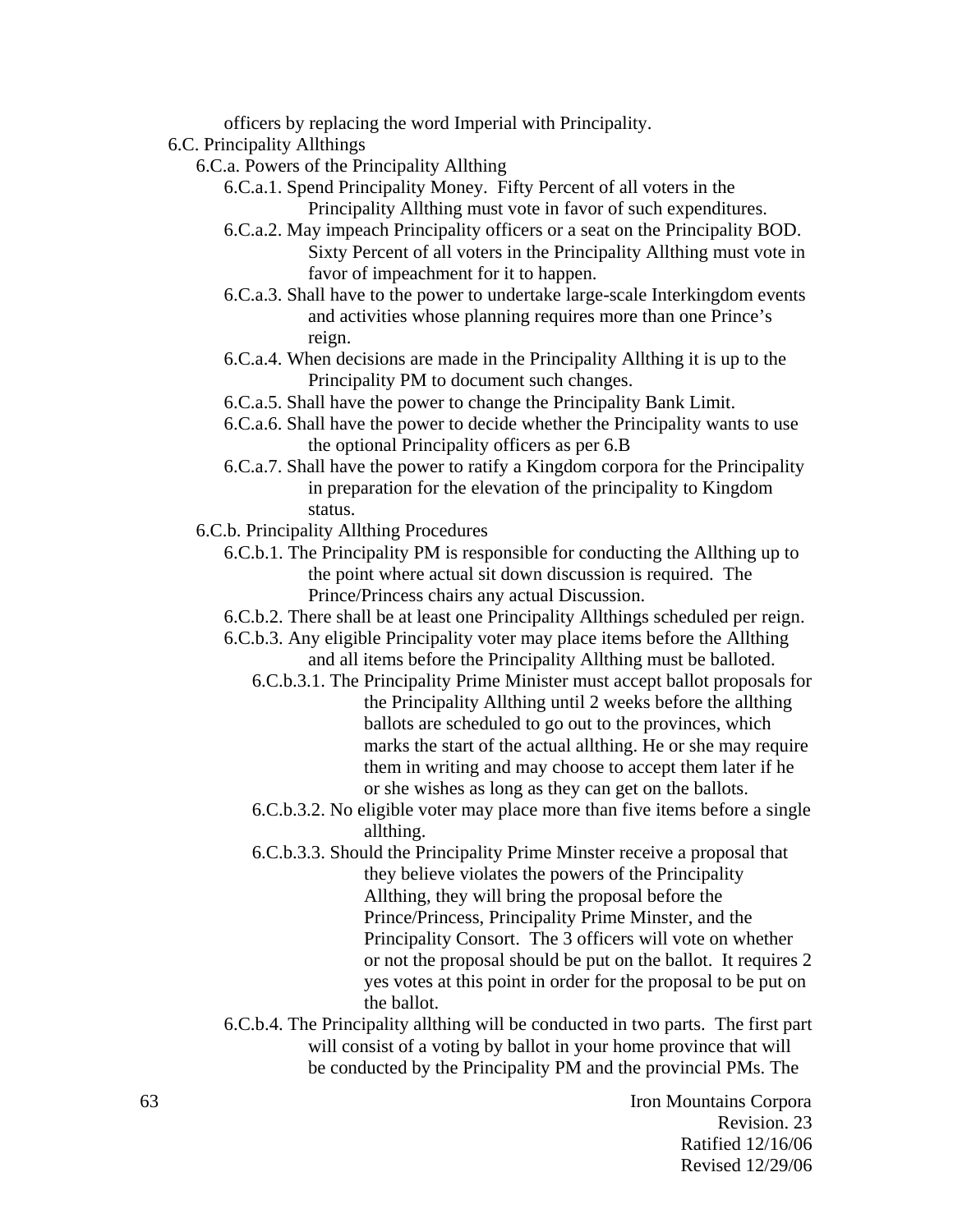officers by replacing the word Imperial with Principality.

6.C. Principality Allthings

- 6.C.a. Powers of the Principality Allthing
  - 6.C.a.1. Spend Principality Money. Fifty Percent of all voters in the Principality Allthing must vote in favor of such expenditures.
  - 6.C.a.2. May impeach Principality officers or a seat on the Principality BOD. Sixty Percent of all voters in the Principality Allthing must vote in favor of impeachment for it to happen.
  - 6.C.a.3. Shall have to the power to undertake large-scale Interkingdom events and activities whose planning requires more than one Prince's reign.
  - 6.C.a.4. When decisions are made in the Principality Allthing it is up to the Principality PM to document such changes.
  - 6.C.a.5. Shall have the power to change the Principality Bank Limit.
  - 6.C.a.6. Shall have the power to decide whether the Principality wants to use the optional Principality officers as per 6.B
  - 6.C.a.7. Shall have the power to ratify a Kingdom corpora for the Principality in preparation for the elevation of the principality to Kingdom status.
- 6.C.b. Principality Allthing Procedures
  - 6.C.b.1. The Principality PM is responsible for conducting the Allthing up to the point where actual sit down discussion is required. The Prince/Princess chairs any actual Discussion.
  - 6.C.b.2. There shall be at least one Principality Allthings scheduled per reign.
  - 6.C.b.3. Any eligible Principality voter may place items before the Allthing and all items before the Principality Allthing must be balloted.
    - 6.C.b.3.1. The Principality Prime Minister must accept ballot proposals for the Principality Allthing until 2 weeks before the allthing ballots are scheduled to go out to the provinces, which marks the start of the actual allthing. He or she may require them in writing and may choose to accept them later if he or she wishes as long as they can get on the ballots.
    - 6.C.b.3.2. No eligible voter may place more than five items before a single allthing.
    - 6.C.b.3.3. Should the Principality Prime Minster receive a proposal that they believe violates the powers of the Principality Allthing, they will bring the proposal before the Prince/Princess, Principality Prime Minster, and the Principality Consort. The 3 officers will vote on whether or not the proposal should be put on the ballot. It requires 2 yes votes at this point in order for the proposal to be put on the ballot.
  - 6.C.b.4. The Principality allthing will be conducted in two parts. The first part will consist of a voting by ballot in your home province that will be conducted by the Principality PM and the provincial PMs. The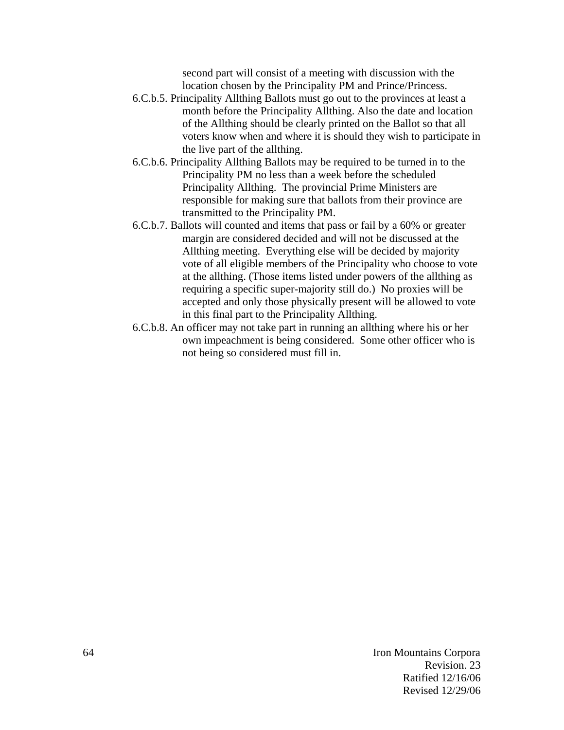second part will consist of a meeting with discussion with the location chosen by the Principality PM and Prince/Princess.

6.C.b.5. Principality Allthing Ballots must go out to the provinces at least a month before the Principality Allthing. Also the date and location of the Allthing should be clearly printed on the Ballot so that all voters know when and where it is should they wish to participate in the live part of the allthing.

6.C.b.6. Principality Allthing Ballots may be required to be turned in to the Principality PM no less than a week before the scheduled Principality Allthing. The provincial Prime Ministers are responsible for making sure that ballots from their province are transmitted to the Principality PM.

6.C.b.7. Ballots will counted and items that pass or fail by a 60% or greater margin are considered decided and will not be discussed at the Allthing meeting. Everything else will be decided by majority vote of all eligible members of the Principality who choose to vote at the allthing. (Those items listed under powers of the allthing as requiring a specific super-majority still do.) No proxies will be accepted and only those physically present will be allowed to vote in this final part to the Principality Allthing.

6.C.b.8. An officer may not take part in running an allthing where his or her own impeachment is being considered. Some other officer who is not being so considered must fill in.